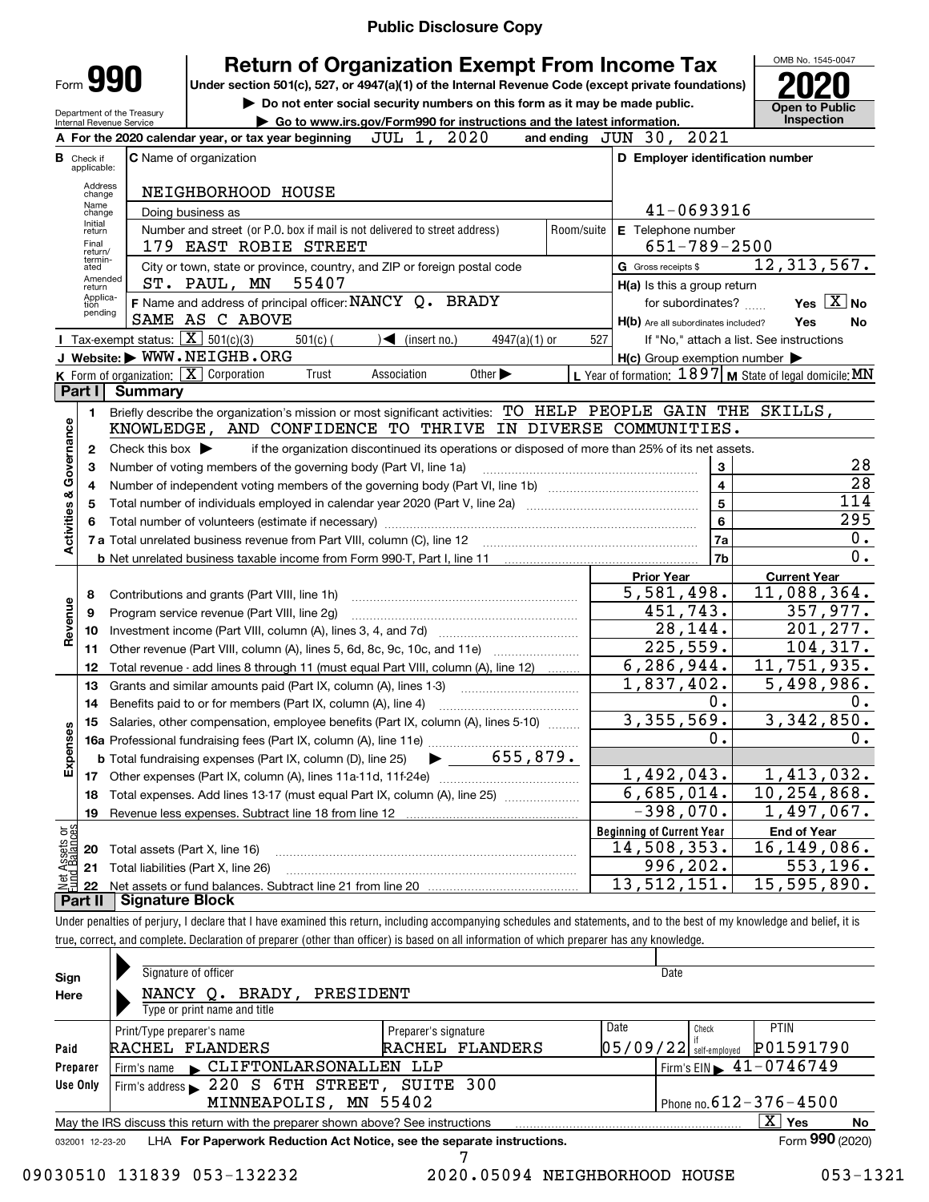**Public Disclosure Copy**

# Form 990 — Return of Organization Exempt From Income Tax

Under section 501(c), 527, or 4947(a)(1) of the Internal Revenue Code (except private foundations)

▶ Do not enter social security numbers on this form as it may be made public.

▶ Go to www.irs.gov/Form990 for instructions and the latest information.

Department of the Treasury
Internal Revenue Service

OMB No. 1545-0047

**2020**

**Open to Public Inspection**

**A** For the 2020 calendar year, or tax year beginning JUL 1, 2020 and ending JUN 30, 2021

**B** Check if applicable: Address change / Name change / Initial return / Final return/terminated / Amended return / Application pending

**C** Name of organization: NEIGHBORHOOD HOUSE

Doing business as

Number and street (or P.O. box if mail is not delivered to street address): 179 EAST ROBIE STREET — Room/suite

City or town, state or province, country, and ZIP or foreign postal code: ST. PAUL, MN 55407

**D** Employer identification number: 41-0693916

**E** Telephone number: 651-789-2500

**G** Gross receipts $ 12,313,567.

**F** Name and address of principal officer: NANCY Q. BRADY, SAME AS C ABOVE

**H(a)** Is this a group return for subordinates? Yes [X] No

**H(b)** Are all subordinates included? Yes No — If "No," attach a list. See instructions

**I** Tax-exempt status: [X] 501(c)(3) 501(c) ( ) ◀ (insert no.) 4947(a)(1) or 527

**J** Website: ▶ WWW.NEIGHB.ORG

**H(c)** Group exemption number ▶

**K** Form of organization: [X] Corporation Trust Association Other ▶

**L** Year of formation: 1897 **M** State of legal domicile: MN

## Part I Summary

**Activities & Governance**

1 Briefly describe the organization's mission or most significant activities: TO HELP PEOPLE GAIN THE SKILLS, KNOWLEDGE, AND CONFIDENCE TO THRIVE IN DIVERSE COMMUNITIES.

2 Check this box ▶ if the organization discontinued its operations or disposed of more than 25% of its net assets.

| Line | Description | | Value |
|---|---|---|---|
| 3 | Number of voting members of the governing body (Part VI, line 1a) | 3 | 28 |
| 4 | Number of independent voting members of the governing body (Part VI, line 1b) | 4 | 28 |
| 5 | Total number of individuals employed in calendar year 2020 (Part V, line 2a) | 5 | 114 |
| 6 | Total number of volunteers (estimate if necessary) | 6 | 295 |
| 7a | Total unrelated business revenue from Part VIII, column (C), line 12 | 7a | 0. |
| b | Net unrelated business taxable income from Form 990-T, Part I, line 11 | 7b | 0. |

| Line | Description | Prior Year | Current Year |
|---|---|---|---|
| **Revenue** | | | |
| 8 | Contributions and grants (Part VIII, line 1h) | 5,581,498. | 11,088,364. |
| 9 | Program service revenue (Part VIII, line 2g) | 451,743. | 357,977. |
| 10 | Investment income (Part VIII, column (A), lines 3, 4, and 7d) | 28,144. | 201,277. |
| 11 | Other revenue (Part VIII, column (A), lines 5, 6d, 8c, 9c, 10c, and 11e) | 225,559. | 104,317. |
| 12 | Total revenue - add lines 8 through 11 (must equal Part VIII, column (A), line 12) | 6,286,944. | 11,751,935. |
| **Expenses** | | | |
| 13 | Grants and similar amounts paid (Part IX, column (A), lines 1-3) | 1,837,402. | 5,498,986. |
| 14 | Benefits paid to or for members (Part IX, column (A), line 4) | 0. | 0. |
| 15 | Salaries, other compensation, employee benefits (Part IX, column (A), lines 5-10) | 3,355,569. | 3,342,850. |
| 16a | Professional fundraising fees (Part IX, column (A), line 11e) | 0. | 0. |
| b | Total fundraising expenses (Part IX, column (D), line 25) ▶ 655,879. | | |
| 17 | Other expenses (Part IX, column (A), lines 11a-11d, 11f-24e) | 1,492,043. | 1,413,032. |
| 18 | Total expenses. Add lines 13-17 (must equal Part IX, column (A), line 25) | 6,685,014. | 10,254,868. |
| 19 | Revenue less expenses. Subtract line 18 from line 12 | -398,070. | 1,497,067. |
| **Net Assets or Fund Balances** | | **Beginning of Current Year** | **End of Year** |
| 20 | Total assets (Part X, line 16) | 14,508,353. | 16,149,086. |
| 21 | Total liabilities (Part X, line 26) | 996,202. | 553,196. |
| 22 | Net assets or fund balances. Subtract line 21 from line 20 | 13,512,151. | 15,595,890. |

## Part II Signature Block

Under penalties of perjury, I declare that I have examined this return, including accompanying schedules and statements, and to the best of my knowledge and belief, it is true, correct, and complete. Declaration of preparer (other than officer) is based on all information of which preparer has any knowledge.

**Sign Here**

Signature of officer — Date

NANCY Q. BRADY, PRESIDENT
Type or print name and title

**Paid Preparer Use Only**

| Print/Type preparer's name | Preparer's signature | Date | Check if self-employed | PTIN |
|---|---|---|---|---|
| RACHEL FLANDERS | RACHEL FLANDERS | 05/09/22 | | P01591790 |

Firm's name ▶ CLIFTONLARSONALLEN LLP — Firm's EIN ▶ 41-0746749

Firm's address ▶ 220 S 6TH STREET, SUITE 300, MINNEAPOLIS, MN 55402 — Phone no. 612-376-4500

May the IRS discuss this return with the preparer shown above? See instructions [X] Yes No

032001 12-23-20 LHA For Paperwork Reduction Act Notice, see the separate instructions. Form **990** (2020)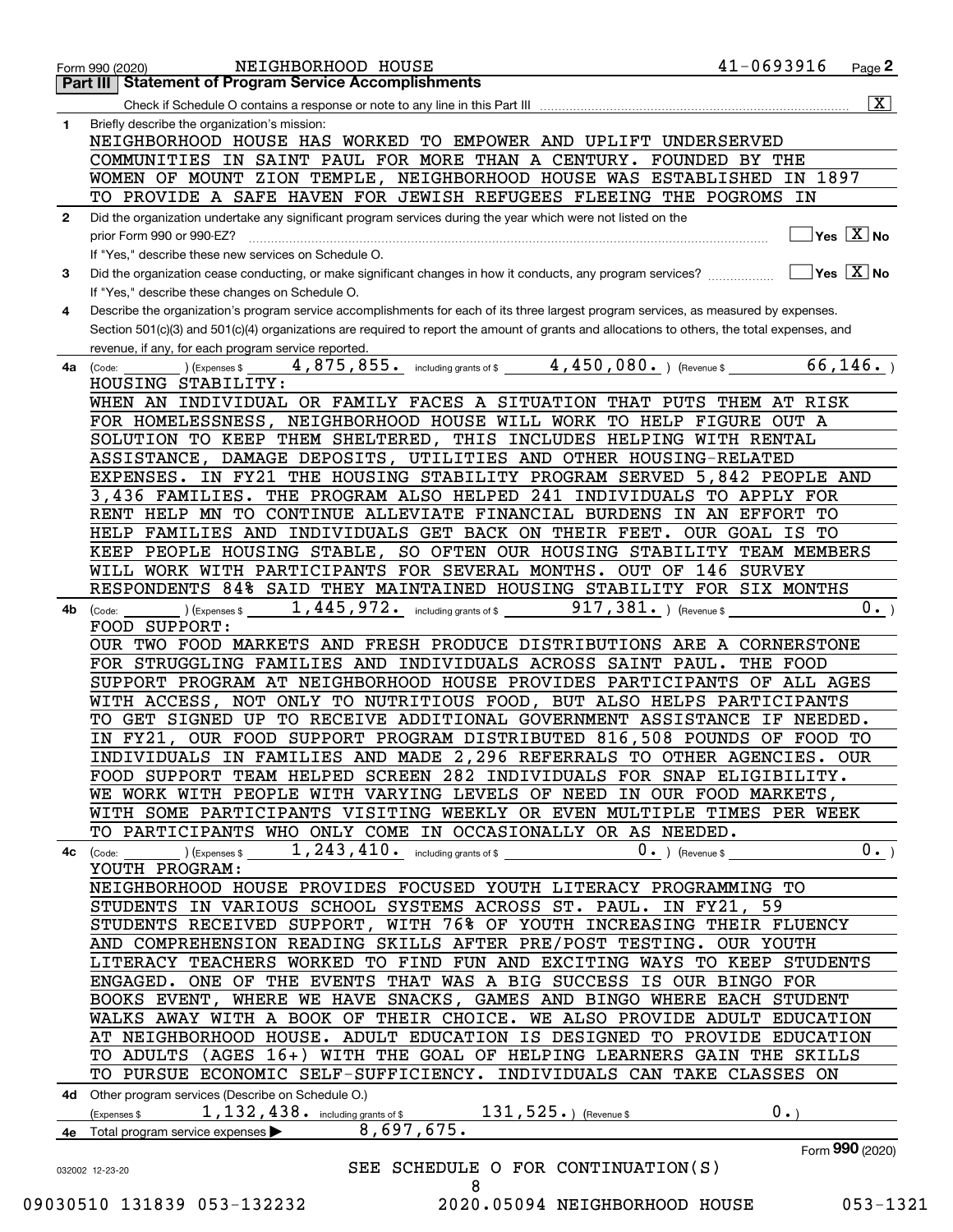Form 990 (2020) NEIGHBORHOOD HOUSE 41-0693916

## Part III Statement of Program Service Accomplishments

Check if Schedule O contains a response or note to any line in this Part III [X]

**1** Briefly describe the organization's mission:

NEIGHBORHOOD HOUSE HAS WORKED TO EMPOWER AND UPLIFT UNDERSERVED COMMUNITIES IN SAINT PAUL FOR MORE THAN A CENTURY. FOUNDED BY THE WOMEN OF MOUNT ZION TEMPLE, NEIGHBORHOOD HOUSE WAS ESTABLISHED IN 1897 TO PROVIDE A SAFE HAVEN FOR JEWISH REFUGEES FLEEING THE POGROMS IN

**2** Did the organization undertake any significant program services during the year which were not listed on the prior Form 990 or 990-EZ? [ ] Yes [X] No

If "Yes," describe these new services on Schedule O.

**3** Did the organization cease conducting, or make significant changes in how it conducts, any program services? [ ] Yes [X] No

If "Yes," describe these changes on Schedule O.

**4** Describe the organization's program service accomplishments for each of its three largest program services, as measured by expenses. Section 501(c)(3) and 501(c)(4) organizations are required to report the amount of grants and allocations to others, the total expenses, and revenue, if any, for each program service reported.

**4a** (Code: ) (Expenses $ 4,875,855. including grants of $ 4,450,080. ) (Revenue $ 66,146. )

HOUSING STABILITY:
WHEN AN INDIVIDUAL OR FAMILY FACES A SITUATION THAT PUTS THEM AT RISK FOR HOMELESSNESS, NEIGHBORHOOD HOUSE WILL WORK TO HELP FIGURE OUT A SOLUTION TO KEEP THEM SHELTERED, THIS INCLUDES HELPING WITH RENTAL ASSISTANCE, DAMAGE DEPOSITS, UTILITIES AND OTHER HOUSING-RELATED EXPENSES. IN FY21 THE HOUSING STABILITY PROGRAM SERVED 5,842 PEOPLE AND 3,436 FAMILIES. THE PROGRAM ALSO HELPED 241 INDIVIDUALS TO APPLY FOR RENT HELP MN TO CONTINUE ALLEVIATE FINANCIAL BURDENS IN AN EFFORT TO HELP FAMILIES AND INDIVIDUALS GET BACK ON THEIR FEET. OUR GOAL IS TO KEEP PEOPLE HOUSING STABLE, SO OFTEN OUR HOUSING STABILITY TEAM MEMBERS WILL WORK WITH PARTICIPANTS FOR SEVERAL MONTHS. OUT OF 146 SURVEY RESPONDENTS 84% SAID THEY MAINTAINED HOUSING STABILITY FOR SIX MONTHS

**4b** (Code: ) (Expenses $ 1,445,972. including grants of $ 917,381. ) (Revenue $ 0. )

FOOD SUPPORT:
OUR TWO FOOD MARKETS AND FRESH PRODUCE DISTRIBUTIONS ARE A CORNERSTONE FOR STRUGGLING FAMILIES AND INDIVIDUALS ACROSS SAINT PAUL. THE FOOD SUPPORT PROGRAM AT NEIGHBORHOOD HOUSE PROVIDES PARTICIPANTS OF ALL AGES WITH ACCESS, NOT ONLY TO NUTRITIOUS FOOD, BUT ALSO HELPS PARTICIPANTS TO GET SIGNED UP TO RECEIVE ADDITIONAL GOVERNMENT ASSISTANCE IF NEEDED. IN FY21, OUR FOOD SUPPORT PROGRAM DISTRIBUTED 816,508 POUNDS OF FOOD TO INDIVIDUALS IN FAMILIES AND MADE 2,296 REFERRALS TO OTHER AGENCIES. OUR FOOD SUPPORT TEAM HELPED SCREEN 282 INDIVIDUALS FOR SNAP ELIGIBILITY. WE WORK WITH PEOPLE WITH VARYING LEVELS OF NEED IN OUR FOOD MARKETS, WITH SOME PARTICIPANTS VISITING WEEKLY OR EVEN MULTIPLE TIMES PER WEEK TO PARTICIPANTS WHO ONLY COME IN OCCASIONALLY OR AS NEEDED.

**4c** (Code: ) (Expenses $ 1,243,410. including grants of $ 0. ) (Revenue $ 0. )

YOUTH PROGRAM:
NEIGHBORHOOD HOUSE PROVIDES FOCUSED YOUTH LITERACY PROGRAMMING TO STUDENTS IN VARIOUS SCHOOL SYSTEMS ACROSS ST. PAUL. IN FY21, 59 STUDENTS RECEIVED SUPPORT, WITH 76% OF YOUTH INCREASING THEIR FLUENCY AND COMPREHENSION READING SKILLS AFTER PRE/POST TESTING. OUR YOUTH LITERACY TEACHERS WORKED TO FIND FUN AND EXCITING WAYS TO KEEP STUDENTS ENGAGED. ONE OF THE EVENTS THAT WAS A BIG SUCCESS IS OUR BINGO FOR BOOKS EVENT, WHERE WE HAVE SNACKS, GAMES AND BINGO WHERE EACH STUDENT WALKS AWAY WITH A BOOK OF THEIR CHOICE. WE ALSO PROVIDE ADULT EDUCATION AT NEIGHBORHOOD HOUSE. ADULT EDUCATION IS DESIGNED TO PROVIDE EDUCATION TO ADULTS (AGES 16+) WITH THE GOAL OF HELPING LEARNERS GAIN THE SKILLS TO PURSUE ECONOMIC SELF-SUFFICIENCY. INDIVIDUALS CAN TAKE CLASSES ON

**4d** Other program services (Describe on Schedule O.)
(Expenses $ 1,132,438. including grants of $ 131,525. ) (Revenue $ 0. )

**4e** Total program service expenses ▶ 8,697,675.

Form **990** (2020)

032002 12-23-20

SEE SCHEDULE O FOR CONTINUATION(S)

09030510 131839 053-132232 2020.05094 NEIGHBORHOOD HOUSE 053-1321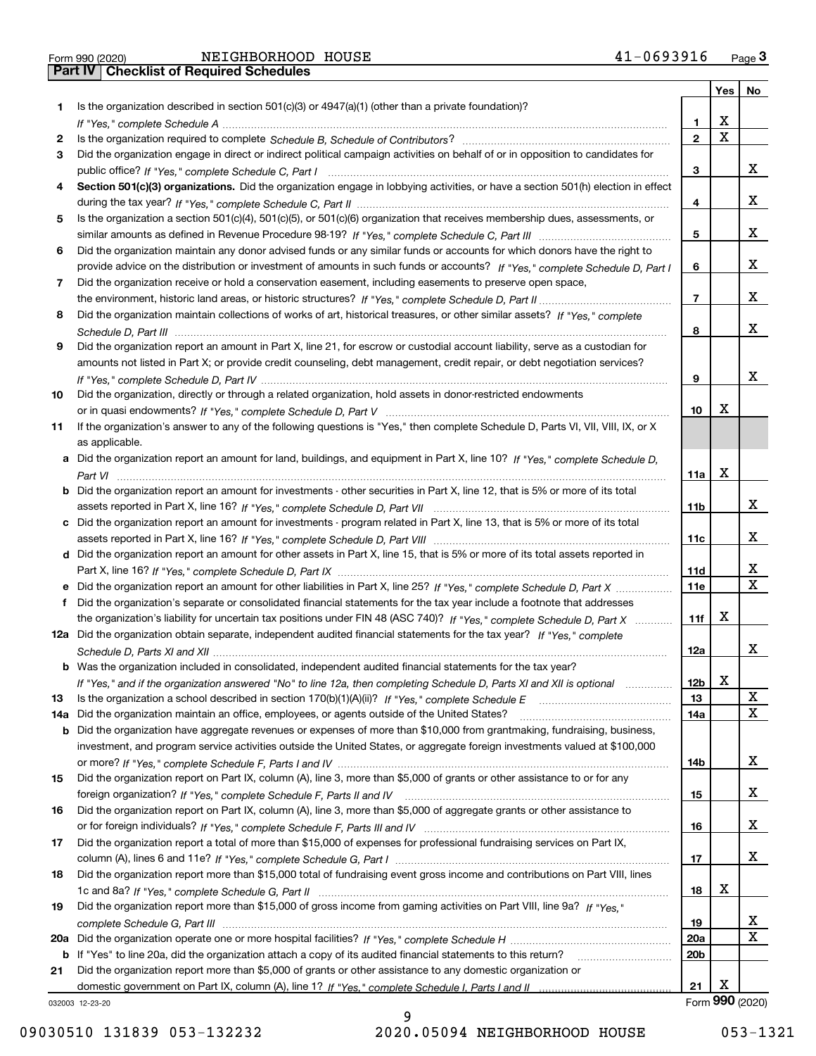Form 990 (2020) NEIGHBORHOOD HOUSE 41-0693916

## Part IV Checklist of Required Schedules

| | | | Yes | No |
|---|---|---|---|---|
| 1 | Is the organization described in section 501(c)(3) or 4947(a)(1) (other than a private foundation)? *If "Yes," complete Schedule A* | 1 | X | |
| 2 | Is the organization required to complete *Schedule B, Schedule of Contributors*? | 2 | X | |
| 3 | Did the organization engage in direct or indirect political campaign activities on behalf of or in opposition to candidates for public office? *If "Yes," complete Schedule C, Part I* | 3 | | X |
| 4 | **Section 501(c)(3) organizations.** Did the organization engage in lobbying activities, or have a section 501(h) election in effect during the tax year? *If "Yes," complete Schedule C, Part II* | 4 | | X |
| 5 | Is the organization a section 501(c)(4), 501(c)(5), or 501(c)(6) organization that receives membership dues, assessments, or similar amounts as defined in Revenue Procedure 98-19? *If "Yes," complete Schedule C, Part III* | 5 | | X |
| 6 | Did the organization maintain any donor advised funds or any similar funds or accounts for which donors have the right to provide advice on the distribution or investment of amounts in such funds or accounts? *If "Yes," complete Schedule D, Part I* | 6 | | X |
| 7 | Did the organization receive or hold a conservation easement, including easements to preserve open space, the environment, historic land areas, or historic structures? *If "Yes," complete Schedule D, Part II* | 7 | | X |
| 8 | Did the organization maintain collections of works of art, historical treasures, or other similar assets? *If "Yes," complete Schedule D, Part III* | 8 | | X |
| 9 | Did the organization report an amount in Part X, line 21, for escrow or custodial account liability, serve as a custodian for amounts not listed in Part X; or provide credit counseling, debt management, credit repair, or debt negotiation services? *If "Yes," complete Schedule D, Part IV* | 9 | | X |
| 10 | Did the organization, directly or through a related organization, hold assets in donor-restricted endowments or in quasi endowments? *If "Yes," complete Schedule D, Part V* | 10 | X | |
| 11 | If the organization's answer to any of the following questions is "Yes," then complete Schedule D, Parts VI, VII, VIII, IX, or X as applicable. | | | |
| a | Did the organization report an amount for land, buildings, and equipment in Part X, line 10? *If "Yes," complete Schedule D, Part VI* | 11a | X | |
| b | Did the organization report an amount for investments - other securities in Part X, line 12, that is 5% or more of its total assets reported in Part X, line 16? *If "Yes," complete Schedule D, Part VII* | 11b | | X |
| c | Did the organization report an amount for investments - program related in Part X, line 13, that is 5% or more of its total assets reported in Part X, line 16? *If "Yes," complete Schedule D, Part VIII* | 11c | | X |
| d | Did the organization report an amount for other assets in Part X, line 15, that is 5% or more of its total assets reported in Part X, line 16? *If "Yes," complete Schedule D, Part IX* | 11d | | X |
| e | Did the organization report an amount for other liabilities in Part X, line 25? *If "Yes," complete Schedule D, Part X* | 11e | | X |
| f | Did the organization's separate or consolidated financial statements for the tax year include a footnote that addresses the organization's liability for uncertain tax positions under FIN 48 (ASC 740)? *If "Yes," complete Schedule D, Part X* | 11f | X | |
| 12a | Did the organization obtain separate, independent audited financial statements for the tax year? *If "Yes," complete Schedule D, Parts XI and XII* | 12a | | X |
| b | Was the organization included in consolidated, independent audited financial statements for the tax year? *If "Yes," and if the organization answered "No" to line 12a, then completing Schedule D, Parts XI and XII is optional* | 12b | X | |
| 13 | Is the organization a school described in section 170(b)(1)(A)(ii)? *If "Yes," complete Schedule E* | 13 | | X |
| 14a | Did the organization maintain an office, employees, or agents outside of the United States? | 14a | | X |
| b | Did the organization have aggregate revenues or expenses of more than $10,000 from grantmaking, fundraising, business, investment, and program service activities outside the United States, or aggregate foreign investments valued at $100,000 or more? *If "Yes," complete Schedule F, Parts I and IV* | 14b | | X |
| 15 | Did the organization report on Part IX, column (A), line 3, more than $5,000 of grants or other assistance to or for any foreign organization? *If "Yes," complete Schedule F, Parts II and IV* | 15 | | X |
| 16 | Did the organization report on Part IX, column (A), line 3, more than $5,000 of aggregate grants or other assistance to or for foreign individuals? *If "Yes," complete Schedule F, Parts III and IV* | 16 | | X |
| 17 | Did the organization report a total of more than $15,000 of expenses for professional fundraising services on Part IX, column (A), lines 6 and 11e? *If "Yes," complete Schedule G, Part I* | 17 | | X |
| 18 | Did the organization report more than $15,000 total of fundraising event gross income and contributions on Part VIII, lines 1c and 8a? *If "Yes," complete Schedule G, Part II* | 18 | X | |
| 19 | Did the organization report more than $15,000 of gross income from gaming activities on Part VIII, line 9a? *If "Yes," complete Schedule G, Part III* | 19 | | X |
| 20a | Did the organization operate one or more hospital facilities? *If "Yes," complete Schedule H* | 20a | | X |
| b | If "Yes" to line 20a, did the organization attach a copy of its audited financial statements to this return? | 20b | | |
| 21 | Did the organization report more than $5,000 of grants or other assistance to any domestic organization or domestic government on Part IX, column (A), line 1? *If "Yes," complete Schedule I, Parts I and II* | 21 | X | |

032003 12-23-20 Form **990** (2020)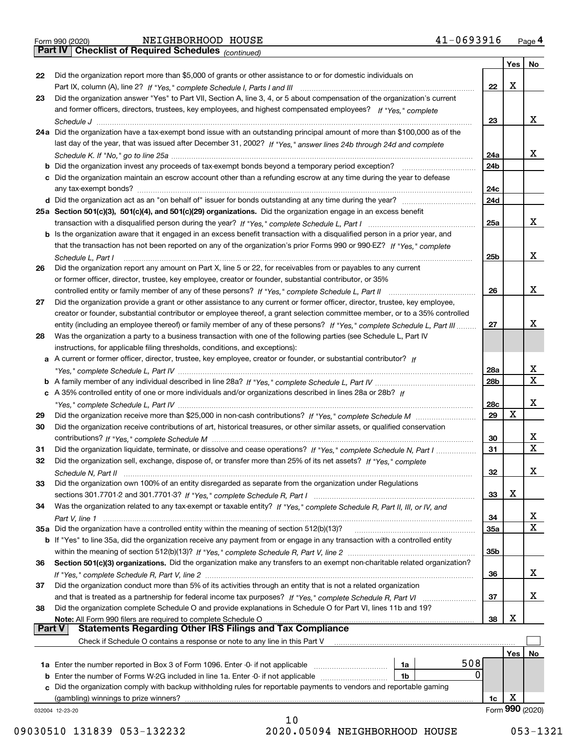Form 990 (2020) NEIGHBORHOOD HOUSE 41-0693916

## Part IV Checklist of Required Schedules *(continued)*

| | | | Yes | No |
|---|---|---|---|---|
| 22 | Did the organization report more than $5,000 of grants or other assistance to or for domestic individuals on Part IX, column (A), line 2? *If "Yes," complete Schedule I, Parts I and III* | 22 | X | |
| 23 | Did the organization answer "Yes" to Part VII, Section A, line 3, 4, or 5 about compensation of the organization's current and former officers, directors, trustees, key employees, and highest compensated employees? *If "Yes," complete Schedule J* | 23 | | X |
| 24a | Did the organization have a tax-exempt bond issue with an outstanding principal amount of more than $100,000 as of the last day of the year, that was issued after December 31, 2002? *If "Yes," answer lines 24b through 24d and complete Schedule K. If "No," go to line 25a* | 24a | | X |
| b | Did the organization invest any proceeds of tax-exempt bonds beyond a temporary period exception? | 24b | | |
| c | Did the organization maintain an escrow account other than a refunding escrow at any time during the year to defease any tax-exempt bonds? | 24c | | |
| d | Did the organization act as an "on behalf of" issuer for bonds outstanding at any time during the year? | 24d | | |
| 25a | **Section 501(c)(3), 501(c)(4), and 501(c)(29) organizations.** Did the organization engage in an excess benefit transaction with a disqualified person during the year? *If "Yes," complete Schedule L, Part I* | 25a | | X |
| b | Is the organization aware that it engaged in an excess benefit transaction with a disqualified person in a prior year, and that the transaction has not been reported on any of the organization's prior Forms 990 or 990-EZ? *If "Yes," complete Schedule L, Part I* | 25b | | X |
| 26 | Did the organization report any amount on Part X, line 5 or 22, for receivables from or payables to any current or former officer, director, trustee, key employee, creator or founder, substantial contributor, or 35% controlled entity or family member of any of these persons? *If "Yes," complete Schedule L, Part II* | 26 | | X |
| 27 | Did the organization provide a grant or other assistance to any current or former officer, director, trustee, key employee, creator or founder, substantial contributor or employee thereof, a grant selection committee member, or to a 35% controlled entity (including an employee thereof) or family member of any of these persons? *If "Yes," complete Schedule L, Part III* | 27 | | X |
| 28 | Was the organization a party to a business transaction with one of the following parties (see Schedule L, Part IV instructions, for applicable filing thresholds, conditions, and exceptions): | | | |
| a | A current or former officer, director, trustee, key employee, creator or founder, or substantial contributor? *If "Yes," complete Schedule L, Part IV* | 28a | | X |
| b | A family member of any individual described in line 28a? *If "Yes," complete Schedule L, Part IV* | 28b | | X |
| c | A 35% controlled entity of one or more individuals and/or organizations described in lines 28a or 28b? *If "Yes," complete Schedule L, Part IV* | 28c | | X |
| 29 | Did the organization receive more than $25,000 in non-cash contributions? *If "Yes," complete Schedule M* | 29 | X | |
| 30 | Did the organization receive contributions of art, historical treasures, or other similar assets, or qualified conservation contributions? *If "Yes," complete Schedule M* | 30 | | X |
| 31 | Did the organization liquidate, terminate, or dissolve and cease operations? *If "Yes," complete Schedule N, Part I* | 31 | | X |
| 32 | Did the organization sell, exchange, dispose of, or transfer more than 25% of its net assets? *If "Yes," complete Schedule N, Part II* | 32 | | X |
| 33 | Did the organization own 100% of an entity disregarded as separate from the organization under Regulations sections 301.7701-2 and 301.7701-3? *If "Yes," complete Schedule R, Part I* | 33 | X | |
| 34 | Was the organization related to any tax-exempt or taxable entity? *If "Yes," complete Schedule R, Part II, III, or IV, and Part V, line 1* | 34 | | X |
| 35a | Did the organization have a controlled entity within the meaning of section 512(b)(13)? | 35a | | X |
| b | If "Yes" to line 35a, did the organization receive any payment from or engage in any transaction with a controlled entity within the meaning of section 512(b)(13)? *If "Yes," complete Schedule R, Part V, line 2* | 35b | | |
| 36 | **Section 501(c)(3) organizations.** Did the organization make any transfers to an exempt non-charitable related organization? *If "Yes," complete Schedule R, Part V, line 2* | 36 | | X |
| 37 | Did the organization conduct more than 5% of its activities through an entity that is not a related organization and that is treated as a partnership for federal income tax purposes? *If "Yes," complete Schedule R, Part VI* | 37 | | X |
| 38 | Did the organization complete Schedule O and provide explanations in Schedule O for Part VI, lines 11b and 19? **Note:** All Form 990 filers are required to complete Schedule O | 38 | X | |

## Part V Statements Regarding Other IRS Filings and Tax Compliance

Check if Schedule O contains a response or note to any line in this Part V ☐

| | | | | | Yes | No |
|---|---|---|---|---|---|---|
| 1a | Enter the number reported in Box 3 of Form 1096. Enter -0- if not applicable | 1a | 508 | | | |
| b | Enter the number of Forms W-2G included in line 1a. Enter -0- if not applicable | 1b | 0 | | | |
| c | Did the organization comply with backup withholding rules for reportable payments to vendors and reportable gaming (gambling) winnings to prize winners? | | | 1c | X | |

032004 12-23-20

Form **990** (2020)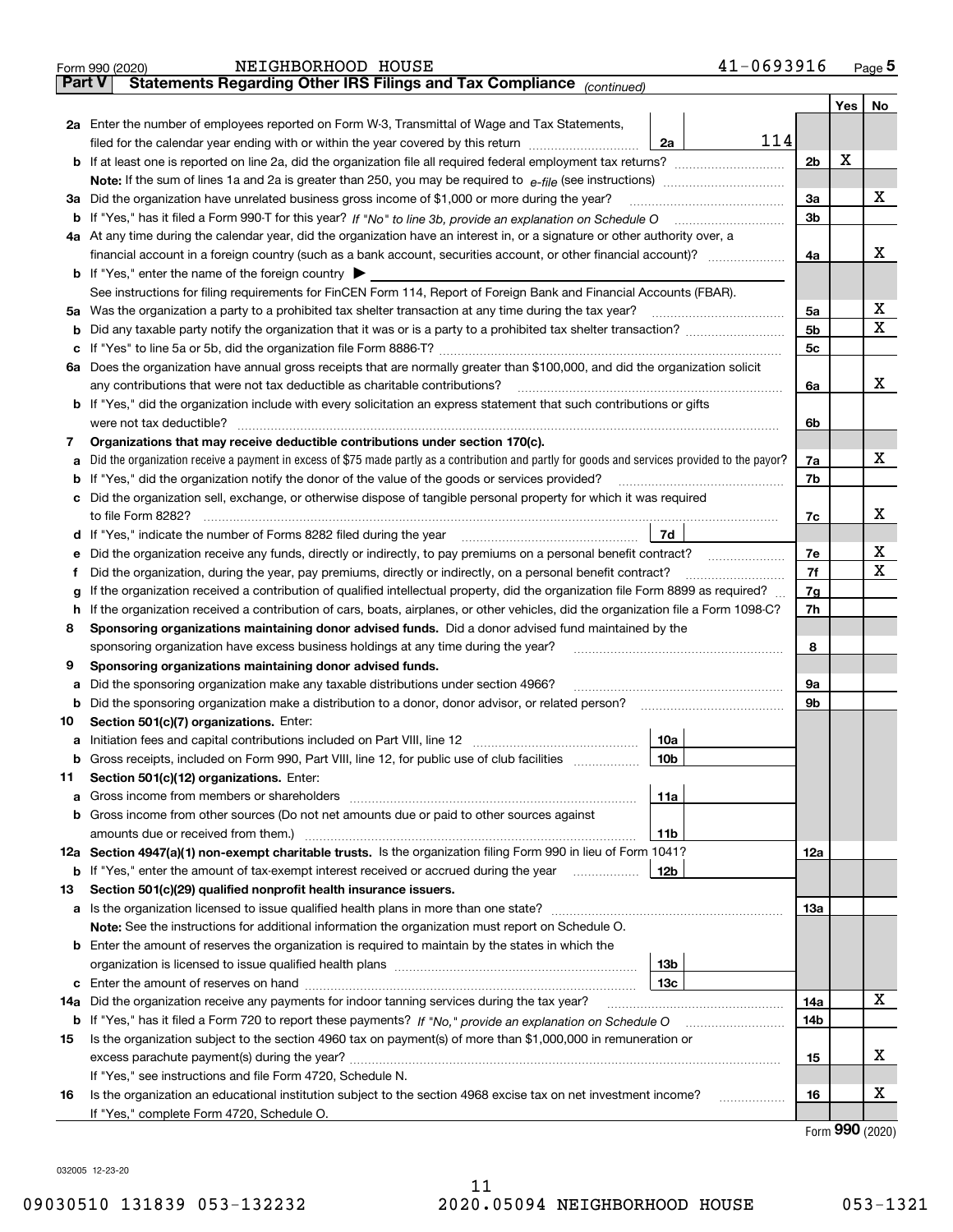Form 990 (2020) NEIGHBORHOOD HOUSE 41-0693916 Page 5

**Part V Statements Regarding Other IRS Filings and Tax Compliance** *(continued)*

| | | | | | Yes | No |
|---|---|---|---|---|---|---|
| **2a** | Enter the number of employees reported on Form W-3, Transmittal of Wage and Tax Statements, filed for the calendar year ending with or within the year covered by this return | 2a | 114 | | | |
| **b** | If at least one is reported on line 2a, did the organization file all required federal employment tax returns? | | | 2b | X | |
| | **Note:** If the sum of lines 1a and 2a is greater than 250, you may be required to *e-file* (see instructions) | | | | | |
| **3a** | Did the organization have unrelated business gross income of $1,000 or more during the year? | | | 3a | | X |
| **b** | If "Yes," has it filed a Form 990-T for this year? *If "No" to line 3b, provide an explanation on Schedule O* | | | 3b | | |
| **4a** | At any time during the calendar year, did the organization have an interest in, or a signature or other authority over, a financial account in a foreign country (such as a bank account, securities account, or other financial account)? | | | 4a | | X |
| **b** | If "Yes," enter the name of the foreign country ▶ | | | | | |
| | See instructions for filing requirements for FinCEN Form 114, Report of Foreign Bank and Financial Accounts (FBAR). | | | | | |
| **5a** | Was the organization a party to a prohibited tax shelter transaction at any time during the tax year? | | | 5a | | X |
| **b** | Did any taxable party notify the organization that it was or is a party to a prohibited tax shelter transaction? | | | 5b | | X |
| **c** | If "Yes" to line 5a or 5b, did the organization file Form 8886-T? | | | 5c | | |
| **6a** | Does the organization have annual gross receipts that are normally greater than $100,000, and did the organization solicit any contributions that were not tax deductible as charitable contributions? | | | 6a | | X |
| **b** | If "Yes," did the organization include with every solicitation an express statement that such contributions or gifts were not tax deductible? | | | 6b | | |
| **7** | **Organizations that may receive deductible contributions under section 170(c).** | | | | | |
| **a** | Did the organization receive a payment in excess of $75 made partly as a contribution and partly for goods and services provided to the payor? | | | 7a | | X |
| **b** | If "Yes," did the organization notify the donor of the value of the goods or services provided? | | | 7b | | |
| **c** | Did the organization sell, exchange, or otherwise dispose of tangible personal property for which it was required to file Form 8282? | | | 7c | | X |
| **d** | If "Yes," indicate the number of Forms 8282 filed during the year | 7d | | | | |
| **e** | Did the organization receive any funds, directly or indirectly, to pay premiums on a personal benefit contract? | | | 7e | | X |
| **f** | Did the organization, during the year, pay premiums, directly or indirectly, on a personal benefit contract? | | | 7f | | X |
| **g** | If the organization received a contribution of qualified intellectual property, did the organization file Form 8899 as required? | | | 7g | | |
| **h** | If the organization received a contribution of cars, boats, airplanes, or other vehicles, did the organization file a Form 1098-C? | | | 7h | | |
| **8** | **Sponsoring organizations maintaining donor advised funds.** Did a donor advised fund maintained by the sponsoring organization have excess business holdings at any time during the year? | | | 8 | | |
| **9** | **Sponsoring organizations maintaining donor advised funds.** | | | | | |
| **a** | Did the sponsoring organization make any taxable distributions under section 4966? | | | 9a | | |
| **b** | Did the sponsoring organization make a distribution to a donor, donor advisor, or related person? | | | 9b | | |
| **10** | **Section 501(c)(7) organizations.** Enter: | | | | | |
| **a** | Initiation fees and capital contributions included on Part VIII, line 12 | 10a | | | | |
| **b** | Gross receipts, included on Form 990, Part VIII, line 12, for public use of club facilities | 10b | | | | |
| **11** | **Section 501(c)(12) organizations.** Enter: | | | | | |
| **a** | Gross income from members or shareholders | 11a | | | | |
| **b** | Gross income from other sources (Do not net amounts due or paid to other sources against amounts due or received from them.) | 11b | | | | |
| **12a** | **Section 4947(a)(1) non-exempt charitable trusts.** Is the organization filing Form 990 in lieu of Form 1041? | | | 12a | | |
| **b** | If "Yes," enter the amount of tax-exempt interest received or accrued during the year | 12b | | | | |
| **13** | **Section 501(c)(29) qualified nonprofit health insurance issuers.** | | | | | |
| **a** | Is the organization licensed to issue qualified health plans in more than one state? | | | 13a | | |
| | **Note:** See the instructions for additional information the organization must report on Schedule O. | | | | | |
| **b** | Enter the amount of reserves the organization is required to maintain by the states in which the organization is licensed to issue qualified health plans | 13b | | | | |
| **c** | Enter the amount of reserves on hand | 13c | | | | |
| **14a** | Did the organization receive any payments for indoor tanning services during the tax year? | | | 14a | | X |
| **b** | If "Yes," has it filed a Form 720 to report these payments? *If "No," provide an explanation on Schedule O* | | | 14b | | |
| **15** | Is the organization subject to the section 4960 tax on payment(s) of more than $1,000,000 in remuneration or excess parachute payment(s) during the year? | | | 15 | | X |
| | If "Yes," see instructions and file Form 4720, Schedule N. | | | | | |
| **16** | Is the organization an educational institution subject to the section 4968 excise tax on net investment income? | | | 16 | | X |
| | If "Yes," complete Form 4720, Schedule O. | | | | | |

Form **990** (2020)

032005 12-23-20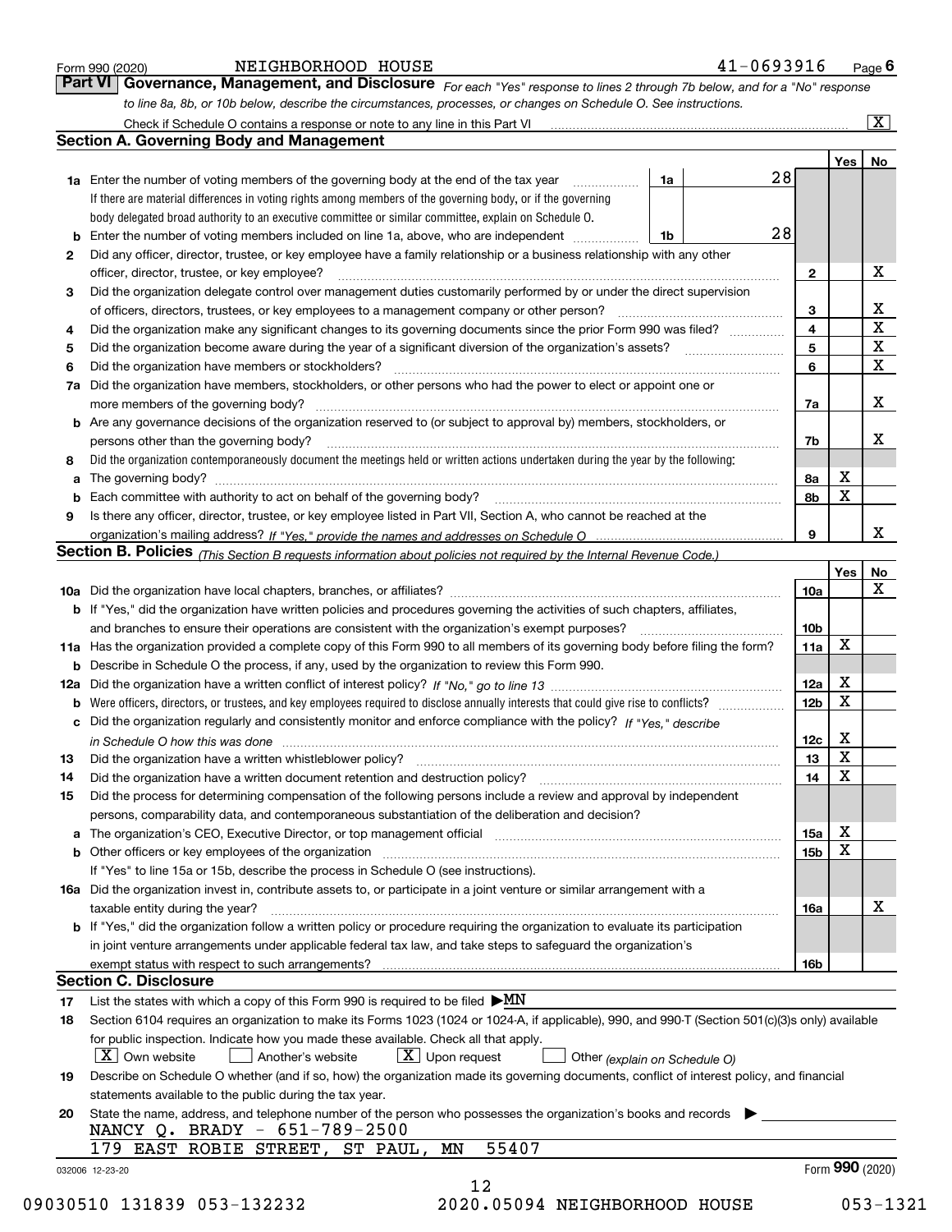Form 990 (2020) NEIGHBORHOOD HOUSE 41-0693916

## Part VI Governance, Management, and Disclosure

*For each "Yes" response to lines 2 through 7b below, and for a "No" response to line 8a, 8b, or 10b below, describe the circumstances, processes, or changes on Schedule O. See instructions.*

Check if Schedule O contains a response or note to any line in this Part VI [X]

### Section A. Governing Body and Management

| | | | | Yes | No |
|---|---|---|---|---|---|
| **1a** | Enter the number of voting members of the governing body at the end of the tax year. If there are material differences in voting rights among members of the governing body, or if the governing body delegated broad authority to an executive committee or similar committee, explain on Schedule O. | 1a | 28 | | |
| **b** | Enter the number of voting members included on line 1a, above, who are independent | 1b | 28 | | |
| **2** | Did any officer, director, trustee, or key employee have a family relationship or a business relationship with any other officer, director, trustee, or key employee? | 2 | | | X |
| **3** | Did the organization delegate control over management duties customarily performed by or under the direct supervision of officers, directors, trustees, or key employees to a management company or other person? | 3 | | | X |
| **4** | Did the organization make any significant changes to its governing documents since the prior Form 990 was filed? | 4 | | | X |
| **5** | Did the organization become aware during the year of a significant diversion of the organization's assets? | 5 | | | X |
| **6** | Did the organization have members or stockholders? | 6 | | | X |
| **7a** | Did the organization have members, stockholders, or other persons who had the power to elect or appoint one or more members of the governing body? | 7a | | | X |
| **b** | Are any governance decisions of the organization reserved to (or subject to approval by) members, stockholders, or persons other than the governing body? | 7b | | | X |
| **8** | Did the organization contemporaneously document the meetings held or written actions undertaken during the year by the following: | | | | |
| **a** | The governing body? | 8a | | X | |
| **b** | Each committee with authority to act on behalf of the governing body? | 8b | | X | |
| **9** | Is there any officer, director, trustee, or key employee listed in Part VII, Section A, who cannot be reached at the organization's mailing address? *If "Yes," provide the names and addresses on Schedule O* | 9 | | | X |

### Section B. Policies *(This Section B requests information about policies not required by the Internal Revenue Code.)*

| | | | Yes | No |
|---|---|---|---|---|
| **10a** | Did the organization have local chapters, branches, or affiliates? | 10a | | X |
| **b** | If "Yes," did the organization have written policies and procedures governing the activities of such chapters, affiliates, and branches to ensure their operations are consistent with the organization's exempt purposes? | 10b | | |
| **11a** | Has the organization provided a complete copy of this Form 990 to all members of its governing body before filing the form? | 11a | X | |
| **b** | Describe in Schedule O the process, if any, used by the organization to review this Form 990. | | | |
| **12a** | Did the organization have a written conflict of interest policy? *If "No," go to line 13* | 12a | X | |
| **b** | Were officers, directors, or trustees, and key employees required to disclose annually interests that could give rise to conflicts? | 12b | X | |
| **c** | Did the organization regularly and consistently monitor and enforce compliance with the policy? *If "Yes," describe in Schedule O how this was done* | 12c | X | |
| **13** | Did the organization have a written whistleblower policy? | 13 | X | |
| **14** | Did the organization have a written document retention and destruction policy? | 14 | X | |
| **15** | Did the process for determining compensation of the following persons include a review and approval by independent persons, comparability data, and contemporaneous substantiation of the deliberation and decision? | | | |
| **a** | The organization's CEO, Executive Director, or top management official | 15a | X | |
| **b** | Other officers or key employees of the organization | 15b | X | |
| | If "Yes" to line 15a or 15b, describe the process in Schedule O (see instructions). | | | |
| **16a** | Did the organization invest in, contribute assets to, or participate in a joint venture or similar arrangement with a taxable entity during the year? | 16a | | X |
| **b** | If "Yes," did the organization follow a written policy or procedure requiring the organization to evaluate its participation in joint venture arrangements under applicable federal tax law, and take steps to safeguard the organization's exempt status with respect to such arrangements? | 16b | | |

### Section C. Disclosure

**17** List the states with which a copy of this Form 990 is required to be filed ▶ MN

**18** Section 6104 requires an organization to make its Forms 1023 (1024 or 1024-A, if applicable), 990, and 990-T (Section 501(c)(3)s only) available for public inspection. Indicate how you made these available. Check all that apply.

[X] Own website  [ ] Another's website  [X] Upon request  [ ] Other *(explain on Schedule O)*

**19** Describe on Schedule O whether (and if so, how) the organization made its governing documents, conflict of interest policy, and financial statements available to the public during the tax year.

**20** State the name, address, and telephone number of the person who possesses the organization's books and records ▶

NANCY Q. BRADY - 651-789-2500
179 EAST ROBIE STREET, ST PAUL, MN 55407

032006 12-23-20 Form **990** (2020)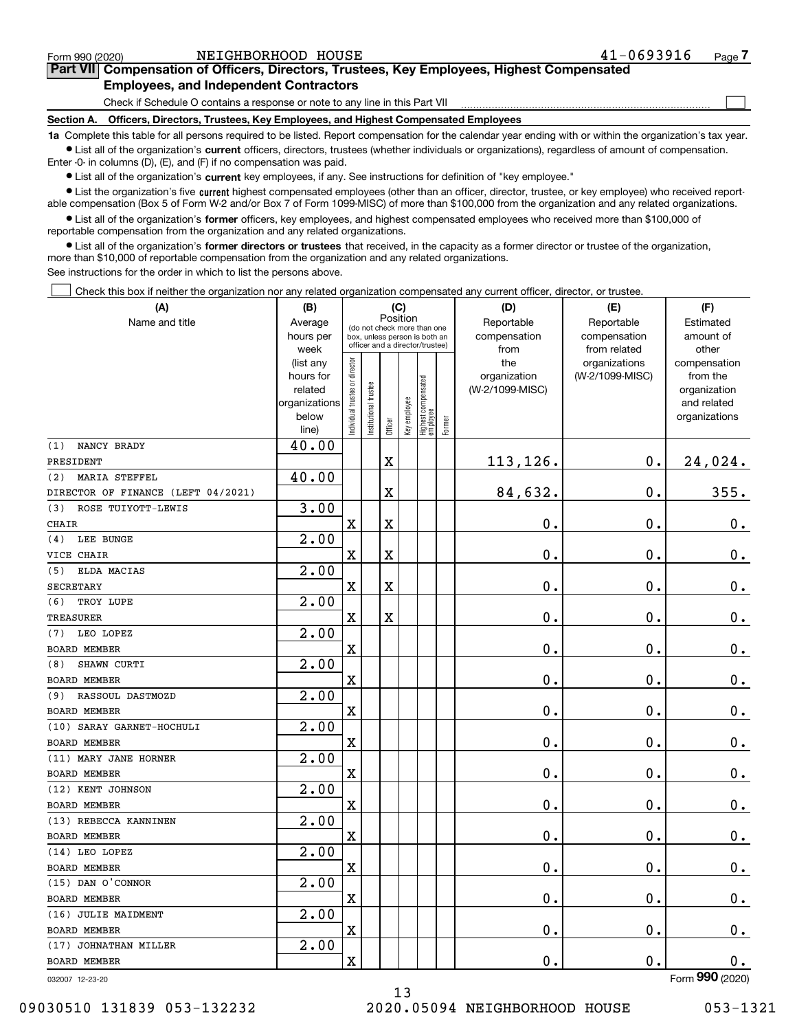Form 990 (2020) NEIGHBORHOOD HOUSE 41-0693916 Page 7

## Part VII Compensation of Officers, Directors, Trustees, Key Employees, Highest Compensated Employees, and Independent Contractors

Check if Schedule O contains a response or note to any line in this Part VII ☐

### Section A. Officers, Directors, Trustees, Key Employees, and Highest Compensated Employees

**1a** Complete this table for all persons required to be listed. Report compensation for the calendar year ending with or within the organization's tax year.

- List all of the organization's **current** officers, directors, trustees (whether individuals or organizations), regardless of amount of compensation. Enter -0- in columns (D), (E), and (F) if no compensation was paid.
- List all of the organization's **current** key employees, if any. See instructions for definition of "key employee."
- List the organization's five **current** highest compensated employees (other than an officer, director, trustee, or key employee) who received reportable compensation (Box 5 of Form W-2 and/or Box 7 of Form 1099-MISC) of more than $100,000 from the organization and any related organizations.
- List all of the organization's **former** officers, key employees, and highest compensated employees who received more than $100,000 of reportable compensation from the organization and any related organizations.
- List all of the organization's **former directors or trustees** that received, in the capacity as a former director or trustee of the organization, more than $10,000 of reportable compensation from the organization and any related organizations.

See instructions for the order in which to list the persons above.

☐ Check this box if neither the organization nor any related organization compensated any current officer, director, or trustee.

| (A) Name and title | (B) Average hours per week (list any hours for related organizations below line) | (C) Position (do not check more than one box, unless person is both an officer and a director/trustee) | | | | | | (D) Reportable compensation from the organization (W-2/1099-MISC) | (E) Reportable compensation from related organizations (W-2/1099-MISC) | (F) Estimated amount of other compensation from the organization and related organizations |
|---|---|---|---|---|---|---|---|---|---|---|
| | | Individual trustee or director | Institutional trustee | Officer | Key employee | Highest compensated employee | Former | | | |
| (1) NANCY BRADY<br>PRESIDENT | 40.00 | | | X | | | | 113,126. | 0. | 24,024. |
| (2) MARIA STEFFEL<br>DIRECTOR OF FINANCE (LEFT 04/2021) | 40.00 | | | X | | | | 84,632. | 0. | 355. |
| (3) ROSE TUIYOTT-LEWIS<br>CHAIR | 3.00 | X | | X | | | | 0. | 0. | 0. |
| (4) LEE BUNGE<br>VICE CHAIR | 2.00 | X | | X | | | | 0. | 0. | 0. |
| (5) ELDA MACIAS<br>SECRETARY | 2.00 | X | | X | | | | 0. | 0. | 0. |
| (6) TROY LUPE<br>TREASURER | 2.00 | X | | X | | | | 0. | 0. | 0. |
| (7) LEO LOPEZ<br>BOARD MEMBER | 2.00 | X | | | | | | 0. | 0. | 0. |
| (8) SHAWN CURTI<br>BOARD MEMBER | 2.00 | X | | | | | | 0. | 0. | 0. |
| (9) RASSOUL DASTMOZD<br>BOARD MEMBER | 2.00 | X | | | | | | 0. | 0. | 0. |
| (10) SARAY GARNET-HOCHULI<br>BOARD MEMBER | 2.00 | X | | | | | | 0. | 0. | 0. |
| (11) MARY JANE HORNER<br>BOARD MEMBER | 2.00 | X | | | | | | 0. | 0. | 0. |
| (12) KENT JOHNSON<br>BOARD MEMBER | 2.00 | X | | | | | | 0. | 0. | 0. |
| (13) REBECCA KANNINEN<br>BOARD MEMBER | 2.00 | X | | | | | | 0. | 0. | 0. |
| (14) LEO LOPEZ<br>BOARD MEMBER | 2.00 | X | | | | | | 0. | 0. | 0. |
| (15) DAN O'CONNOR<br>BOARD MEMBER | 2.00 | X | | | | | | 0. | 0. | 0. |
| (16) JULIE MAIDMENT<br>BOARD MEMBER | 2.00 | X | | | | | | 0. | 0. | 0. |
| (17) JOHNATHAN MILLER<br>BOARD MEMBER | 2.00 | X | | | | | | 0. | 0. | 0. |

032007 12-23-20 Form 990 (2020)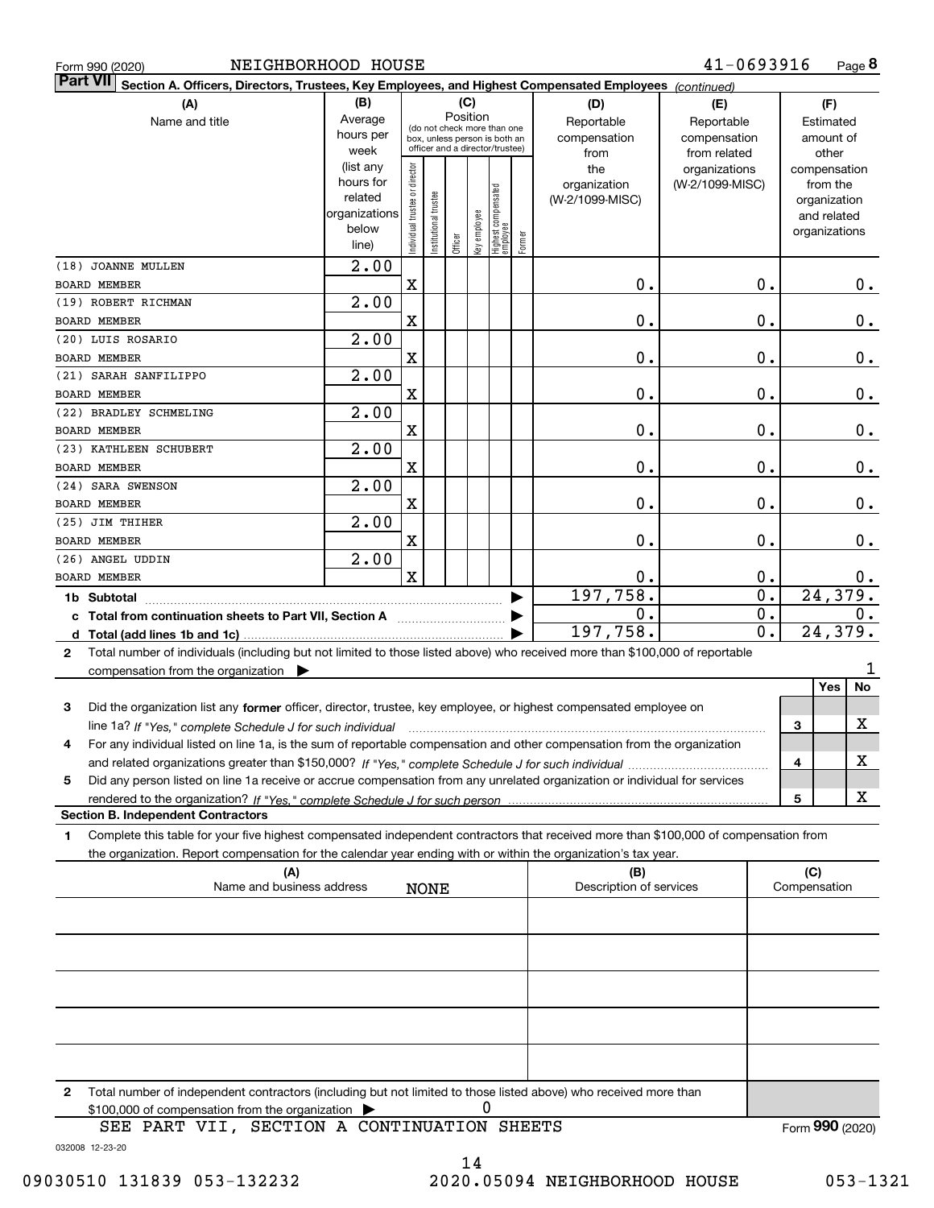Form 990 (2020) NEIGHBORHOOD HOUSE 41-0693916 Page 8

**Part VII Section A. Officers, Directors, Trustees, Key Employees, and Highest Compensated Employees** *(continued)*

| (A) Name and title | (B) Average hours per week (list any hours for related organizations below line) | (C) Position: Individual trustee or director | Institutional trustee | Officer | Key employee | Highest compensated employee | Former | (D) Reportable compensation from the organization (W-2/1099-MISC) | (E) Reportable compensation from related organizations (W-2/1099-MISC) | (F) Estimated amount of other compensation from the organization and related organizations |
|---|---|---|---|---|---|---|---|---|---|---|
| (18) JOANNE MULLEN<br>BOARD MEMBER | 2.00 | X | | | | | | 0. | 0. | 0. |
| (19) ROBERT RICHMAN<br>BOARD MEMBER | 2.00 | X | | | | | | 0. | 0. | 0. |
| (20) LUIS ROSARIO<br>BOARD MEMBER | 2.00 | X | | | | | | 0. | 0. | 0. |
| (21) SARAH SANFILIPPO<br>BOARD MEMBER | 2.00 | X | | | | | | 0. | 0. | 0. |
| (22) BRADLEY SCHMELING<br>BOARD MEMBER | 2.00 | X | | | | | | 0. | 0. | 0. |
| (23) KATHLEEN SCHUBERT<br>BOARD MEMBER | 2.00 | X | | | | | | 0. | 0. | 0. |
| (24) SARA SWENSON<br>BOARD MEMBER | 2.00 | X | | | | | | 0. | 0. | 0. |
| (25) JIM THIHER<br>BOARD MEMBER | 2.00 | X | | | | | | 0. | 0. | 0. |
| (26) ANGEL UDDIN<br>BOARD MEMBER | 2.00 | X | | | | | | 0. | 0. | 0. |
| 1b Subtotal | | | | | | | | 197,758. | 0. | 24,379. |
| c Total from continuation sheets to Part VII, Section A | | | | | | | | 0. | 0. | 0. |
| d Total (add lines 1b and 1c) | | | | | | | | 197,758. | 0. | 24,379. |

2 Total number of individuals (including but not limited to those listed above) who received more than $100,000 of reportable compensation from the organization ▶ 1

| | | | Yes | No |
|---|---|---|---|---|
| 3 | Did the organization list any **former** officer, director, trustee, key employee, or highest compensated employee on line 1a? *If "Yes," complete Schedule J for such individual* | 3 | | X |
| 4 | For any individual listed on line 1a, is the sum of reportable compensation and other compensation from the organization and related organizations greater than $150,000? *If "Yes," complete Schedule J for such individual* | 4 | | X |
| 5 | Did any person listed on line 1a receive or accrue compensation from any unrelated organization or individual for services rendered to the organization? *If "Yes," complete Schedule J for such person* | 5 | | X |

**Section B. Independent Contractors**

1 Complete this table for your five highest compensated independent contractors that received more than $100,000 of compensation from the organization. Report compensation for the calendar year ending with or within the organization's tax year.

| (A) Name and business address | (B) Description of services | (C) Compensation |
|---|---|---|
| NONE | | |
| | | |
| | | |
| | | |
| | | |

2 Total number of independent contractors (including but not limited to those listed above) who received more than $100,000 of compensation from the organization ▶ 0

SEE PART VII, SECTION A CONTINUATION SHEETS

Form **990** (2020)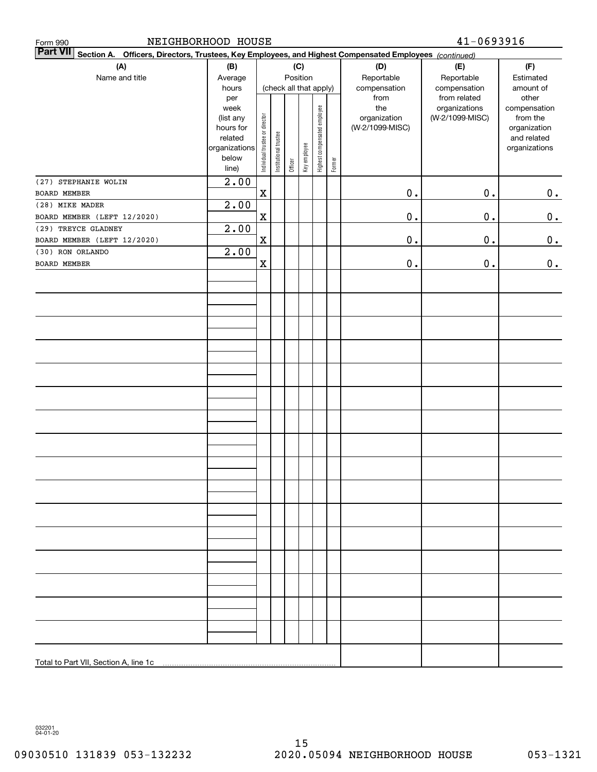Form 990 NEIGHBORHOOD HOUSE 41-0693916

**Part VII Section A. Officers, Directors, Trustees, Key Employees, and Highest Compensated Employees** *(continued)*

| (A) Name and title | (B) Average hours per week (list any hours for related organizations below line) | (C) Position (check all that apply): Individual trustee or director | Institutional trustee | Officer | Key employee | Highest compensated employee | Former | (D) Reportable compensation from the organization (W-2/1099-MISC) | (E) Reportable compensation from related organizations (W-2/1099-MISC) | (F) Estimated amount of other compensation from the organization and related organizations |
|---|---|---|---|---|---|---|---|---|---|---|
| (27) STEPHANIE WOLIN<br>BOARD MEMBER | 2.00 | X | | | | | | 0. | 0. | 0. |
| (28) MIKE MADER<br>BOARD MEMBER (LEFT 12/2020) | 2.00 | X | | | | | | 0. | 0. | 0. |
| (29) TREYCE GLADNEY<br>BOARD MEMBER (LEFT 12/2020) | 2.00 | X | | | | | | 0. | 0. | 0. |
| (30) RON ORLANDO<br>BOARD MEMBER | 2.00 | X | | | | | | 0. | 0. | 0. |
| Total to Part VII, Section A, line 1c | | | | | | | | | | |

032201 04-01-20

09030510 131839 053-132232 2020.05094 NEIGHBORHOOD HOUSE 053-1321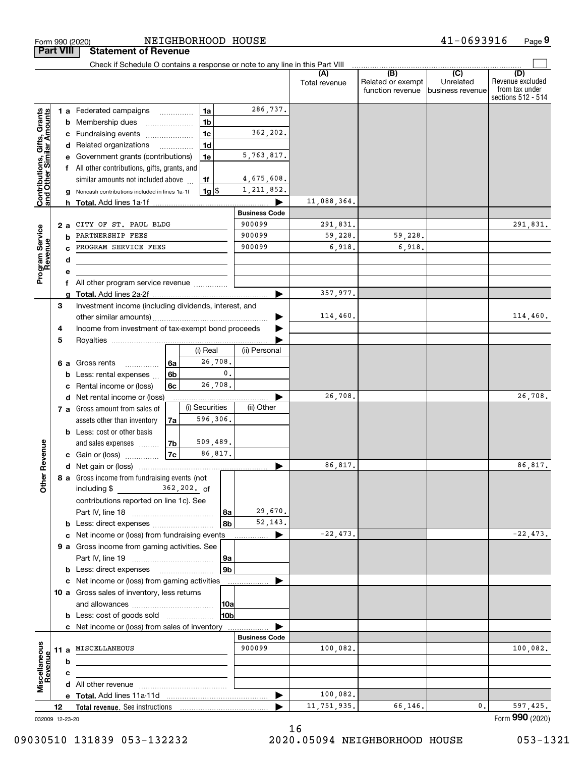Form 990 (2020) NEIGHBORHOOD HOUSE 41-0693916

## Part VIII Statement of Revenue

Check if Schedule O contains a response or note to any line in this Part VIII

| | | | | | (A) Total revenue | (B) Related or exempt function revenue | (C) Unrelated business revenue | (D) Revenue excluded from tax under sections 512 - 514 |
|---|---|---|---|---|---|---|---|---|
| Contributions, Gifts, Grants and Other Similar Amounts | 1 a | Federated campaigns | 1a | 286,737. | | | | |
| | b | Membership dues | 1b | | | | | |
| | c | Fundraising events | 1c | 362,202. | | | | |
| | d | Related organizations | 1d | | | | | |
| | e | Government grants (contributions) | 1e | 5,763,817. | | | | |
| | f | All other contributions, gifts, grants, and similar amounts not included above | 1f | 4,675,608. | | | | |
| | g | Noncash contributions included in lines 1a-1f | 1g $ | 1,211,852. | | | | |
| | h | Total. Add lines 1a-1f | | ▶ | 11,088,364. | | | |
| | | | | Business Code | | | | |
| Program Service Revenue | 2 a | CITY OF ST. PAUL BLDG | | 900099 | 291,831. | | | 291,831. |
| | b | PARTNERSHIP FEES | | 900099 | 59,228. | 59,228. | | |
| | c | PROGRAM SERVICE FEES | | 900099 | 6,918. | 6,918. | | |
| | d | | | | | | | |
| | e | | | | | | | |
| | f | All other program service revenue | | | | | | |
| | g | Total. Add lines 2a-2f | | ▶ | 357,977. | | | |
| Other Revenue | 3 | Investment income (including dividends, interest, and other similar amounts) | | ▶ | 114,460. | | | 114,460. |
| | 4 | Income from investment of tax-exempt bond proceeds | | ▶ | | | | |
| | 5 | Royalties | | ▶ | | | | |
| | | | (i) Real | (ii) Personal | | | | |
| | 6 a | Gross rents (6a) | 26,708. | | | | | |
| | b | Less: rental expenses (6b) | 0. | | | | | |
| | c | Rental income or (loss) (6c) | 26,708. | | | | | |
| | d | Net rental income or (loss) | | ▶ | 26,708. | | | 26,708. |
| | | | (i) Securities | (ii) Other | | | | |
| | 7 a | Gross amount from sales of assets other than inventory (7a) | 596,306. | | | | | |
| | b | Less: cost or other basis and sales expenses (7b) | 509,489. | | | | | |
| | c | Gain or (loss) (7c) | 86,817. | | | | | |
| | d | Net gain or (loss) | | ▶ | 86,817. | | | 86,817. |
| | 8 a | Gross income from fundraising events (not including $ 362,202. of contributions reported on line 1c). See Part IV, line 18 | 8a | 29,670. | | | | |
| | b | Less: direct expenses | 8b | 52,143. | | | | |
| | c | Net income or (loss) from fundraising events | | ▶ | -22,473. | | | -22,473. |
| | 9 a | Gross income from gaming activities. See Part IV, line 19 | 9a | | | | | |
| | b | Less: direct expenses | 9b | | | | | |
| | c | Net income or (loss) from gaming activities | | ▶ | | | | |
| | 10 a | Gross sales of inventory, less returns and allowances | 10a | | | | | |
| | b | Less: cost of goods sold | 10b | | | | | |
| | c | Net income or (loss) from sales of inventory | | ▶ | | | | |
| | | | | Business Code | | | | |
| Miscellaneous Revenue | 11 a | MISCELLANEOUS | | 900099 | 100,082. | | | 100,082. |
| | b | | | | | | | |
| | c | | | | | | | |
| | d | All other revenue | | | | | | |
| | e | Total. Add lines 11a-11d | | ▶ | 100,082. | | | |
| | 12 | Total revenue. See instructions | | ▶ | 11,751,935. | 66,146. | 0. | 597,425. |

032009 12-23-20

Form 990 (2020)

09030510 131839 053-132232 2020.05094 NEIGHBORHOOD HOUSE 053-1321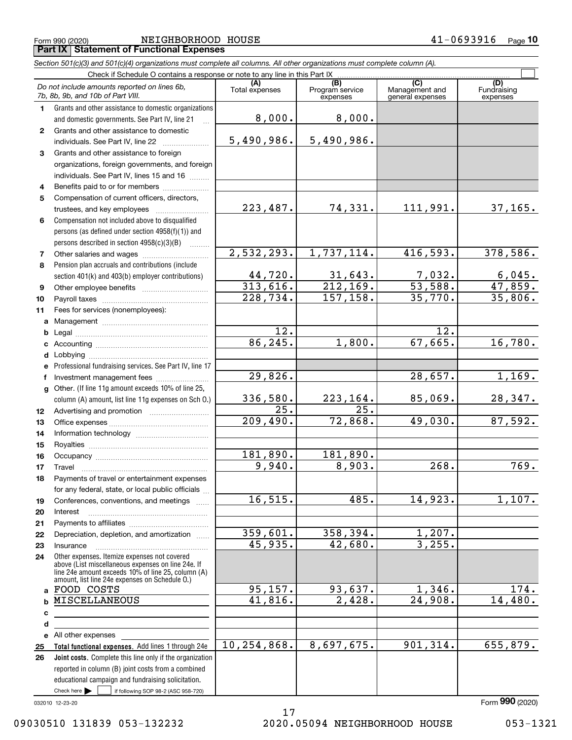Form 990 (2020) NEIGHBORHOOD HOUSE 41-0693916 Page **10**

## Part IX Statement of Functional Expenses

*Section 501(c)(3) and 501(c)(4) organizations must complete all columns. All other organizations must complete column (A).*

Check if Schedule O contains a response or note to any line in this Part IX

| *Do not include amounts reported on lines 6b, 7b, 8b, 9b, and 10b of Part VIII.* | (A) Total expenses | (B) Program service expenses | (C) Management and general expenses | (D) Fundraising expenses |
|---|---|---|---|---|
| **1** Grants and other assistance to domestic organizations and domestic governments. See Part IV, line 21 | 8,000. | 8,000. | | |
| **2** Grants and other assistance to domestic individuals. See Part IV, line 22 | 5,490,986. | 5,490,986. | | |
| **3** Grants and other assistance to foreign organizations, foreign governments, and foreign individuals. See Part IV, lines 15 and 16 | | | | |
| **4** Benefits paid to or for members | | | | |
| **5** Compensation of current officers, directors, trustees, and key employees | 223,487. | 74,331. | 111,991. | 37,165. |
| **6** Compensation not included above to disqualified persons (as defined under section 4958(f)(1)) and persons described in section 4958(c)(3)(B) | | | | |
| **7** Other salaries and wages | 2,532,293. | 1,737,114. | 416,593. | 378,586. |
| **8** Pension plan accruals and contributions (include section 401(k) and 403(b) employer contributions) | 44,720. | 31,643. | 7,032. | 6,045. |
| **9** Other employee benefits | 313,616. | 212,169. | 53,588. | 47,859. |
| **10** Payroll taxes | 228,734. | 157,158. | 35,770. | 35,806. |
| **11** Fees for services (nonemployees): | | | | |
| **a** Management | | | | |
| **b** Legal | 12. | | 12. | |
| **c** Accounting | 86,245. | 1,800. | 67,665. | 16,780. |
| **d** Lobbying | | | | |
| **e** Professional fundraising services. See Part IV, line 17 | | | | |
| **f** Investment management fees | 29,826. | | 28,657. | 1,169. |
| **g** Other. (If line 11g amount exceeds 10% of line 25, column (A) amount, list line 11g expenses on Sch O.) | 336,580. | 223,164. | 85,069. | 28,347. |
| **12** Advertising and promotion | 25. | 25. | | |
| **13** Office expenses | 209,490. | 72,868. | 49,030. | 87,592. |
| **14** Information technology | | | | |
| **15** Royalties | | | | |
| **16** Occupancy | 181,890. | 181,890. | | |
| **17** Travel | 9,940. | 8,903. | 268. | 769. |
| **18** Payments of travel or entertainment expenses for any federal, state, or local public officials | | | | |
| **19** Conferences, conventions, and meetings | 16,515. | 485. | 14,923. | 1,107. |
| **20** Interest | | | | |
| **21** Payments to affiliates | | | | |
| **22** Depreciation, depletion, and amortization | 359,601. | 358,394. | 1,207. | |
| **23** Insurance | 45,935. | 42,680. | 3,255. | |
| **24** Other expenses. Itemize expenses not covered above (List miscellaneous expenses on line 24e. If line 24e amount exceeds 10% of line 25, column (A) amount, list line 24e expenses on Schedule O.) | | | | |
| **a** FOOD COSTS | 95,157. | 93,637. | 1,346. | 174. |
| **b** MISCELLANEOUS | 41,816. | 2,428. | 24,908. | 14,480. |
| **c** | | | | |
| **d** | | | | |
| **e** All other expenses | | | | |
| **25 Total functional expenses.** Add lines 1 through 24e | 10,254,868. | 8,697,675. | 901,314. | 655,879. |
| **26 Joint costs.** Complete this line only if the organization reported in column (B) joint costs from a combined educational campaign and fundraising solicitation. Check here ☐ if following SOP 98-2 (ASC 958-720) | | | | |

032010 12-23-20 Form **990** (2020)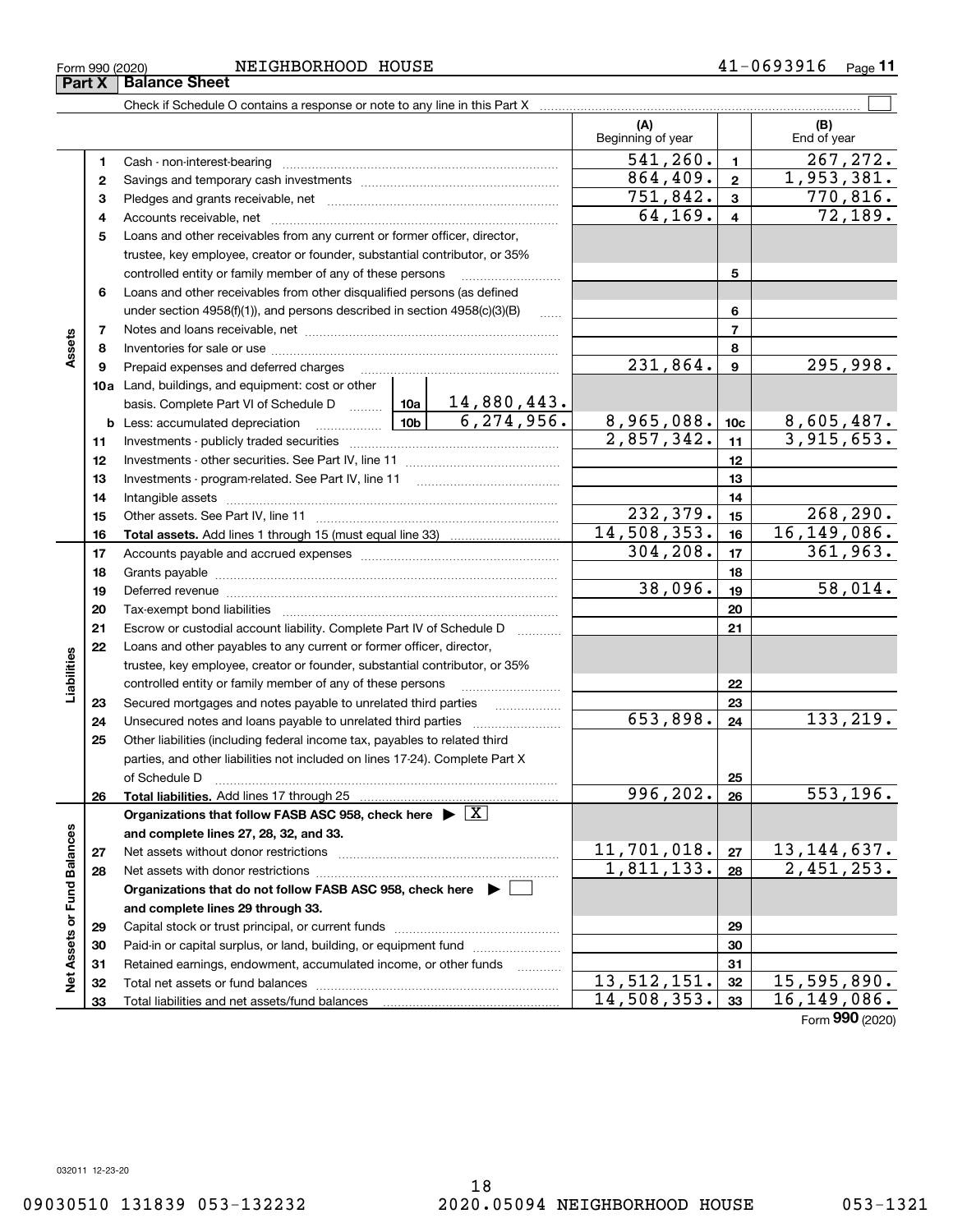Form 990 (2020) NEIGHBORHOOD HOUSE 41-0693916

## Part X Balance Sheet

Check if Schedule O contains a response or note to any line in this Part X ☐

| | | | | (A) Beginning of year | | (B) End of year |
|---|---|---|---|---|---|---|
| **Assets** | 1 | Cash - non-interest-bearing | | 541,260. | 1 | 267,272. |
| | 2 | Savings and temporary cash investments | | 864,409. | 2 | 1,953,381. |
| | 3 | Pledges and grants receivable, net | | 751,842. | 3 | 770,816. |
| | 4 | Accounts receivable, net | | 64,169. | 4 | 72,189. |
| | 5 | Loans and other receivables from any current or former officer, director, trustee, key employee, creator or founder, substantial contributor, or 35% controlled entity or family member of any of these persons | | | 5 | |
| | 6 | Loans and other receivables from other disqualified persons (as defined under section 4958(f)(1)), and persons described in section 4958(c)(3)(B) | | | 6 | |
| | 7 | Notes and loans receivable, net | | | 7 | |
| | 8 | Inventories for sale or use | | | 8 | |
| | 9 | Prepaid expenses and deferred charges | | 231,864. | 9 | 295,998. |
| | 10a | Land, buildings, and equipment: cost or other basis. Complete Part VI of Schedule D | 10a 14,880,443. | | | |
| | b | Less: accumulated depreciation | 10b 6,274,956. | 8,965,088. | 10c | 8,605,487. |
| | 11 | Investments - publicly traded securities | | 2,857,342. | 11 | 3,915,653. |
| | 12 | Investments - other securities. See Part IV, line 11 | | | 12 | |
| | 13 | Investments - program-related. See Part IV, line 11 | | | 13 | |
| | 14 | Intangible assets | | | 14 | |
| | 15 | Other assets. See Part IV, line 11 | | 232,379. | 15 | 268,290. |
| | 16 | **Total assets.** Add lines 1 through 15 (must equal line 33) | | 14,508,353. | 16 | 16,149,086. |
| **Liabilities** | 17 | Accounts payable and accrued expenses | | 304,208. | 17 | 361,963. |
| | 18 | Grants payable | | | 18 | |
| | 19 | Deferred revenue | | 38,096. | 19 | 58,014. |
| | 20 | Tax-exempt bond liabilities | | | 20 | |
| | 21 | Escrow or custodial account liability. Complete Part IV of Schedule D | | | 21 | |
| | 22 | Loans and other payables to any current or former officer, director, trustee, key employee, creator or founder, substantial contributor, or 35% controlled entity or family member of any of these persons | | | 22 | |
| | 23 | Secured mortgages and notes payable to unrelated third parties | | | 23 | |
| | 24 | Unsecured notes and loans payable to unrelated third parties | | 653,898. | 24 | 133,219. |
| | 25 | Other liabilities (including federal income tax, payables to related third parties, and other liabilities not included on lines 17-24). Complete Part X of Schedule D | | | 25 | |
| | 26 | **Total liabilities.** Add lines 17 through 25 | | 996,202. | 26 | 553,196. |
| **Net Assets or Fund Balances** | | **Organizations that follow FASB ASC 958, check here ▶ ☒ and complete lines 27, 28, 32, and 33.** | | | | |
| | 27 | Net assets without donor restrictions | | 11,701,018. | 27 | 13,144,637. |
| | 28 | Net assets with donor restrictions | | 1,811,133. | 28 | 2,451,253. |
| | | **Organizations that do not follow FASB ASC 958, check here ▶ ☐ and complete lines 29 through 33.** | | | | |
| | 29 | Capital stock or trust principal, or current funds | | | 29 | |
| | 30 | Paid-in or capital surplus, or land, building, or equipment fund | | | 30 | |
| | 31 | Retained earnings, endowment, accumulated income, or other funds | | | 31 | |
| | 32 | Total net assets or fund balances | | 13,512,151. | 32 | 15,595,890. |
| | 33 | Total liabilities and net assets/fund balances | | 14,508,353. | 33 | 16,149,086. |

Form **990** (2020)

032011 12-23-20

09030510 131839 053-132232 2020.05094 NEIGHBORHOOD HOUSE 053-1321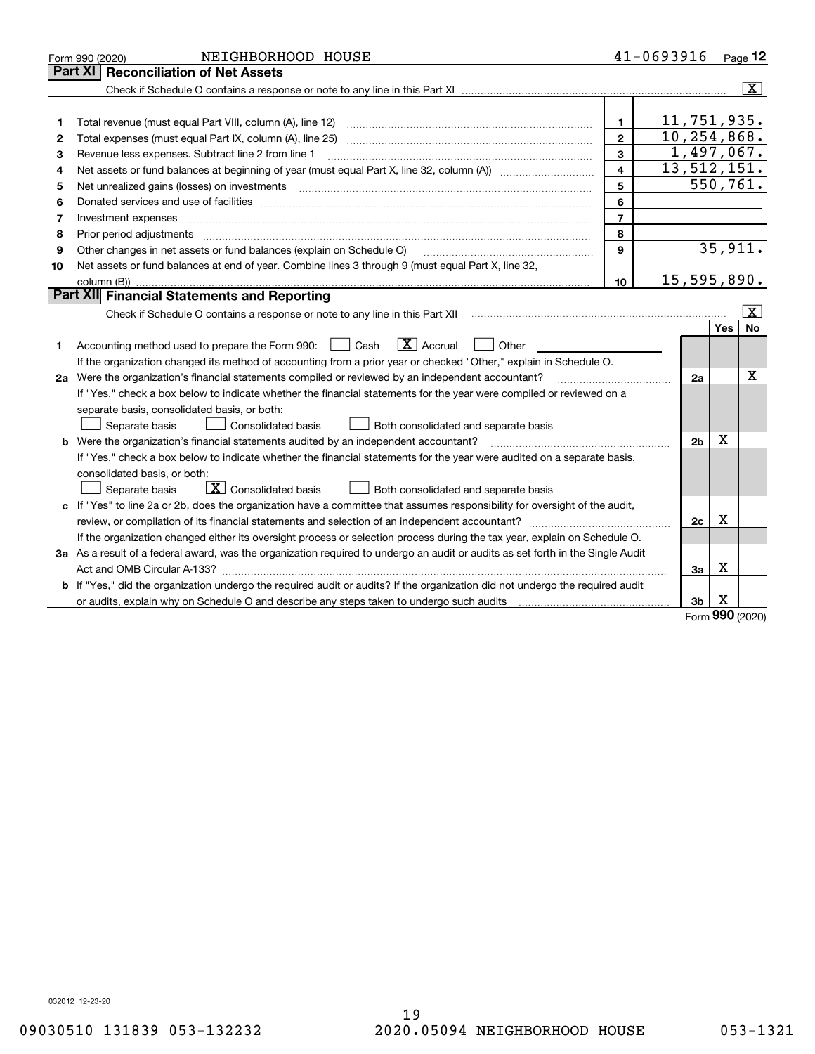Form 990 (2020) NEIGHBORHOOD HOUSE 41-0693916

## Part XI Reconciliation of Net Assets

Check if Schedule O contains a response or note to any line in this Part XI [X]

| | | | |
|---|---|---|---|
| 1 | Total revenue (must equal Part VIII, column (A), line 12) | 1 | 11,751,935. |
| 2 | Total expenses (must equal Part IX, column (A), line 25) | 2 | 10,254,868. |
| 3 | Revenue less expenses. Subtract line 2 from line 1 | 3 | 1,497,067. |
| 4 | Net assets or fund balances at beginning of year (must equal Part X, line 32, column (A)) | 4 | 13,512,151. |
| 5 | Net unrealized gains (losses) on investments | 5 | 550,761. |
| 6 | Donated services and use of facilities | 6 | |
| 7 | Investment expenses | 7 | |
| 8 | Prior period adjustments | 8 | |
| 9 | Other changes in net assets or fund balances (explain on Schedule O) | 9 | 35,911. |
| 10 | Net assets or fund balances at end of year. Combine lines 3 through 9 (must equal Part X, line 32, column (B)) | 10 | 15,595,890. |

## Part XII Financial Statements and Reporting

Check if Schedule O contains a response or note to any line in this Part XII [X]

| | | | Yes | No |
|---|---|---|---|---|
| 1 | Accounting method used to prepare the Form 990: [ ] Cash [X] Accrual [ ] Other<br>If the organization changed its method of accounting from a prior year or checked "Other," explain in Schedule O. | | | |
| 2a | Were the organization's financial statements compiled or reviewed by an independent accountant?<br>If "Yes," check a box below to indicate whether the financial statements for the year were compiled or reviewed on a separate basis, consolidated basis, or both:<br>[ ] Separate basis [ ] Consolidated basis [ ] Both consolidated and separate basis | 2a | | X |
| b | Were the organization's financial statements audited by an independent accountant?<br>If "Yes," check a box below to indicate whether the financial statements for the year were audited on a separate basis, consolidated basis, or both:<br>[ ] Separate basis [X] Consolidated basis [ ] Both consolidated and separate basis | 2b | X | |
| c | If "Yes" to line 2a or 2b, does the organization have a committee that assumes responsibility for oversight of the audit, review, or compilation of its financial statements and selection of an independent accountant?<br>If the organization changed either its oversight process or selection process during the tax year, explain on Schedule O. | 2c | X | |
| 3a | As a result of a federal award, was the organization required to undergo an audit or audits as set forth in the Single Audit Act and OMB Circular A-133? | 3a | X | |
| b | If "Yes," did the organization undergo the required audit or audits? If the organization did not undergo the required audit or audits, explain why on Schedule O and describe any steps taken to undergo such audits | 3b | X | |

Form 990 (2020)

032012 12-23-20

09030510 131839 053-132232 2020.05094 NEIGHBORHOOD HOUSE 053-1321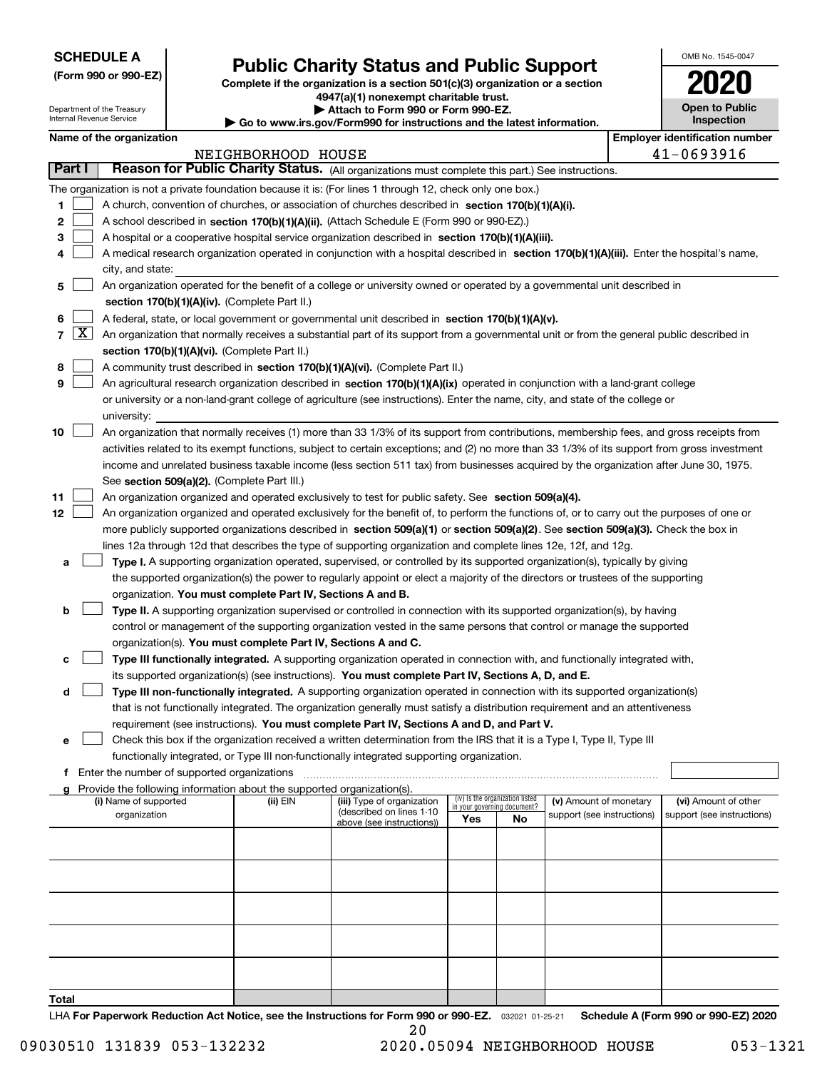**SCHEDULE A**
**(Form 990 or 990-EZ)**

Department of the Treasury
Internal Revenue Service

# Public Charity Status and Public Support

**Complete if the organization is a section 501(c)(3) organization or a section 4947(a)(1) nonexempt charitable trust.**
**▶ Attach to Form 990 or Form 990-EZ.**
**▶ Go to www.irs.gov/Form990 for instructions and the latest information.**

OMB No. 1545-0047

**2020**

**Open to Public Inspection**

**Name of the organization** NEIGHBORHOOD HOUSE
**Employer identification number** 41-0693916

**Part I Reason for Public Charity Status.** (All organizations must complete this part.) See instructions.

The organization is not a private foundation because it is: (For lines 1 through 12, check only one box.)

1 ☐ A church, convention of churches, or association of churches described in **section 170(b)(1)(A)(i).**

2 ☐ A school described in **section 170(b)(1)(A)(ii).** (Attach Schedule E (Form 990 or 990-EZ).)

3 ☐ A hospital or a cooperative hospital service organization described in **section 170(b)(1)(A)(iii).**

4 ☐ A medical research organization operated in conjunction with a hospital described in **section 170(b)(1)(A)(iii).** Enter the hospital's name, city, and state:

5 ☐ An organization operated for the benefit of a college or university owned or operated by a governmental unit described in **section 170(b)(1)(A)(iv).** (Complete Part II.)

6 ☐ A federal, state, or local government or governmental unit described in **section 170(b)(1)(A)(v).**

7 ☒ An organization that normally receives a substantial part of its support from a governmental unit or from the general public described in **section 170(b)(1)(A)(vi).** (Complete Part II.)

8 ☐ A community trust described in **section 170(b)(1)(A)(vi).** (Complete Part II.)

9 ☐ An agricultural research organization described in **section 170(b)(1)(A)(ix)** operated in conjunction with a land-grant college or university or a non-land-grant college of agriculture (see instructions). Enter the name, city, and state of the college or university:

10 ☐ An organization that normally receives (1) more than 33 1/3% of its support from contributions, membership fees, and gross receipts from activities related to its exempt functions, subject to certain exceptions; and (2) no more than 33 1/3% of its support from gross investment income and unrelated business taxable income (less section 511 tax) from businesses acquired by the organization after June 30, 1975. See **section 509(a)(2).** (Complete Part III.)

11 ☐ An organization organized and operated exclusively to test for public safety. See **section 509(a)(4).**

12 ☐ An organization organized and operated exclusively for the benefit of, to perform the functions of, or to carry out the purposes of one or more publicly supported organizations described in **section 509(a)(1)** or **section 509(a)(2)**. See **section 509(a)(3).** Check the box in lines 12a through 12d that describes the type of supporting organization and complete lines 12e, 12f, and 12g.

a ☐ **Type I.** A supporting organization operated, supervised, or controlled by its supported organization(s), typically by giving the supported organization(s) the power to regularly appoint or elect a majority of the directors or trustees of the supporting organization. **You must complete Part IV, Sections A and B.**

b ☐ **Type II.** A supporting organization supervised or controlled in connection with its supported organization(s), by having control or management of the supporting organization vested in the same persons that control or manage the supported organization(s). **You must complete Part IV, Sections A and C.**

c ☐ **Type III functionally integrated.** A supporting organization operated in connection with, and functionally integrated with, its supported organization(s) (see instructions). **You must complete Part IV, Sections A, D, and E.**

d ☐ **Type III non-functionally integrated.** A supporting organization operated in connection with its supported organization(s) that is not functionally integrated. The organization generally must satisfy a distribution requirement and an attentiveness requirement (see instructions). **You must complete Part IV, Sections A and D, and Part V.**

e ☐ Check this box if the organization received a written determination from the IRS that it is a Type I, Type II, Type III functionally integrated, or Type III non-functionally integrated supporting organization.

f Enter the number of supported organizations

g Provide the following information about the supported organization(s).

| (i) Name of supported organization | (ii) EIN | (iii) Type of organization (described on lines 1-10 above (see instructions)) | (iv) Is the organization listed in your governing document? Yes | No | (v) Amount of monetary support (see instructions) | (vi) Amount of other support (see instructions) |
|---|---|---|---|---|---|---|
| | | | | | | |
| | | | | | | |
| | | | | | | |
| | | | | | | |
| | | | | | | |
| **Total** | | | | | | |

LHA **For Paperwork Reduction Act Notice, see the Instructions for Form 990 or 990-EZ.** 032021 01-25-21 **Schedule A (Form 990 or 990-EZ) 2020**

09030510 131839 053-132232 2020.05094 NEIGHBORHOOD HOUSE 053-1321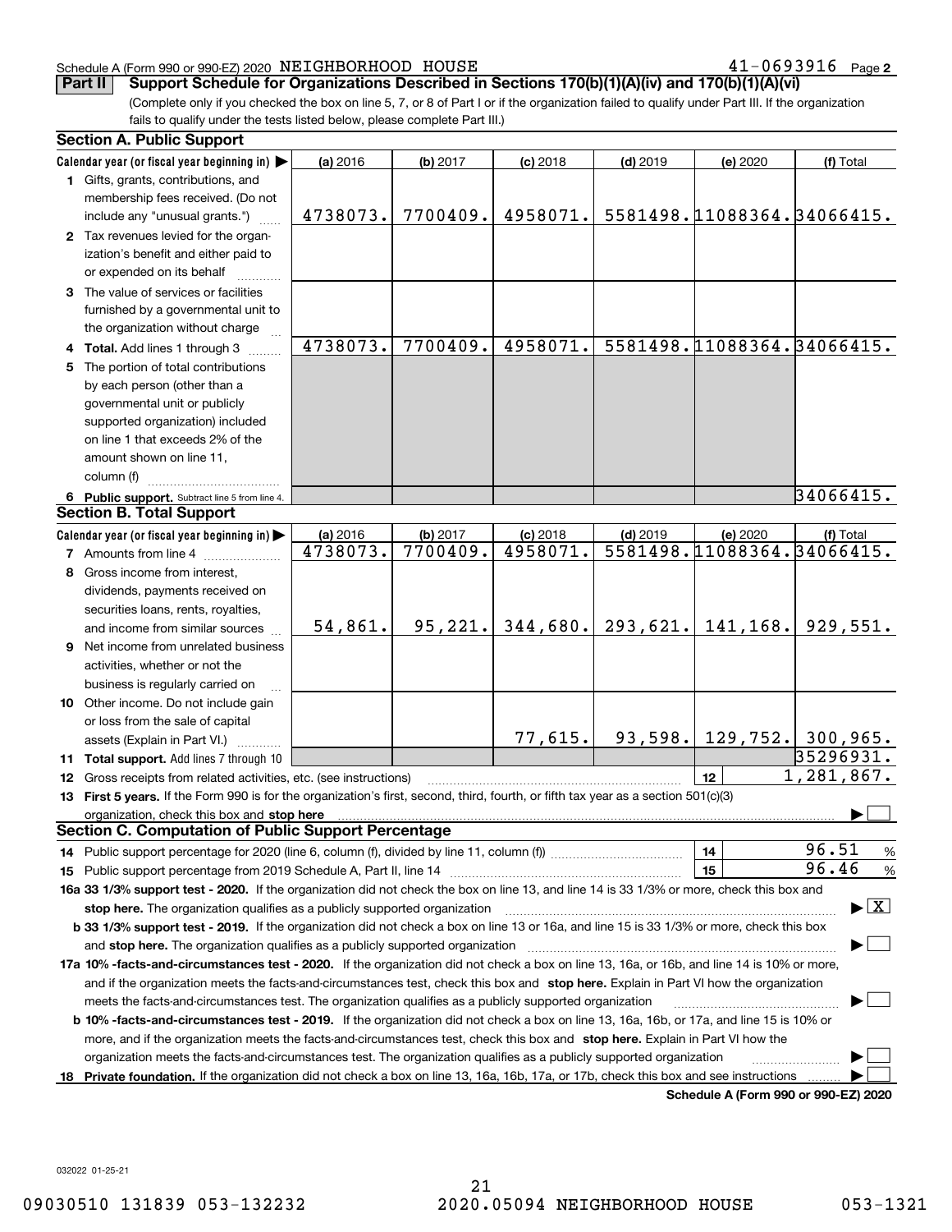Schedule A (Form 990 or 990-EZ) 2020 NEIGHBORHOOD HOUSE 41-0693916 Page **2**

**Part II Support Schedule for Organizations Described in Sections 170(b)(1)(A)(iv) and 170(b)(1)(A)(vi)**

(Complete only if you checked the box on line 5, 7, or 8 of Part I or if the organization failed to qualify under Part III. If the organization fails to qualify under the tests listed below, please complete Part III.)

### Section A. Public Support

| Calendar year (or fiscal year beginning in) ▶ | (a) 2016 | (b) 2017 | (c) 2018 | (d) 2019 | (e) 2020 | (f) Total |
|---|---|---|---|---|---|---|
| **1** Gifts, grants, contributions, and membership fees received. (Do not include any "unusual grants.") | 4738073. | 7700409. | 4958071. | 5581498. | 11088364. | 34066415. |
| **2** Tax revenues levied for the organization's benefit and either paid to or expended on its behalf | | | | | | |
| **3** The value of services or facilities furnished by a governmental unit to the organization without charge | | | | | | |
| **4 Total.** Add lines 1 through 3 | 4738073. | 7700409. | 4958071. | 5581498. | 11088364. | 34066415. |
| **5** The portion of total contributions by each person (other than a governmental unit or publicly supported organization) included on line 1 that exceeds 2% of the amount shown on line 11, column (f) | | | | | | |
| **6 Public support.** Subtract line 5 from line 4. | | | | | | 34066415. |

### Section B. Total Support

| Calendar year (or fiscal year beginning in) ▶ | (a) 2016 | (b) 2017 | (c) 2018 | (d) 2019 | (e) 2020 | (f) Total |
|---|---|---|---|---|---|---|
| **7** Amounts from line 4 | 4738073. | 7700409. | 4958071. | 5581498. | 11088364. | 34066415. |
| **8** Gross income from interest, dividends, payments received on securities loans, rents, royalties, and income from similar sources | 54,861. | 95,221. | 344,680. | 293,621. | 141,168. | 929,551. |
| **9** Net income from unrelated business activities, whether or not the business is regularly carried on | | | | | | |
| **10** Other income. Do not include gain or loss from the sale of capital assets (Explain in Part VI.) | | | 77,615. | 93,598. | 129,752. | 300,965. |
| **11 Total support.** Add lines 7 through 10 | | | | | | 35296931. |

**12** Gross receipts from related activities, etc. (see instructions) | **12** | 1,281,867.

**13 First 5 years.** If the Form 990 is for the organization's first, second, third, fourth, or fifth tax year as a section 501(c)(3) organization, check this box and **stop here** ▶ ☐

### Section C. Computation of Public Support Percentage

**14** Public support percentage for 2020 (line 6, column (f), divided by line 11, column (f)) | **14** | 96.51 %

**15** Public support percentage from 2019 Schedule A, Part II, line 14 | **15** | 96.46 %

**16a 33 1/3% support test - 2020.** If the organization did not check the box on line 13, and line 14 is 33 1/3% or more, check this box and **stop here.** The organization qualifies as a publicly supported organization ▶ ☒

**b 33 1/3% support test - 2019.** If the organization did not check a box on line 13 or 16a, and line 15 is 33 1/3% or more, check this box and **stop here.** The organization qualifies as a publicly supported organization ▶ ☐

**17a 10% -facts-and-circumstances test - 2020.** If the organization did not check a box on line 13, 16a, or 16b, and line 14 is 10% or more, and if the organization meets the facts-and-circumstances test, check this box and **stop here.** Explain in Part VI how the organization meets the facts-and-circumstances test. The organization qualifies as a publicly supported organization ▶ ☐

**b 10% -facts-and-circumstances test - 2019.** If the organization did not check a box on line 13, 16a, 16b, or 17a, and line 15 is 10% or more, and if the organization meets the facts-and-circumstances test, check this box and **stop here.** Explain in Part VI how the organization meets the facts-and-circumstances test. The organization qualifies as a publicly supported organization ▶ ☐

**18 Private foundation.** If the organization did not check a box on line 13, 16a, 16b, 17a, or 17b, check this box and see instructions ▶ ☐

**Schedule A (Form 990 or 990-EZ) 2020**

032022 01-25-21

09030510 131839 053-132232 2020.05094 NEIGHBORHOOD HOUSE 053-1321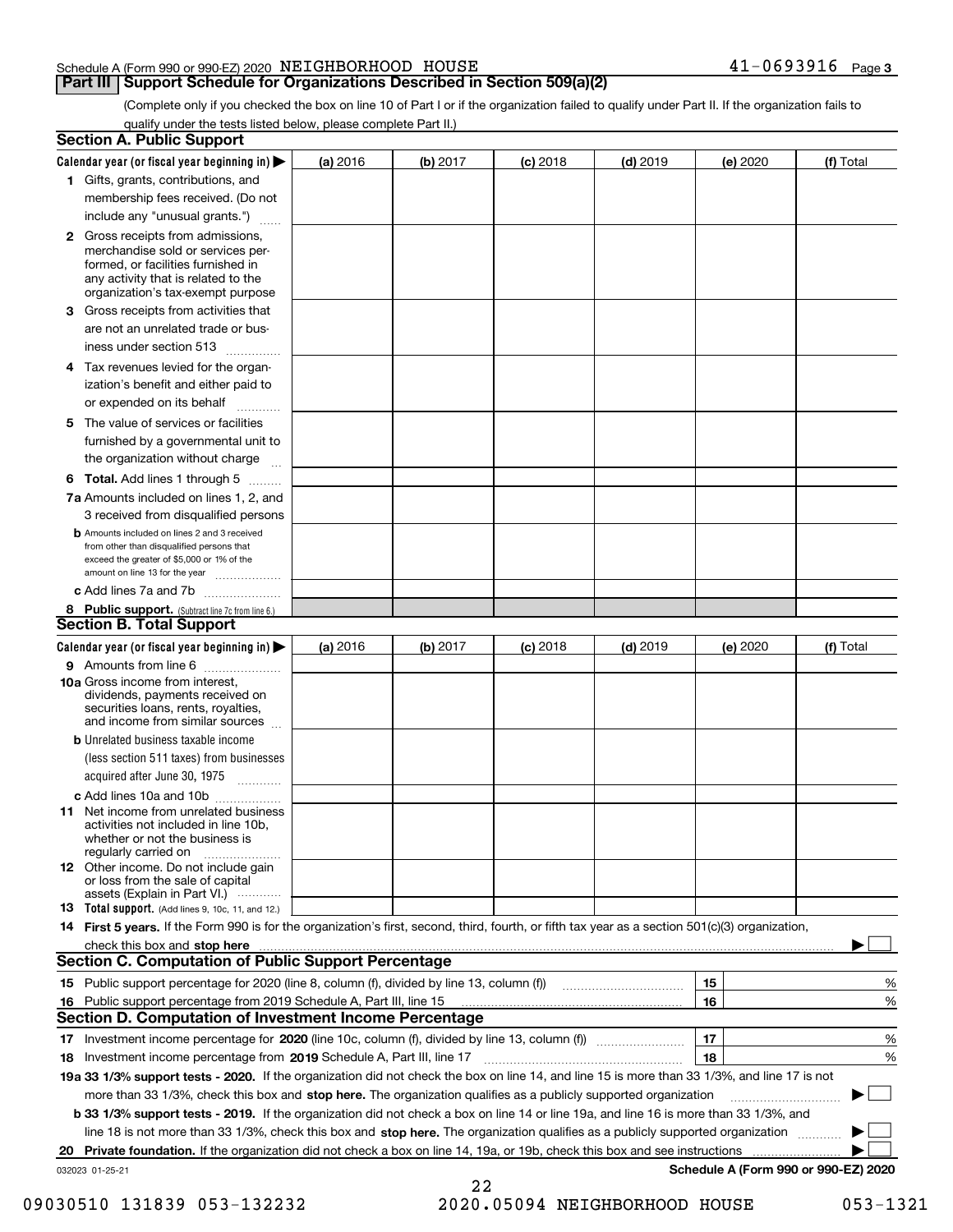Schedule A (Form 990 or 990-EZ) 2020 NEIGHBORHOOD HOUSE 41-0693916 Page 3

## Part III Support Schedule for Organizations Described in Section 509(a)(2)

(Complete only if you checked the box on line 10 of Part I or if the organization failed to qualify under Part II. If the organization fails to qualify under the tests listed below, please complete Part II.)

### Section A. Public Support

| Calendar year (or fiscal year beginning in) ▶ | (a) 2016 | (b) 2017 | (c) 2018 | (d) 2019 | (e) 2020 | (f) Total |
|---|---|---|---|---|---|---|
| 1 Gifts, grants, contributions, and membership fees received. (Do not include any "unusual grants.") | | | | | | |
| 2 Gross receipts from admissions, merchandise sold or services performed, or facilities furnished in any activity that is related to the organization's tax-exempt purpose | | | | | | |
| 3 Gross receipts from activities that are not an unrelated trade or business under section 513 | | | | | | |
| 4 Tax revenues levied for the organization's benefit and either paid to or expended on its behalf | | | | | | |
| 5 The value of services or facilities furnished by a governmental unit to the organization without charge | | | | | | |
| 6 **Total.** Add lines 1 through 5 | | | | | | |
| 7a Amounts included on lines 1, 2, and 3 received from disqualified persons | | | | | | |
| b Amounts included on lines 2 and 3 received from other than disqualified persons that exceed the greater of $5,000 or 1% of the amount on line 13 for the year | | | | | | |
| c Add lines 7a and 7b | | | | | | |
| 8 **Public support.** (Subtract line 7c from line 6.) | | | | | | |

### Section B. Total Support

| Calendar year (or fiscal year beginning in) ▶ | (a) 2016 | (b) 2017 | (c) 2018 | (d) 2019 | (e) 2020 | (f) Total |
|---|---|---|---|---|---|---|
| 9 Amounts from line 6 | | | | | | |
| 10a Gross income from interest, dividends, payments received on securities loans, rents, royalties, and income from similar sources | | | | | | |
| b Unrelated business taxable income (less section 511 taxes) from businesses acquired after June 30, 1975 | | | | | | |
| c Add lines 10a and 10b | | | | | | |
| 11 Net income from unrelated business activities not included in line 10b, whether or not the business is regularly carried on | | | | | | |
| 12 Other income. Do not include gain or loss from the sale of capital assets (Explain in Part VI.) | | | | | | |
| 13 **Total support.** (Add lines 9, 10c, 11, and 12.) | | | | | | |

**14 First 5 years.** If the Form 990 is for the organization's first, second, third, fourth, or fifth tax year as a section 501(c)(3) organization, check this box and **stop here** ▶ ☐

### Section C. Computation of Public Support Percentage

| | | | |
|---|---|---|---|
| 15 | Public support percentage for 2020 (line 8, column (f), divided by line 13, column (f)) | 15 | % |
| 16 | Public support percentage from 2019 Schedule A, Part III, line 15 | 16 | % |

### Section D. Computation of Investment Income Percentage

| | | | |
|---|---|---|---|
| 17 | Investment income percentage for **2020** (line 10c, column (f), divided by line 13, column (f)) | 17 | % |
| 18 | Investment income percentage from **2019** Schedule A, Part III, line 17 | 18 | % |

**19a 33 1/3% support tests - 2020.** If the organization did not check the box on line 14, and line 15 is more than 33 1/3%, and line 17 is not more than 33 1/3%, check this box and **stop here.** The organization qualifies as a publicly supported organization ▶ ☐

**b 33 1/3% support tests - 2019.** If the organization did not check a box on line 14 or line 19a, and line 16 is more than 33 1/3%, and line 18 is not more than 33 1/3%, check this box and **stop here.** The organization qualifies as a publicly supported organization ▶ ☐

**20 Private foundation.** If the organization did not check a box on line 14, 19a, or 19b, check this box and see instructions ▶ ☐

032023 01-25-21 **Schedule A (Form 990 or 990-EZ) 2020**

09030510 131839 053-132232 2020.05094 NEIGHBORHOOD HOUSE 053-1321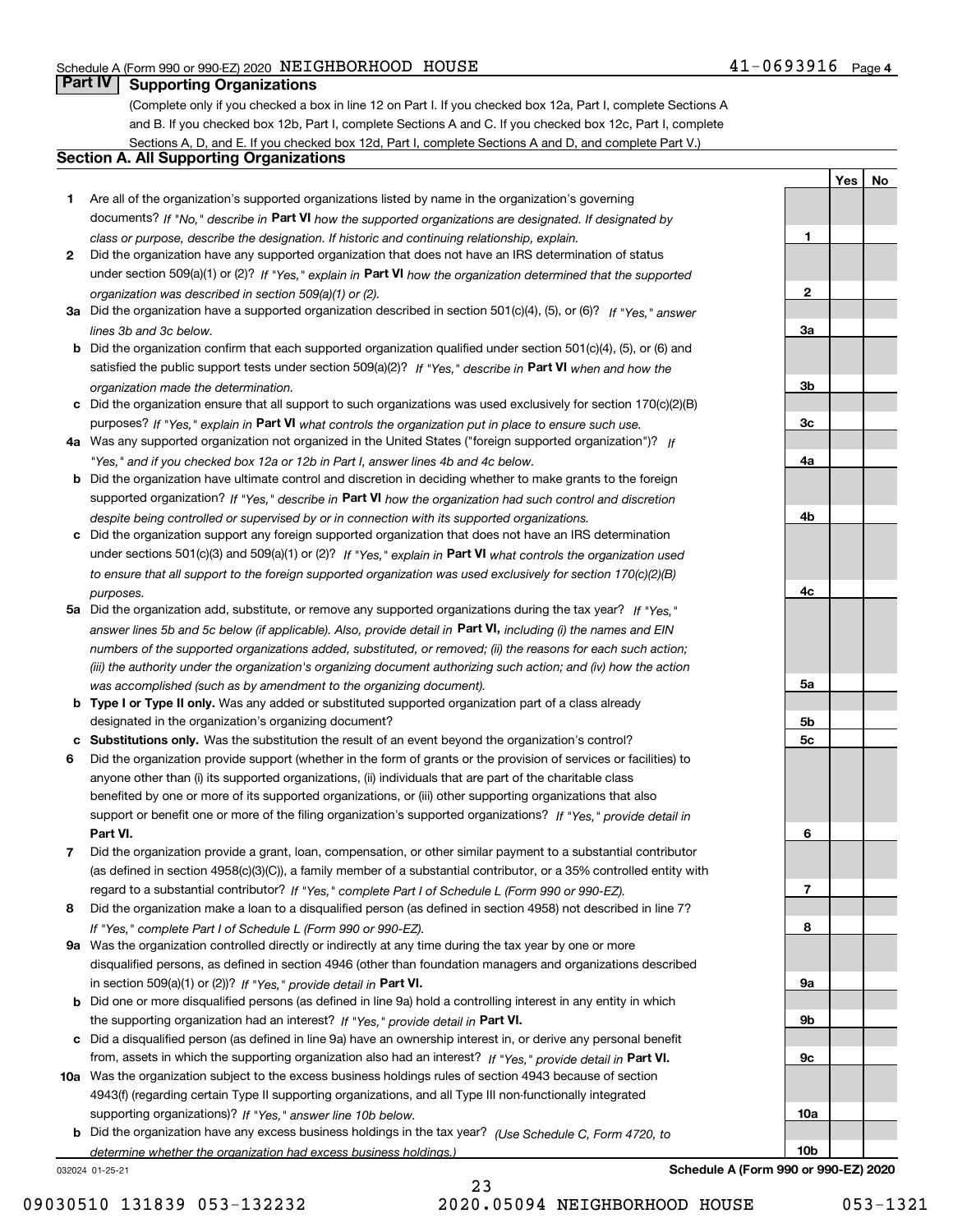## Part IV Supporting Organizations

(Complete only if you checked a box in line 12 on Part I. If you checked box 12a, Part I, complete Sections A and B. If you checked box 12b, Part I, complete Sections A and C. If you checked box 12c, Part I, complete Sections A, D, and E. If you checked box 12d, Part I, complete Sections A and D, and complete Part V.)

### Section A. All Supporting Organizations

| | | | Yes | No |
|---|---|---|---|---|
| **1** | Are all of the organization's supported organizations listed by name in the organization's governing documents? *If "No," describe in* **Part VI** *how the supported organizations are designated. If designated by class or purpose, describe the designation. If historic and continuing relationship, explain.* | 1 | | |
| **2** | Did the organization have any supported organization that does not have an IRS determination of status under section 509(a)(1) or (2)? *If "Yes," explain in* **Part VI** *how the organization determined that the supported organization was described in section 509(a)(1) or (2).* | 2 | | |
| **3a** | Did the organization have a supported organization described in section 501(c)(4), (5), or (6)? *If "Yes," answer lines 3b and 3c below.* | 3a | | |
| **b** | Did the organization confirm that each supported organization qualified under section 501(c)(4), (5), or (6) and satisfied the public support tests under section 509(a)(2)? *If "Yes," describe in* **Part VI** *when and how the organization made the determination.* | 3b | | |
| **c** | Did the organization ensure that all support to such organizations was used exclusively for section 170(c)(2)(B) purposes? *If "Yes," explain in* **Part VI** *what controls the organization put in place to ensure such use.* | 3c | | |
| **4a** | Was any supported organization not organized in the United States ("foreign supported organization")? *If "Yes," and if you checked box 12a or 12b in Part I, answer lines 4b and 4c below.* | 4a | | |
| **b** | Did the organization have ultimate control and discretion in deciding whether to make grants to the foreign supported organization? *If "Yes," describe in* **Part VI** *how the organization had such control and discretion despite being controlled or supervised by or in connection with its supported organizations.* | 4b | | |
| **c** | Did the organization support any foreign supported organization that does not have an IRS determination under sections 501(c)(3) and 509(a)(1) or (2)? *If "Yes," explain in* **Part VI** *what controls the organization used to ensure that all support to the foreign supported organization was used exclusively for section 170(c)(2)(B) purposes.* | 4c | | |
| **5a** | Did the organization add, substitute, or remove any supported organizations during the tax year? *If "Yes," answer lines 5b and 5c below (if applicable). Also, provide detail in* **Part VI,** *including (i) the names and EIN numbers of the supported organizations added, substituted, or removed; (ii) the reasons for each such action; (iii) the authority under the organization's organizing document authorizing such action; and (iv) how the action was accomplished (such as by amendment to the organizing document).* | 5a | | |
| **b** | **Type I or Type II only.** Was any added or substituted supported organization part of a class already designated in the organization's organizing document? | 5b | | |
| **c** | **Substitutions only.** Was the substitution the result of an event beyond the organization's control? | 5c | | |
| **6** | Did the organization provide support (whether in the form of grants or the provision of services or facilities) to anyone other than (i) its supported organizations, (ii) individuals that are part of the charitable class benefited by one or more of its supported organizations, or (iii) other supporting organizations that also support or benefit one or more of the filing organization's supported organizations? *If "Yes," provide detail in* **Part VI.** | 6 | | |
| **7** | Did the organization provide a grant, loan, compensation, or other similar payment to a substantial contributor (as defined in section 4958(c)(3)(C)), a family member of a substantial contributor, or a 35% controlled entity with regard to a substantial contributor? *If "Yes," complete Part I of Schedule L (Form 990 or 990-EZ).* | 7 | | |
| **8** | Did the organization make a loan to a disqualified person (as defined in section 4958) not described in line 7? *If "Yes," complete Part I of Schedule L (Form 990 or 990-EZ).* | 8 | | |
| **9a** | Was the organization controlled directly or indirectly at any time during the tax year by one or more disqualified persons, as defined in section 4946 (other than foundation managers and organizations described in section 509(a)(1) or (2))? *If "Yes," provide detail in* **Part VI.** | 9a | | |
| **b** | Did one or more disqualified persons (as defined in line 9a) hold a controlling interest in any entity in which the supporting organization had an interest? *If "Yes," provide detail in* **Part VI.** | 9b | | |
| **c** | Did a disqualified person (as defined in line 9a) have an ownership interest in, or derive any personal benefit from, assets in which the supporting organization also had an interest? *If "Yes," provide detail in* **Part VI.** | 9c | | |
| **10a** | Was the organization subject to the excess business holdings rules of section 4943 because of section 4943(f) (regarding certain Type II supporting organizations, and all Type III non-functionally integrated supporting organizations)? *If "Yes," answer line 10b below.* | 10a | | |
| **b** | Did the organization have any excess business holdings in the tax year? *(Use Schedule C, Form 4720, to determine whether the organization had excess business holdings.)* | 10b | | |

**Schedule A (Form 990 or 990-EZ) 2020**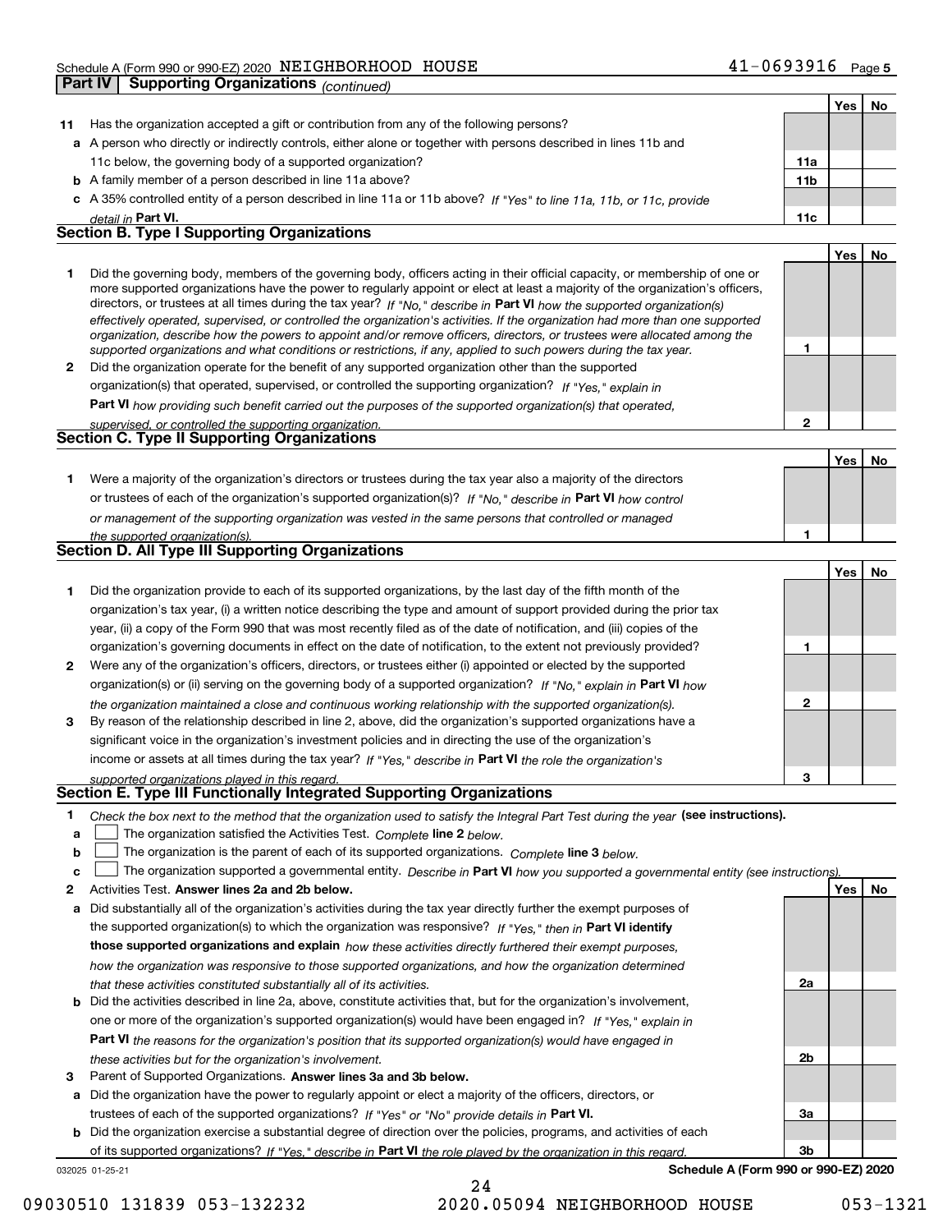Schedule A (Form 990 or 990-EZ) 2020 NEIGHBORHOOD HOUSE 41-0693916 Page 5

**Part IV | Supporting Organizations** *(continued)*

| | | | Yes | No |
|---|---|---|---|---|
| **11** | Has the organization accepted a gift or contribution from any of the following persons? | | | |
| **a** | A person who directly or indirectly controls, either alone or together with persons described in lines 11b and 11c below, the governing body of a supported organization? | **11a** | | |
| **b** | A family member of a person described in line 11a above? | **11b** | | |
| **c** | A 35% controlled entity of a person described in line 11a or 11b above? *If "Yes" to line 11a, 11b, or 11c, provide detail in* **Part VI.** | **11c** | | |

## Section B. Type I Supporting Organizations

| | | | Yes | No |
|---|---|---|---|---|
| **1** | Did the governing body, members of the governing body, officers acting in their official capacity, or membership of one or more supported organizations have the power to regularly appoint or elect at least a majority of the organization's officers, directors, or trustees at all times during the tax year? *If "No," describe in* **Part VI** *how the supported organization(s) effectively operated, supervised, or controlled the organization's activities. If the organization had more than one supported organization, describe how the powers to appoint and/or remove officers, directors, or trustees were allocated among the supported organizations and what conditions or restrictions, if any, applied to such powers during the tax year.* | **1** | | |
| **2** | Did the organization operate for the benefit of any supported organization other than the supported organization(s) that operated, supervised, or controlled the supporting organization? *If "Yes," explain in* **Part VI** *how providing such benefit carried out the purposes of the supported organization(s) that operated, supervised, or controlled the supporting organization.* | **2** | | |

## Section C. Type II Supporting Organizations

| | | | Yes | No |
|---|---|---|---|---|
| **1** | Were a majority of the organization's directors or trustees during the tax year also a majority of the directors or trustees of each of the organization's supported organization(s)? *If "No," describe in* **Part VI** *how control or management of the supporting organization was vested in the same persons that controlled or managed the supported organization(s).* | **1** | | |

## Section D. All Type III Supporting Organizations

| | | | Yes | No |
|---|---|---|---|---|
| **1** | Did the organization provide to each of its supported organizations, by the last day of the fifth month of the organization's tax year, (i) a written notice describing the type and amount of support provided during the prior tax year, (ii) a copy of the Form 990 that was most recently filed as of the date of notification, and (iii) copies of the organization's governing documents in effect on the date of notification, to the extent not previously provided? | **1** | | |
| **2** | Were any of the organization's officers, directors, or trustees either (i) appointed or elected by the supported organization(s) or (ii) serving on the governing body of a supported organization? *If "No," explain in* **Part VI** *how the organization maintained a close and continuous working relationship with the supported organization(s).* | **2** | | |
| **3** | By reason of the relationship described in line 2, above, did the organization's supported organizations have a significant voice in the organization's investment policies and in directing the use of the organization's income or assets at all times during the tax year? *If "Yes," describe in* **Part VI** *the role the organization's supported organizations played in this regard.* | **3** | | |

## Section E. Type III Functionally Integrated Supporting Organizations

**1** *Check the box next to the method that the organization used to satisfy the Integral Part Test during the year* **(see instructions).**

- **a** ☐ The organization satisfied the Activities Test. *Complete* **line 2** *below.*
- **b** ☐ The organization is the parent of each of its supported organizations. *Complete* **line 3** *below.*
- **c** ☐ The organization supported a governmental entity. *Describe in* **Part VI** *how you supported a governmental entity (see instructions).*

| | | | Yes | No |
|---|---|---|---|---|
| **2** | Activities Test. **Answer lines 2a and 2b below.** | | | |
| **a** | Did substantially all of the organization's activities during the tax year directly further the exempt purposes of the supported organization(s) to which the organization was responsive? *If "Yes," then in* **Part VI identify those supported organizations and explain** *how these activities directly furthered their exempt purposes, how the organization was responsive to those supported organizations, and how the organization determined that these activities constituted substantially all of its activities.* | **2a** | | |
| **b** | Did the activities described in line 2a, above, constitute activities that, but for the organization's involvement, one or more of the organization's supported organization(s) would have been engaged in? *If "Yes," explain in* **Part VI** *the reasons for the organization's position that its supported organization(s) would have engaged in these activities but for the organization's involvement.* | **2b** | | |
| **3** | Parent of Supported Organizations. **Answer lines 3a and 3b below.** | | | |
| **a** | Did the organization have the power to regularly appoint or elect a majority of the officers, directors, or trustees of each of the supported organizations? *If "Yes" or "No" provide details in* **Part VI.** | **3a** | | |
| **b** | Did the organization exercise a substantial degree of direction over the policies, programs, and activities of each of its supported organizations? *If "Yes," describe in* **Part VI** *the role played by the organization in this regard.* | **3b** | | |

032025 01-25-21 **Schedule A (Form 990 or 990-EZ) 2020**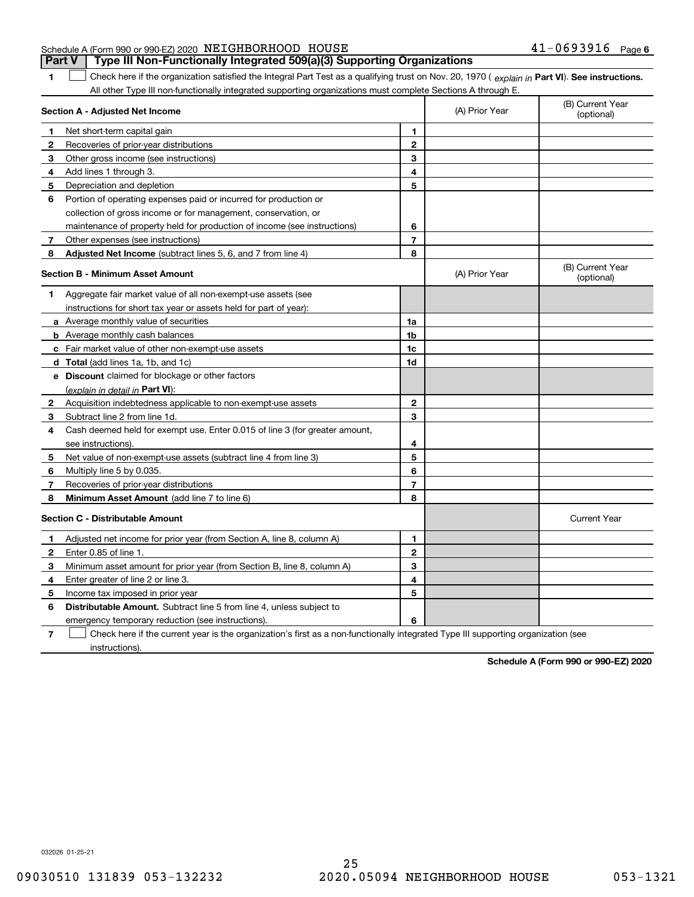Schedule A (Form 990 or 990-EZ) 2020 NEIGHBORHOOD HOUSE 41-0693916 Page 6

## Part V | Type III Non-Functionally Integrated 509(a)(3) Supporting Organizations

**1** ☐ Check here if the organization satisfied the Integral Part Test as a qualifying trust on Nov. 20, 1970 ( *explain in* **Part VI**). **See instructions.** All other Type III non-functionally integrated supporting organizations must complete Sections A through E.

| **Section A - Adjusted Net Income** | | | (A) Prior Year | (B) Current Year (optional) |
|---|---|---|---|---|
| **1** | Net short-term capital gain | 1 | | |
| **2** | Recoveries of prior-year distributions | 2 | | |
| **3** | Other gross income (see instructions) | 3 | | |
| **4** | Add lines 1 through 3. | 4 | | |
| **5** | Depreciation and depletion | 5 | | |
| **6** | Portion of operating expenses paid or incurred for production or collection of gross income or for management, conservation, or maintenance of property held for production of income (see instructions) | 6 | | |
| **7** | Other expenses (see instructions) | 7 | | |
| **8** | **Adjusted Net Income** (subtract lines 5, 6, and 7 from line 4) | 8 | | |

| **Section B - Minimum Asset Amount** | | | (A) Prior Year | (B) Current Year (optional) |
|---|---|---|---|---|
| **1** | Aggregate fair market value of all non-exempt-use assets (see instructions for short tax year or assets held for part of year): | | | |
| **a** | Average monthly value of securities | 1a | | |
| **b** | Average monthly cash balances | 1b | | |
| **c** | Fair market value of other non-exempt-use assets | 1c | | |
| **d** | **Total** (add lines 1a, 1b, and 1c) | 1d | | |
| **e** | **Discount** claimed for blockage or other factors (*explain in detail in* **Part VI**): | | | |
| **2** | Acquisition indebtedness applicable to non-exempt-use assets | 2 | | |
| **3** | Subtract line 2 from line 1d. | 3 | | |
| **4** | Cash deemed held for exempt use. Enter 0.015 of line 3 (for greater amount, see instructions). | 4 | | |
| **5** | Net value of non-exempt-use assets (subtract line 4 from line 3) | 5 | | |
| **6** | Multiply line 5 by 0.035. | 6 | | |
| **7** | Recoveries of prior-year distributions | 7 | | |
| **8** | **Minimum Asset Amount** (add line 7 to line 6) | 8 | | |

| **Section C - Distributable Amount** | | | | Current Year |
|---|---|---|---|---|
| **1** | Adjusted net income for prior year (from Section A, line 8, column A) | 1 | | |
| **2** | Enter 0.85 of line 1. | 2 | | |
| **3** | Minimum asset amount for prior year (from Section B, line 8, column A) | 3 | | |
| **4** | Enter greater of line 2 or line 3. | 4 | | |
| **5** | Income tax imposed in prior year | 5 | | |
| **6** | **Distributable Amount.** Subtract line 5 from line 4, unless subject to emergency temporary reduction (see instructions). | 6 | | |

**7** ☐ Check here if the current year is the organization's first as a non-functionally integrated Type III supporting organization (see instructions).

**Schedule A (Form 990 or 990-EZ) 2020**

032026 01-25-21

09030510 131839 053-132232 2020.05094 NEIGHBORHOOD HOUSE 053-1321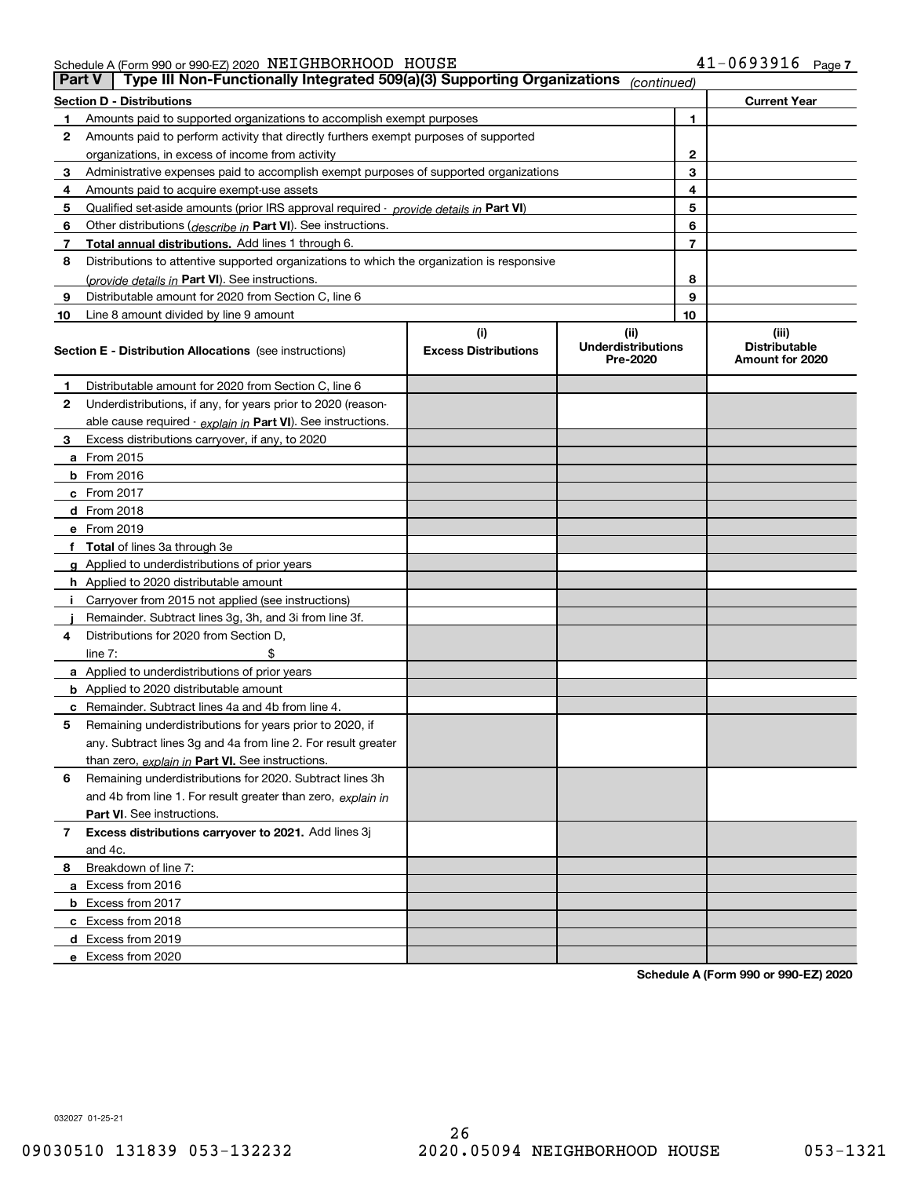Schedule A (Form 990 or 990-EZ) 2020 NEIGHBORHOOD HOUSE 41-0693916 Page 7

## Part V Type III Non-Functionally Integrated 509(a)(3) Supporting Organizations *(continued)*

| Section D - Distributions | | | Current Year |
|---|---|---|---|
| 1 | Amounts paid to supported organizations to accomplish exempt purposes | 1 | |
| 2 | Amounts paid to perform activity that directly furthers exempt purposes of supported organizations, in excess of income from activity | 2 | |
| 3 | Administrative expenses paid to accomplish exempt purposes of supported organizations | 3 | |
| 4 | Amounts paid to acquire exempt-use assets | 4 | |
| 5 | Qualified set-aside amounts (prior IRS approval required - *provide details in* **Part VI**) | 5 | |
| 6 | Other distributions (*describe in* **Part VI**). See instructions. | 6 | |
| 7 | **Total annual distributions.** Add lines 1 through 6. | 7 | |
| 8 | Distributions to attentive supported organizations to which the organization is responsive (*provide details in* **Part VI**). See instructions. | 8 | |
| 9 | Distributable amount for 2020 from Section C, line 6 | 9 | |
| 10 | Line 8 amount divided by line 9 amount | 10 | |

| Section E - Distribution Allocations (see instructions) | (i) Excess Distributions | (ii) Underdistributions Pre-2020 | (iii) Distributable Amount for 2020 |
|---|---|---|---|
| **1** Distributable amount for 2020 from Section C, line 6 | | | |
| **2** Underdistributions, if any, for years prior to 2020 (reasonable cause required - *explain in* **Part VI**). See instructions. | | | |
| **3** Excess distributions carryover, if any, to 2020 | | | |
| **a** From 2015 | | | |
| **b** From 2016 | | | |
| **c** From 2017 | | | |
| **d** From 2018 | | | |
| **e** From 2019 | | | |
| **f Total** of lines 3a through 3e | | | |
| **g** Applied to underdistributions of prior years | | | |
| **h** Applied to 2020 distributable amount | | | |
| **i** Carryover from 2015 not applied (see instructions) | | | |
| **j** Remainder. Subtract lines 3g, 3h, and 3i from line 3f. | | | |
| **4** Distributions for 2020 from Section D, line 7: $ | | | |
| **a** Applied to underdistributions of prior years | | | |
| **b** Applied to 2020 distributable amount | | | |
| **c** Remainder. Subtract lines 4a and 4b from line 4. | | | |
| **5** Remaining underdistributions for years prior to 2020, if any. Subtract lines 3g and 4a from line 2. For result greater than zero, *explain in* **Part VI**. See instructions. | | | |
| **6** Remaining underdistributions for 2020. Subtract lines 3h and 4b from line 1. For result greater than zero, *explain in* **Part VI**. See instructions. | | | |
| **7 Excess distributions carryover to 2021.** Add lines 3j and 4c. | | | |
| **8** Breakdown of line 7: | | | |
| **a** Excess from 2016 | | | |
| **b** Excess from 2017 | | | |
| **c** Excess from 2018 | | | |
| **d** Excess from 2019 | | | |
| **e** Excess from 2020 | | | |

**Schedule A (Form 990 or 990-EZ) 2020**

032027 01-25-21

09030510 131839 053-132232 2020.05094 NEIGHBORHOOD HOUSE 053-1321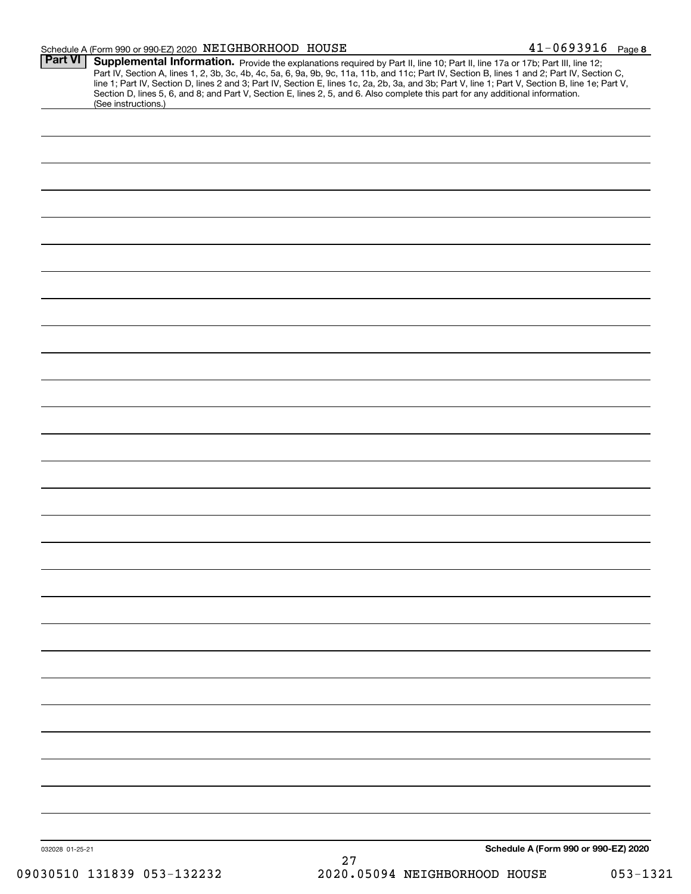Schedule A (Form 990 or 990-EZ) 2020 NEIGHBORHOOD HOUSE 41-0693916 Page 8

**Part VI** **Supplemental Information.** Provide the explanations required by Part II, line 10; Part II, line 17a or 17b; Part III, line 12; Part IV, Section A, lines 1, 2, 3b, 3c, 4b, 4c, 5a, 6, 9a, 9b, 9c, 11a, 11b, and 11c; Part IV, Section B, lines 1 and 2; Part IV, Section C, line 1; Part IV, Section D, lines 2 and 3; Part IV, Section E, lines 1c, 2a, 2b, 3a, and 3b; Part V, line 1; Part V, Section B, line 1e; Part V, Section D, lines 5, 6, and 8; and Part V, Section E, lines 2, 5, and 6. Also complete this part for any additional information. (See instructions.)

032028 01-25-21

**Schedule A (Form 990 or 990-EZ) 2020**

09030510 131839 053-132232 2020.05094 NEIGHBORHOOD HOUSE 053-1321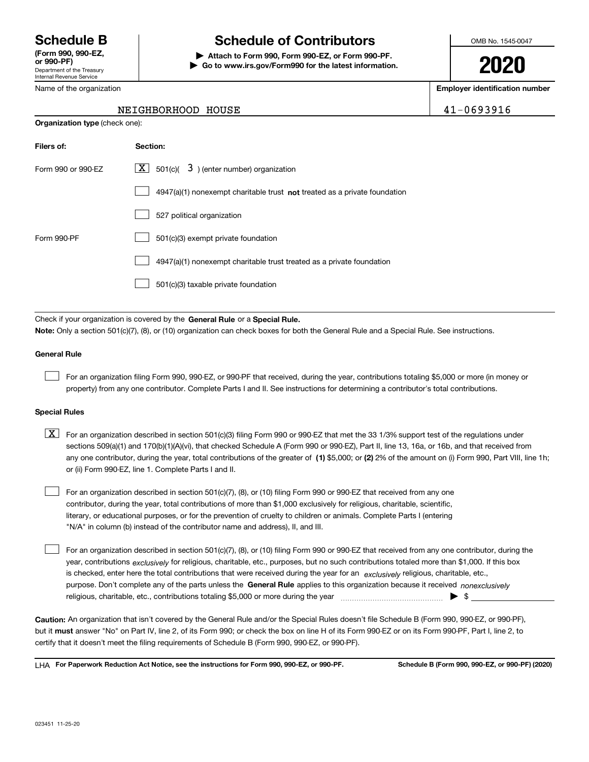# Schedule B

**(Form 990, 990-EZ, or 990-PF)**
Department of the Treasury
Internal Revenue Service

# Schedule of Contributors

▶ **Attach to Form 990, Form 990-EZ, or Form 990-PF.**
▶ **Go to www.irs.gov/Form990 for the latest information.**

OMB No. 1545-0047

**2020**

| Name of the organization | Employer identification number |
|---|---|
| NEIGHBORHOOD HOUSE | 41-0693916 |

**Organization type** (check one):

| Filers of: | Section: |
|---|---|
| Form 990 or 990-EZ | [X] 501(c)( 3 ) (enter number) organization |
| | [ ] 4947(a)(1) nonexempt charitable trust **not** treated as a private foundation |
| | [ ] 527 political organization |
| Form 990-PF | [ ] 501(c)(3) exempt private foundation |
| | [ ] 4947(a)(1) nonexempt charitable trust treated as a private foundation |
| | [ ] 501(c)(3) taxable private foundation |

Check if your organization is covered by the **General Rule** or a **Special Rule.**

**Note:** Only a section 501(c)(7), (8), or (10) organization can check boxes for both the General Rule and a Special Rule. See instructions.

**General Rule**

[ ] For an organization filing Form 990, 990-EZ, or 990-PF that received, during the year, contributions totaling $5,000 or more (in money or property) from any one contributor. Complete Parts I and II. See instructions for determining a contributor's total contributions.

**Special Rules**

[X] For an organization described in section 501(c)(3) filing Form 990 or 990-EZ that met the 33 1/3% support test of the regulations under sections 509(a)(1) and 170(b)(1)(A)(vi), that checked Schedule A (Form 990 or 990-EZ), Part II, line 13, 16a, or 16b, and that received from any one contributor, during the year, total contributions of the greater of **(1)** $5,000; or **(2)** 2% of the amount on (i) Form 990, Part VIII, line 1h; or (ii) Form 990-EZ, line 1. Complete Parts I and II.

[ ] For an organization described in section 501(c)(7), (8), or (10) filing Form 990 or 990-EZ that received from any one contributor, during the year, total contributions of more than $1,000 exclusively for religious, charitable, scientific, literary, or educational purposes, or for the prevention of cruelty to children or animals. Complete Parts I (entering "N/A" in column (b) instead of the contributor name and address), II, and III.

[ ] For an organization described in section 501(c)(7), (8), or (10) filing Form 990 or 990-EZ that received from any one contributor, during the year, contributions *exclusively* for religious, charitable, etc., purposes, but no such contributions totaled more than $1,000. If this box is checked, enter here the total contributions that were received during the year for an *exclusively* religious, charitable, etc., purpose. Don't complete any of the parts unless the **General Rule** applies to this organization because it received *nonexclusively* religious, charitable, etc., contributions totaling $5,000 or more during the year ▶ $

**Caution:** An organization that isn't covered by the General Rule and/or the Special Rules doesn't file Schedule B (Form 990, 990-EZ, or 990-PF), but it **must** answer "No" on Part IV, line 2, of its Form 990; or check the box on line H of its Form 990-EZ or on its Form 990-PF, Part I, line 2, to certify that it doesn't meet the filing requirements of Schedule B (Form 990, 990-EZ, or 990-PF).

LHA **For Paperwork Reduction Act Notice, see the instructions for Form 990, 990-EZ, or 990-PF.** **Schedule B (Form 990, 990-EZ, or 990-PF) (2020)**

023451 11-25-20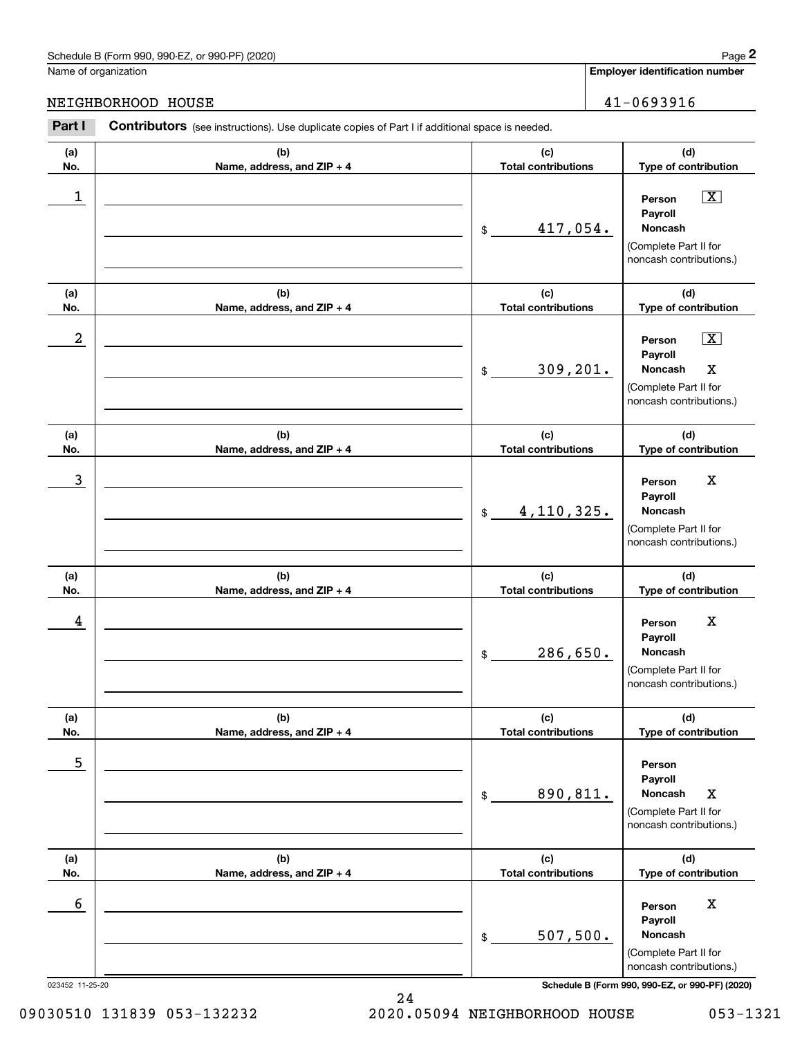Schedule B (Form 990, 990-EZ, or 990-PF) (2020)

Name of organization: NEIGHBORHOOD HOUSE

Employer identification number: 41-0693916

**Part I** **Contributors** (see instructions). Use duplicate copies of Part I if additional space is needed.

| (a) No. | (b) Name, address, and ZIP + 4 | (c) Total contributions | (d) Type of contribution |
|---|---|---|---|
| 1 | | $ 417,054. | Person [X] Payroll [ ] Noncash [ ] (Complete Part II for noncash contributions.) |
| 2 | | $ 309,201. | Person [X] Payroll [ ] Noncash [X] (Complete Part II for noncash contributions.) |
| 3 | | $ 4,110,325. | Person [X] Payroll [ ] Noncash [ ] (Complete Part II for noncash contributions.) |
| 4 | | $ 286,650. | Person [X] Payroll [ ] Noncash [ ] (Complete Part II for noncash contributions.) |
| 5 | | $ 890,811. | Person [ ] Payroll [ ] Noncash [X] (Complete Part II for noncash contributions.) |
| 6 | | $ 507,500. | Person [X] Payroll [ ] Noncash [ ] (Complete Part II for noncash contributions.) |

023452 11-25-20

Schedule B (Form 990, 990-EZ, or 990-PF) (2020)

09030510 131839 053-132232 2020.05094 NEIGHBORHOOD HOUSE 053-1321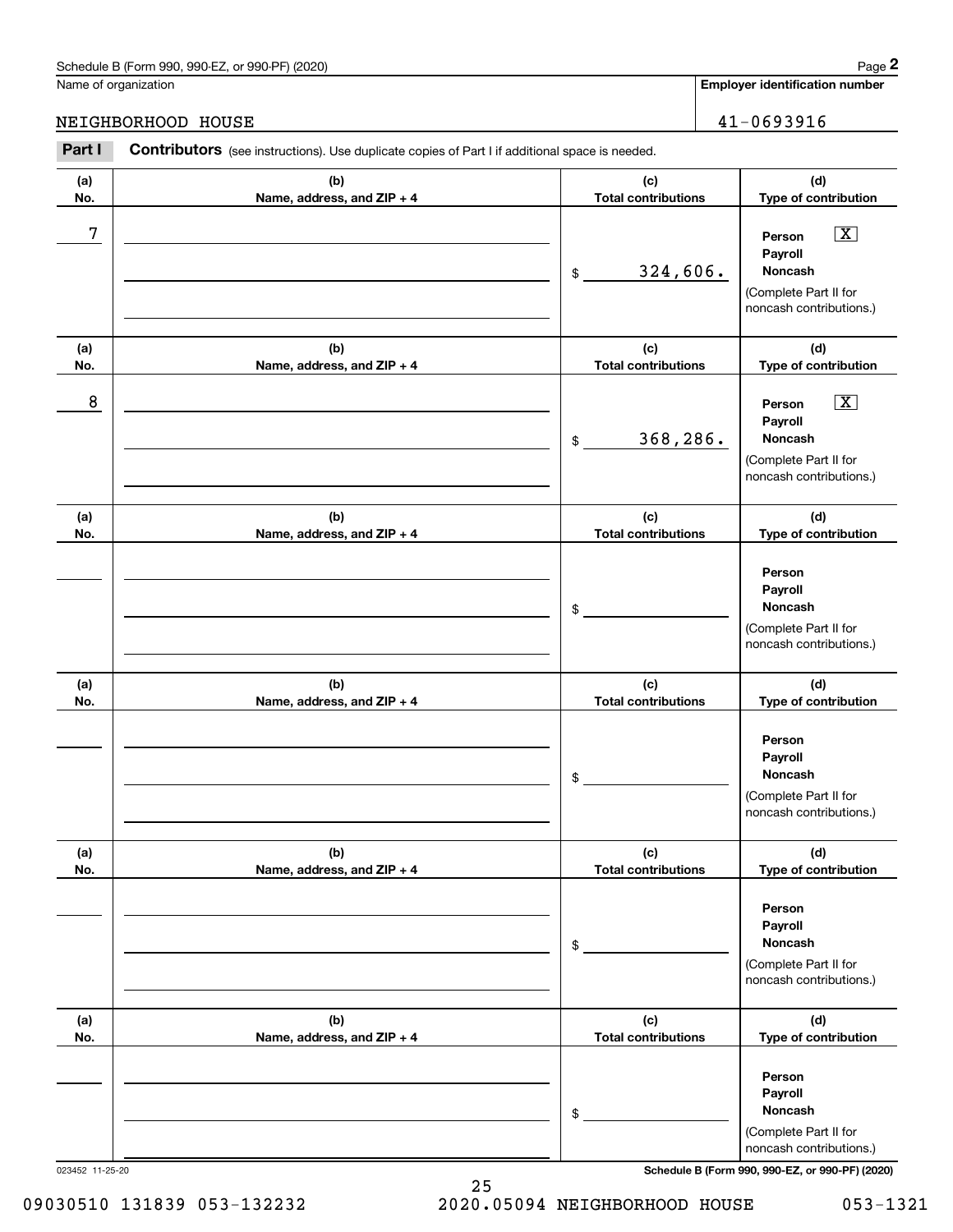Schedule B (Form 990, 990-EZ, or 990-PF) (2020)

Name of organization: NEIGHBORHOOD HOUSE

Employer identification number: 41-0693916

**Part I** **Contributors** (see instructions). Use duplicate copies of Part I if additional space is needed.

| (a) No. | (b) Name, address, and ZIP + 4 | (c) Total contributions | (d) Type of contribution |
|---|---|---|---|
| 7 | | $ 324,606. | Person [X] Payroll [ ] Noncash [ ] (Complete Part II for noncash contributions.) |
| 8 | | $ 368,286. | Person [X] Payroll [ ] Noncash [ ] (Complete Part II for noncash contributions.) |
| | | $ | Person [ ] Payroll [ ] Noncash [ ] (Complete Part II for noncash contributions.) |
| | | $ | Person [ ] Payroll [ ] Noncash [ ] (Complete Part II for noncash contributions.) |
| | | $ | Person [ ] Payroll [ ] Noncash [ ] (Complete Part II for noncash contributions.) |
| | | $ | Person [ ] Payroll [ ] Noncash [ ] (Complete Part II for noncash contributions.) |

023452 11-25-20

Schedule B (Form 990, 990-EZ, or 990-PF) (2020)

09030510 131839 053-132232 2020.05094 NEIGHBORHOOD HOUSE 053-1321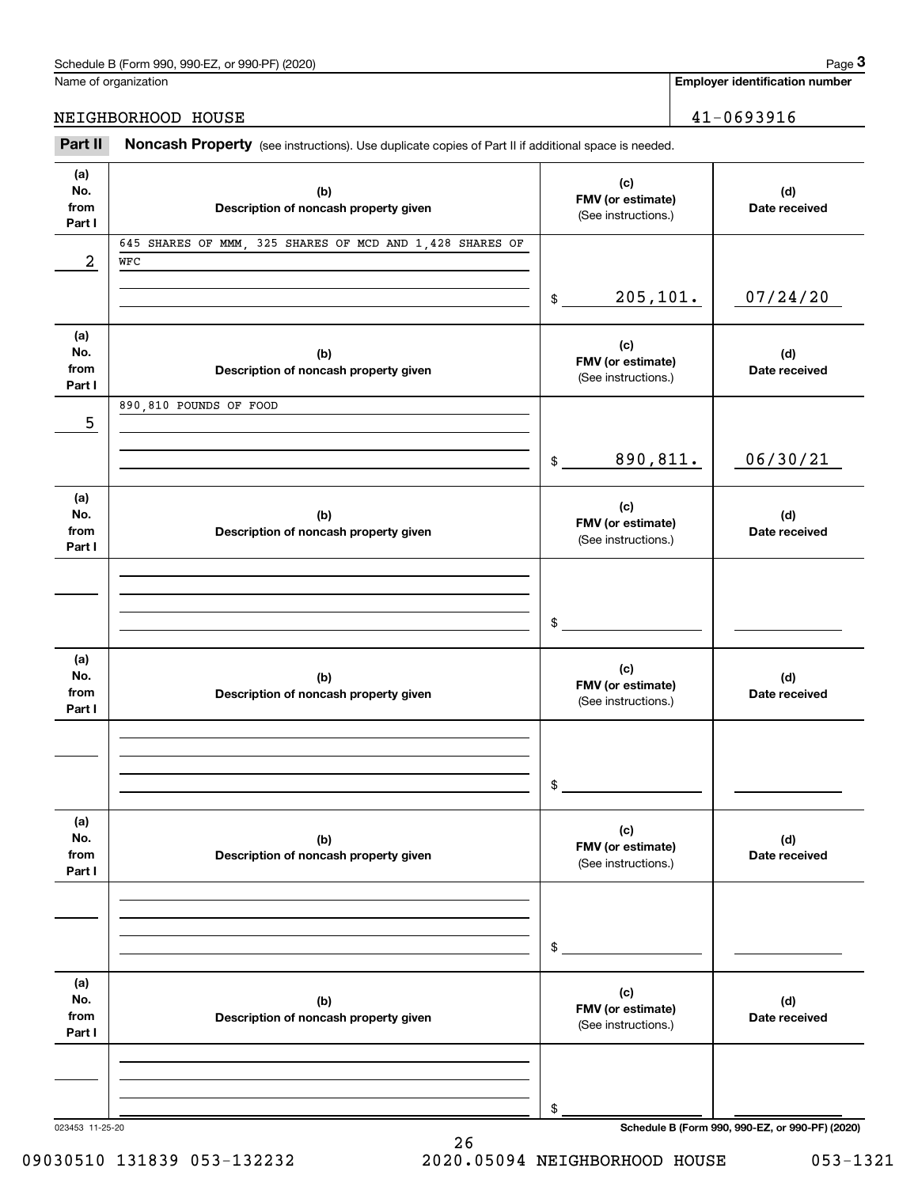Schedule B (Form 990, 990-EZ, or 990-PF) (2020)

Name of organization: NEIGHBORHOOD HOUSE

**Employer identification number:** 41-0693916

## Part II Noncash Property

(see instructions). Use duplicate copies of Part II if additional space is needed.

| (a) No. from Part I | (b) Description of noncash property given | (c) FMV (or estimate) (See instructions.) | (d) Date received |
|---|---|---|---|
| 2 | 645 SHARES OF MMM, 325 SHARES OF MCD AND 1,428 SHARES OF WFC | $ 205,101. | 07/24/20 |
| 5 | 890,810 POUNDS OF FOOD | $ 890,811. | 06/30/21 |
| | | $ | |
| | | $ | |
| | | $ | |
| | | $ | |

023453 11-25-20

Schedule B (Form 990, 990-EZ, or 990-PF) (2020)

09030510 131839 053-132232 2020.05094 NEIGHBORHOOD HOUSE 053-1321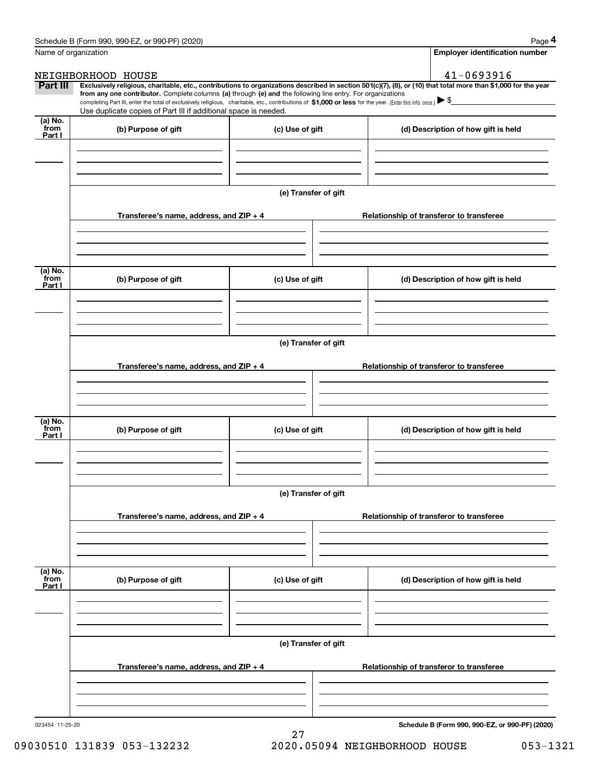Schedule B (Form 990, 990-EZ, or 990-PF) (2020)

Name of organization: NEIGHBORHOOD HOUSE

Employer identification number: 41-0693916

## Part III

**Exclusively religious, charitable, etc., contributions to organizations described in section 501(c)(7), (8), or (10) that total more than $1,000 for the year from any one contributor.** Complete columns **(a)** through **(e)** and the following line entry. For organizations completing Part III, enter the total of exclusively religious, charitable, etc., contributions of **$1,000 or less** for the year. (Enter this info. once.) ▶ $

Use duplicate copies of Part III if additional space is needed.

| (a) No. from Part I | (b) Purpose of gift | (c) Use of gift | (d) Description of how gift is held |
| --- | --- | --- | --- |
| | | | |

**(e) Transfer of gift**

| Transferee's name, address, and ZIP + 4 | Relationship of transferor to transferee |
| --- | --- |
| | |

| (a) No. from Part I | (b) Purpose of gift | (c) Use of gift | (d) Description of how gift is held |
| --- | --- | --- | --- |
| | | | |

**(e) Transfer of gift**

| Transferee's name, address, and ZIP + 4 | Relationship of transferor to transferee |
| --- | --- |
| | |

| (a) No. from Part I | (b) Purpose of gift | (c) Use of gift | (d) Description of how gift is held |
| --- | --- | --- | --- |
| | | | |

**(e) Transfer of gift**

| Transferee's name, address, and ZIP + 4 | Relationship of transferor to transferee |
| --- | --- |
| | |

| (a) No. from Part I | (b) Purpose of gift | (c) Use of gift | (d) Description of how gift is held |
| --- | --- | --- | --- |
| | | | |

**(e) Transfer of gift**

| Transferee's name, address, and ZIP + 4 | Relationship of transferor to transferee |
| --- | --- |
| | |

023454 11-25-20

**Schedule B (Form 990, 990-EZ, or 990-PF) (2020)**

09030510 131839 053-132232 2020.05094 NEIGHBORHOOD HOUSE 053-1321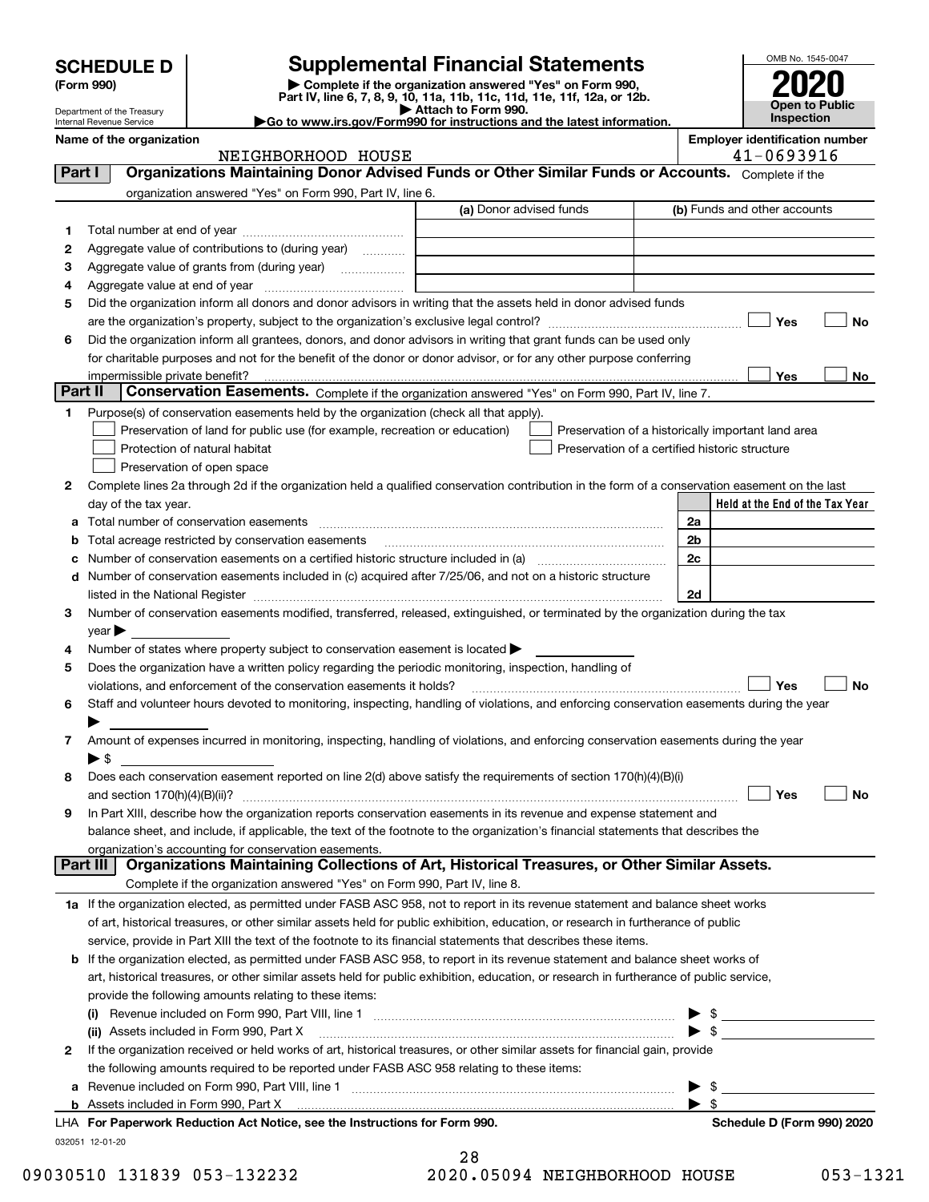# SCHEDULE D (Form 990)

Department of the Treasury
Internal Revenue Service

## Supplemental Financial Statements

▶ Complete if the organization answered "Yes" on Form 990, Part IV, line 6, 7, 8, 9, 10, 11a, 11b, 11c, 11d, 11e, 11f, 12a, or 12b.
▶ Attach to Form 990.
▶Go to www.irs.gov/Form990 for instructions and the latest information.

OMB No. 1545-0047

**2020**

**Open to Public Inspection**

**Name of the organization**
NEIGHBORHOOD HOUSE

**Employer identification number**
41-0693916

### Part I Organizations Maintaining Donor Advised Funds or Other Similar Funds or Accounts. Complete if the organization answered "Yes" on Form 990, Part IV, line 6.

| | | (a) Donor advised funds | (b) Funds and other accounts |
|---|---|---|---|
| 1 | Total number at end of year | | |
| 2 | Aggregate value of contributions to (during year) | | |
| 3 | Aggregate value of grants from (during year) | | |
| 4 | Aggregate value at end of year | | |

5 Did the organization inform all donors and donor advisors in writing that the assets held in donor advised funds are the organization's property, subject to the organization's exclusive legal control? ☐ Yes ☐ No

6 Did the organization inform all grantees, donors, and donor advisors in writing that grant funds can be used only for charitable purposes and not for the benefit of the donor or donor advisor, or for any other purpose conferring impermissible private benefit? ☐ Yes ☐ No

### Part II Conservation Easements. Complete if the organization answered "Yes" on Form 990, Part IV, line 7.

1 Purpose(s) of conservation easements held by the organization (check all that apply).
- ☐ Preservation of land for public use (for example, recreation or education)
- ☐ Protection of natural habitat
- ☐ Preservation of open space
- ☐ Preservation of a historically important land area
- ☐ Preservation of a certified historic structure

2 Complete lines 2a through 2d if the organization held a qualified conservation contribution in the form of a conservation easement on the last day of the tax year.

| | | | Held at the End of the Tax Year |
|---|---|---|---|
| a | Total number of conservation easements | 2a | |
| b | Total acreage restricted by conservation easements | 2b | |
| c | Number of conservation easements on a certified historic structure included in (a) | 2c | |
| d | Number of conservation easements included in (c) acquired after 7/25/06, and not on a historic structure listed in the National Register | 2d | |

3 Number of conservation easements modified, transferred, released, extinguished, or terminated by the organization during the tax year ▶

4 Number of states where property subject to conservation easement is located ▶

5 Does the organization have a written policy regarding the periodic monitoring, inspection, handling of violations, and enforcement of the conservation easements it holds? ☐ Yes ☐ No

6 Staff and volunteer hours devoted to monitoring, inspecting, handling of violations, and enforcing conservation easements during the year ▶

7 Amount of expenses incurred in monitoring, inspecting, handling of violations, and enforcing conservation easements during the year ▶ $

8 Does each conservation easement reported on line 2(d) above satisfy the requirements of section 170(h)(4)(B)(i) and section 170(h)(4)(B)(ii)? ☐ Yes ☐ No

9 In Part XIII, describe how the organization reports conservation easements in its revenue and expense statement and balance sheet, and include, if applicable, the text of the footnote to the organization's financial statements that describes the organization's accounting for conservation easements.

### Part III Organizations Maintaining Collections of Art, Historical Treasures, or Other Similar Assets. Complete if the organization answered "Yes" on Form 990, Part IV, line 8.

1a If the organization elected, as permitted under FASB ASC 958, not to report in its revenue statement and balance sheet works of art, historical treasures, or other similar assets held for public exhibition, education, or research in furtherance of public service, provide in Part XIII the text of the footnote to its financial statements that describes these items.

b If the organization elected, as permitted under FASB ASC 958, to report in its revenue statement and balance sheet works of art, historical treasures, or other similar assets held for public exhibition, education, or research in furtherance of public service, provide the following amounts relating to these items:

(i) Revenue included on Form 990, Part VIII, line 1 ▶ $

(ii) Assets included in Form 990, Part X ▶ $

2 If the organization received or held works of art, historical treasures, or other similar assets for financial gain, provide the following amounts required to be reported under FASB ASC 958 relating to these items:

a Revenue included on Form 990, Part VIII, line 1 ▶ $

b Assets included in Form 990, Part X ▶ $

LHA For Paperwork Reduction Act Notice, see the Instructions for Form 990. **Schedule D (Form 990) 2020**

032051 12-01-20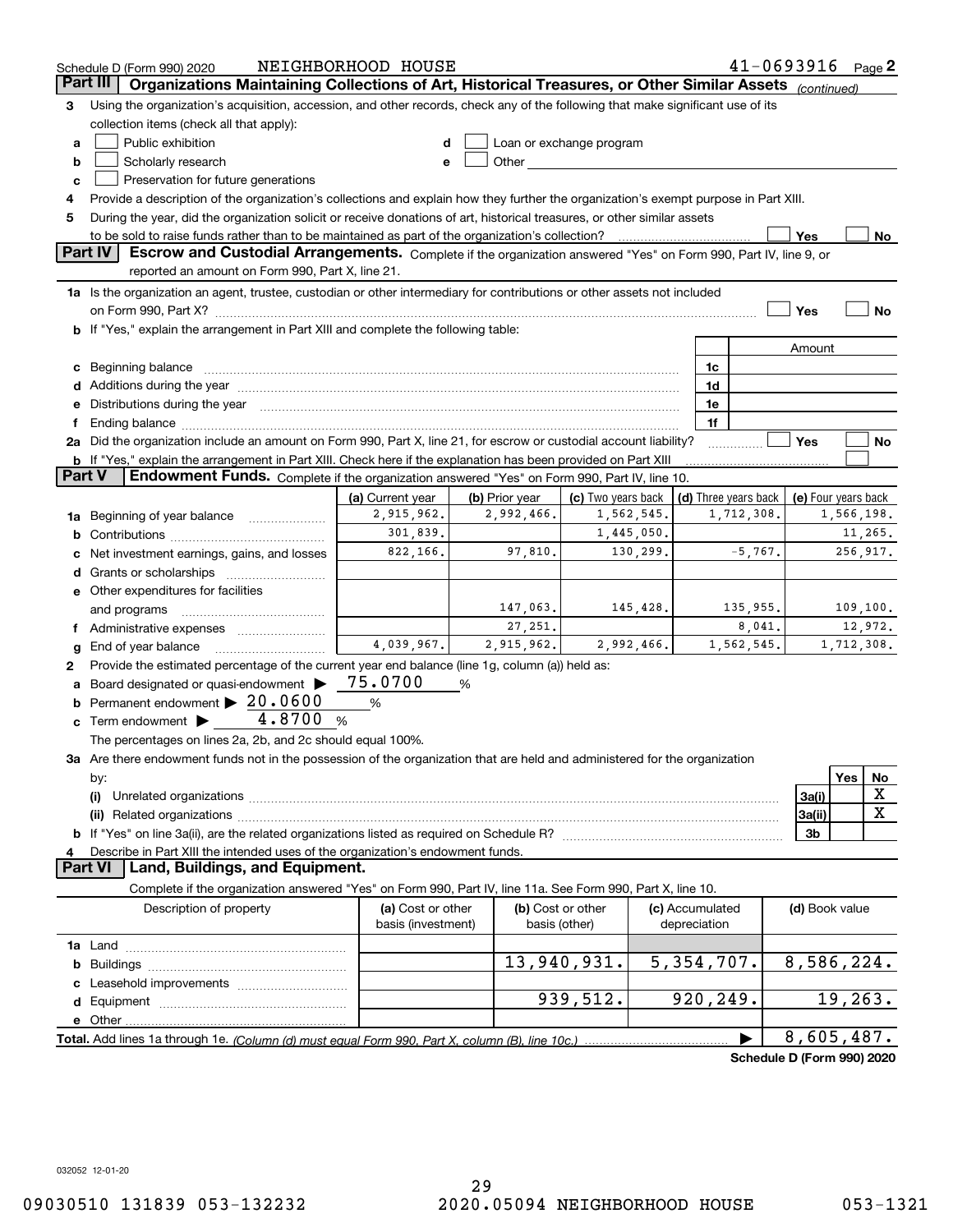Schedule D (Form 990) 2020 NEIGHBORHOOD HOUSE 41-0693916 Page 2

## Part III Organizations Maintaining Collections of Art, Historical Treasures, or Other Similar Assets *(continued)*

3 Using the organization's acquisition, accession, and other records, check any of the following that make significant use of its collection items (check all that apply):

- a ☐ Public exhibition
- b ☐ Scholarly research
- c ☐ Preservation for future generations
- d ☐ Loan or exchange program
- e ☐ Other

4 Provide a description of the organization's collections and explain how they further the organization's exempt purpose in Part XIII.

5 During the year, did the organization solicit or receive donations of art, historical treasures, or other similar assets to be sold to raise funds rather than to be maintained as part of the organization's collection? ☐ Yes ☐ No

## Part IV Escrow and Custodial Arrangements.

Complete if the organization answered "Yes" on Form 990, Part IV, line 9, or reported an amount on Form 990, Part X, line 21.

1a Is the organization an agent, trustee, custodian or other intermediary for contributions or other assets not included on Form 990, Part X? ☐ Yes ☐ No

b If "Yes," explain the arrangement in Part XIII and complete the following table:

| | | Amount |
|---|---|---|
| c Beginning balance | 1c | |
| d Additions during the year | 1d | |
| e Distributions during the year | 1e | |
| f Ending balance | 1f | |

2a Did the organization include an amount on Form 990, Part X, line 21, for escrow or custodial account liability? ☐ Yes ☐ No

b If "Yes," explain the arrangement in Part XIII. Check here if the explanation has been provided on Part XIII ☐

## Part V Endowment Funds.

Complete if the organization answered "Yes" on Form 990, Part IV, line 10.

| | (a) Current year | (b) Prior year | (c) Two years back | (d) Three years back | (e) Four years back |
|---|---|---|---|---|---|
| 1a Beginning of year balance | 2,915,962. | 2,992,466. | 1,562,545. | 1,712,308. | 1,566,198. |
| b Contributions | 301,839. | | 1,445,050. | | 11,265. |
| c Net investment earnings, gains, and losses | 822,166. | 97,810. | 130,299. | -5,767. | 256,917. |
| d Grants or scholarships | | | | | |
| e Other expenditures for facilities and programs | | 147,063. | 145,428. | 135,955. | 109,100. |
| f Administrative expenses | | 27,251. | | 8,041. | 12,972. |
| g End of year balance | 4,039,967. | 2,915,962. | 2,992,466. | 1,562,545. | 1,712,308. |

2 Provide the estimated percentage of the current year end balance (line 1g, column (a)) held as:

- a Board designated or quasi-endowment ▶ 75.0700 %
- b Permanent endowment ▶ 20.0600 %
- c Term endowment ▶ 4.8700 %

The percentages on lines 2a, 2b, and 2c should equal 100%.

3a Are there endowment funds not in the possession of the organization that are held and administered for the organization by:

| | | Yes | No |
|---|---|---|---|
| (i) Unrelated organizations | 3a(i) | | X |
| (ii) Related organizations | 3a(ii) | | X |
| b If "Yes" on line 3a(ii), are the related organizations listed as required on Schedule R? | 3b | | |

4 Describe in Part XIII the intended uses of the organization's endowment funds.

## Part VI Land, Buildings, and Equipment.

Complete if the organization answered "Yes" on Form 990, Part IV, line 11a. See Form 990, Part X, line 10.

| Description of property | (a) Cost or other basis (investment) | (b) Cost or other basis (other) | (c) Accumulated depreciation | (d) Book value |
|---|---|---|---|---|
| 1a Land | | | | |
| b Buildings | | 13,940,931. | 5,354,707. | 8,586,224. |
| c Leasehold improvements | | | | |
| d Equipment | | 939,512. | 920,249. | 19,263. |
| e Other | | | | |
| Total. Add lines 1a through 1e. *(Column (d) must equal Form 990, Part X, column (B), line 10c.)* | | | ▶ | 8,605,487. |

Schedule D (Form 990) 2020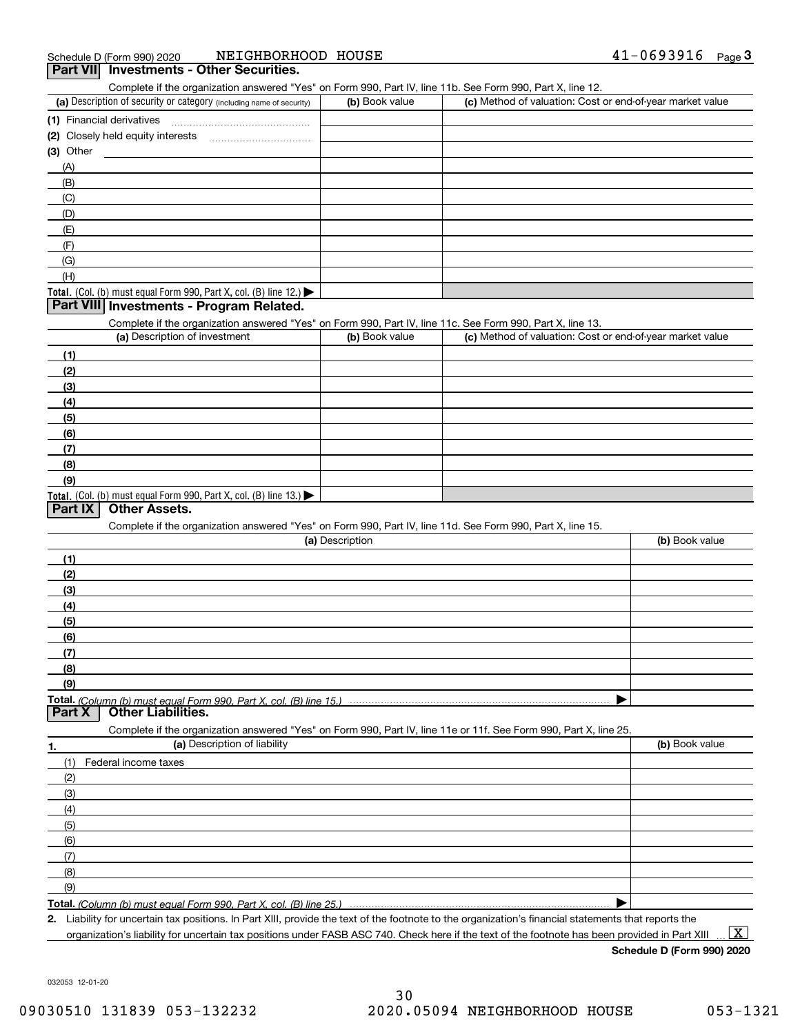Schedule D (Form 990) 2020 NEIGHBORHOOD HOUSE 41-0693916 Page 3

## Part VII Investments - Other Securities.

Complete if the organization answered "Yes" on Form 990, Part IV, line 11b. See Form 990, Part X, line 12.

| (a) Description of security or category (including name of security) | (b) Book value | (c) Method of valuation: Cost or end-of-year market value |
|---|---|---|
| (1) Financial derivatives | | |
| (2) Closely held equity interests | | |
| (3) Other | | |
| (A) | | |
| (B) | | |
| (C) | | |
| (D) | | |
| (E) | | |
| (F) | | |
| (G) | | |
| (H) | | |
| Total. (Col. (b) must equal Form 990, Part X, col. (B) line 12.) | | |

## Part VIII Investments - Program Related.

Complete if the organization answered "Yes" on Form 990, Part IV, line 11c. See Form 990, Part X, line 13.

| (a) Description of investment | (b) Book value | (c) Method of valuation: Cost or end-of-year market value |
|---|---|---|
| (1) | | |
| (2) | | |
| (3) | | |
| (4) | | |
| (5) | | |
| (6) | | |
| (7) | | |
| (8) | | |
| (9) | | |
| Total. (Col. (b) must equal Form 990, Part X, col. (B) line 13.) | | |

## Part IX Other Assets.

Complete if the organization answered "Yes" on Form 990, Part IV, line 11d. See Form 990, Part X, line 15.

| (a) Description | (b) Book value |
|---|---|
| (1) | |
| (2) | |
| (3) | |
| (4) | |
| (5) | |
| (6) | |
| (7) | |
| (8) | |
| (9) | |
| Total. (Column (b) must equal Form 990, Part X, col. (B) line 15.) | |

## Part X Other Liabilities.

Complete if the organization answered "Yes" on Form 990, Part IV, line 11e or 11f. See Form 990, Part X, line 25.

| 1. (a) Description of liability | (b) Book value |
|---|---|
| (1) Federal income taxes | |
| (2) | |
| (3) | |
| (4) | |
| (5) | |
| (6) | |
| (7) | |
| (8) | |
| (9) | |
| Total. (Column (b) must equal Form 990, Part X, col. (B) line 25.) | |

2. Liability for uncertain tax positions. In Part XIII, provide the text of the footnote to the organization's financial statements that reports the organization's liability for uncertain tax positions under FASB ASC 740. Check here if the text of the footnote has been provided in Part XIII [X]

Schedule D (Form 990) 2020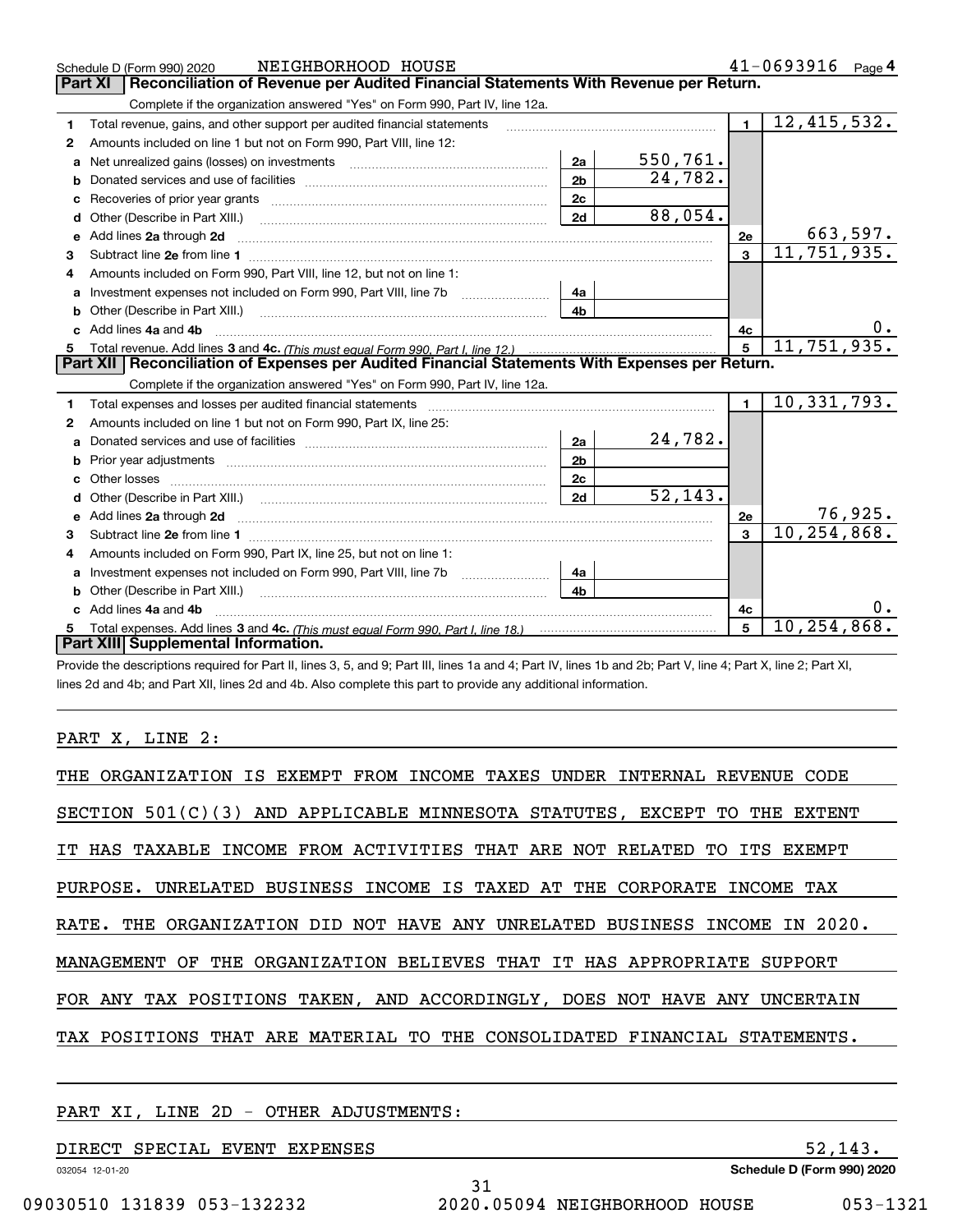Schedule D (Form 990) 2020 NEIGHBORHOOD HOUSE 41-0693916 Page 4

## Part XI Reconciliation of Revenue per Audited Financial Statements With Revenue per Return.

Complete if the organization answered "Yes" on Form 990, Part IV, line 12a.

| | | | | | |
|---|---|---|---|---|---|
| 1 | Total revenue, gains, and other support per audited financial statements | | | 1 | 12,415,532. |
| 2 | Amounts included on line 1 but not on Form 990, Part VIII, line 12: | | | | |
| a | Net unrealized gains (losses) on investments | 2a | 550,761. | | |
| b | Donated services and use of facilities | 2b | 24,782. | | |
| c | Recoveries of prior year grants | 2c | | | |
| d | Other (Describe in Part XIII.) | 2d | 88,054. | | |
| e | Add lines 2a through 2d | | | 2e | 663,597. |
| 3 | Subtract line 2e from line 1 | | | 3 | 11,751,935. |
| 4 | Amounts included on Form 990, Part VIII, line 12, but not on line 1: | | | | |
| a | Investment expenses not included on Form 990, Part VIII, line 7b | 4a | | | |
| b | Other (Describe in Part XIII.) | 4b | | | |
| c | Add lines 4a and 4b | | | 4c | 0. |
| 5 | Total revenue. Add lines 3 and 4c. *(This must equal Form 990, Part I, line 12.)* | | | 5 | 11,751,935. |

## Part XII Reconciliation of Expenses per Audited Financial Statements With Expenses per Return.

Complete if the organization answered "Yes" on Form 990, Part IV, line 12a.

| | | | | | |
|---|---|---|---|---|---|
| 1 | Total expenses and losses per audited financial statements | | | 1 | 10,331,793. |
| 2 | Amounts included on line 1 but not on Form 990, Part IX, line 25: | | | | |
| a | Donated services and use of facilities | 2a | 24,782. | | |
| b | Prior year adjustments | 2b | | | |
| c | Other losses | 2c | | | |
| d | Other (Describe in Part XIII.) | 2d | 52,143. | | |
| e | Add lines 2a through 2d | | | 2e | 76,925. |
| 3 | Subtract line 2e from line 1 | | | 3 | 10,254,868. |
| 4 | Amounts included on Form 990, Part IX, line 25, but not on line 1: | | | | |
| a | Investment expenses not included on Form 990, Part VIII, line 7b | 4a | | | |
| b | Other (Describe in Part XIII.) | 4b | | | |
| c | Add lines 4a and 4b | | | 4c | 0. |
| 5 | Total expenses. Add lines 3 and 4c. *(This must equal Form 990, Part I, line 18.)* | | | 5 | 10,254,868. |

## Part XIII Supplemental Information.

Provide the descriptions required for Part II, lines 3, 5, and 9; Part III, lines 1a and 4; Part IV, lines 1b and 2b; Part V, line 4; Part X, line 2; Part XI, lines 2d and 4b; and Part XII, lines 2d and 4b. Also complete this part to provide any additional information.

PART X, LINE 2:

THE ORGANIZATION IS EXEMPT FROM INCOME TAXES UNDER INTERNAL REVENUE CODE SECTION 501(C)(3) AND APPLICABLE MINNESOTA STATUTES, EXCEPT TO THE EXTENT IT HAS TAXABLE INCOME FROM ACTIVITIES THAT ARE NOT RELATED TO ITS EXEMPT PURPOSE. UNRELATED BUSINESS INCOME IS TAXED AT THE CORPORATE INCOME TAX RATE. THE ORGANIZATION DID NOT HAVE ANY UNRELATED BUSINESS INCOME IN 2020. MANAGEMENT OF THE ORGANIZATION BELIEVES THAT IT HAS APPROPRIATE SUPPORT FOR ANY TAX POSITIONS TAKEN, AND ACCORDINGLY, DOES NOT HAVE ANY UNCERTAIN TAX POSITIONS THAT ARE MATERIAL TO THE CONSOLIDATED FINANCIAL STATEMENTS.

PART XI, LINE 2D - OTHER ADJUSTMENTS:

| | |
|---|---|
| DIRECT SPECIAL EVENT EXPENSES | 52,143. |

032054 12-01-20 Schedule D (Form 990) 2020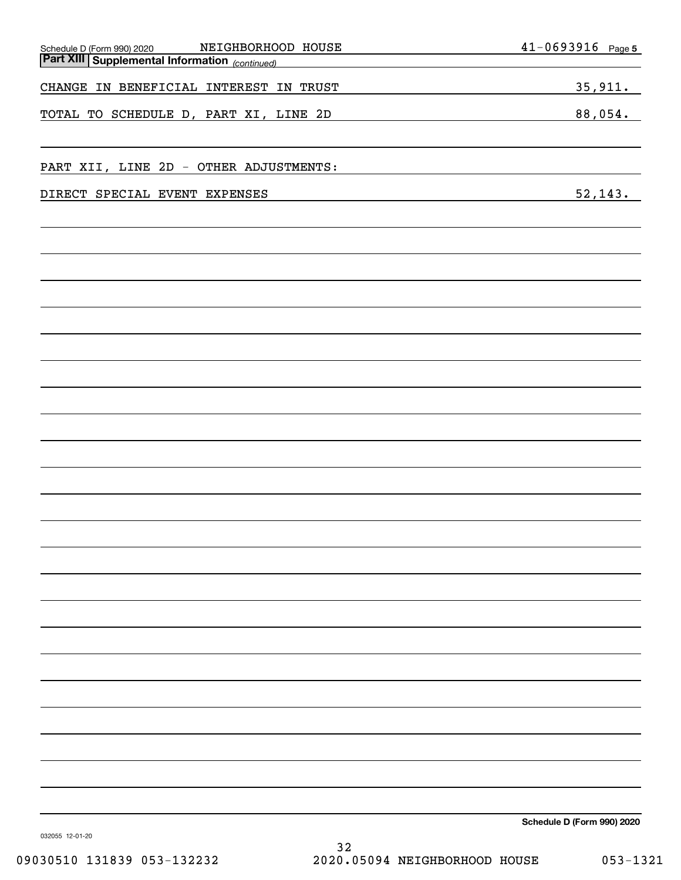Schedule D (Form 990) 2020 NEIGHBORHOOD HOUSE 41-0693916

**Part XIII | Supplemental Information** *(continued)*

| | |
|---|---|
| CHANGE IN BENEFICIAL INTEREST IN TRUST | 35,911. |
| TOTAL TO SCHEDULE D, PART XI, LINE 2D | 88,054. |

PART XII, LINE 2D - OTHER ADJUSTMENTS:

| | |
|---|---|
| DIRECT SPECIAL EVENT EXPENSES | 52,143. |

Schedule D (Form 990) 2020

032055 12-01-20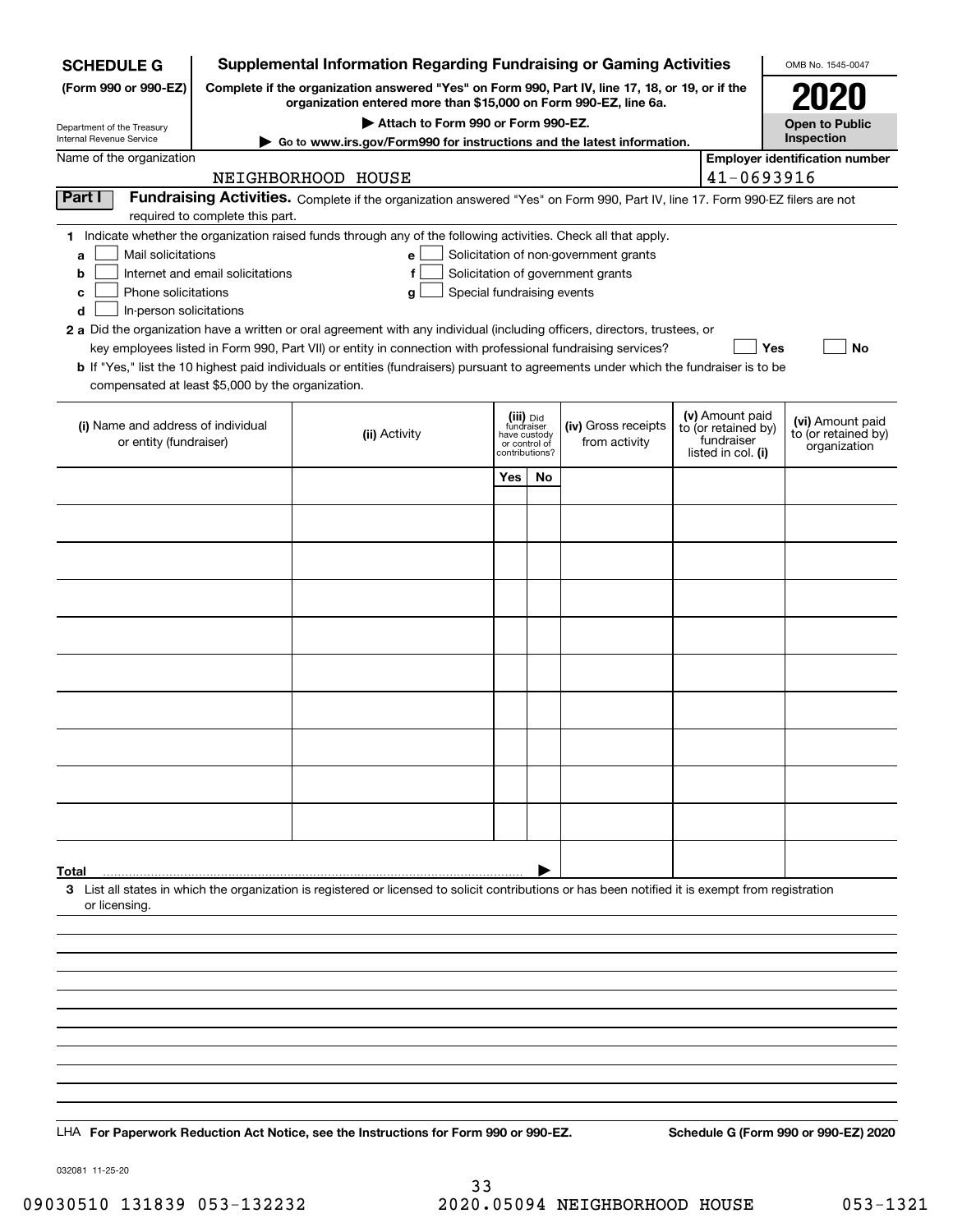**SCHEDULE G**
**(Form 990 or 990-EZ)**

Department of the Treasury
Internal Revenue Service

# Supplemental Information Regarding Fundraising or Gaming Activities

**Complete if the organization answered "Yes" on Form 990, Part IV, line 17, 18, or 19, or if the organization entered more than $15,000 on Form 990-EZ, line 6a.**

**▶ Attach to Form 990 or Form 990-EZ.**

**▶ Go to www.irs.gov/Form990 for instructions and the latest information.**

OMB No. 1545-0047

**2020**

**Open to Public Inspection**

Name of the organization: NEIGHBORHOOD HOUSE

Employer identification number: 41-0693916

## Part I Fundraising Activities.

Complete if the organization answered "Yes" on Form 990, Part IV, line 17. Form 990-EZ filers are not required to complete this part.

**1** Indicate whether the organization raised funds through any of the following activities. Check all that apply.

- **a** ☐ Mail solicitations
- **b** ☐ Internet and email solicitations
- **c** ☐ Phone solicitations
- **d** ☐ In-person solicitations
- **e** ☐ Solicitation of non-government grants
- **f** ☐ Solicitation of government grants
- **g** ☐ Special fundraising events

**2 a** Did the organization have a written or oral agreement with any individual (including officers, directors, trustees, or key employees listed in Form 990, Part VII) or entity in connection with professional fundraising services? ☐ **Yes** ☐ **No**

**b** If "Yes," list the 10 highest paid individuals or entities (fundraisers) pursuant to agreements under which the fundraiser is to be compensated at least $5,000 by the organization.

| (i) Name and address of individual or entity (fundraiser) | (ii) Activity | (iii) Did fundraiser have custody or control of contributions? Yes | No | (iv) Gross receipts from activity | (v) Amount paid to (or retained by) fundraiser listed in col. (i) | (vi) Amount paid to (or retained by) organization |
|---|---|---|---|---|---|---|
| | | | | | | |
| | | | | | | |
| | | | | | | |
| | | | | | | |
| | | | | | | |
| | | | | | | |
| | | | | | | |
| | | | | | | |
| | | | | | | |
| | | | | | | |
| **Total** ▶ | | | | | | |

**3** List all states in which the organization is registered or licensed to solicit contributions or has been notified it is exempt from registration or licensing.

LHA **For Paperwork Reduction Act Notice, see the Instructions for Form 990 or 990-EZ.** **Schedule G (Form 990 or 990-EZ) 2020**

032081 11-25-20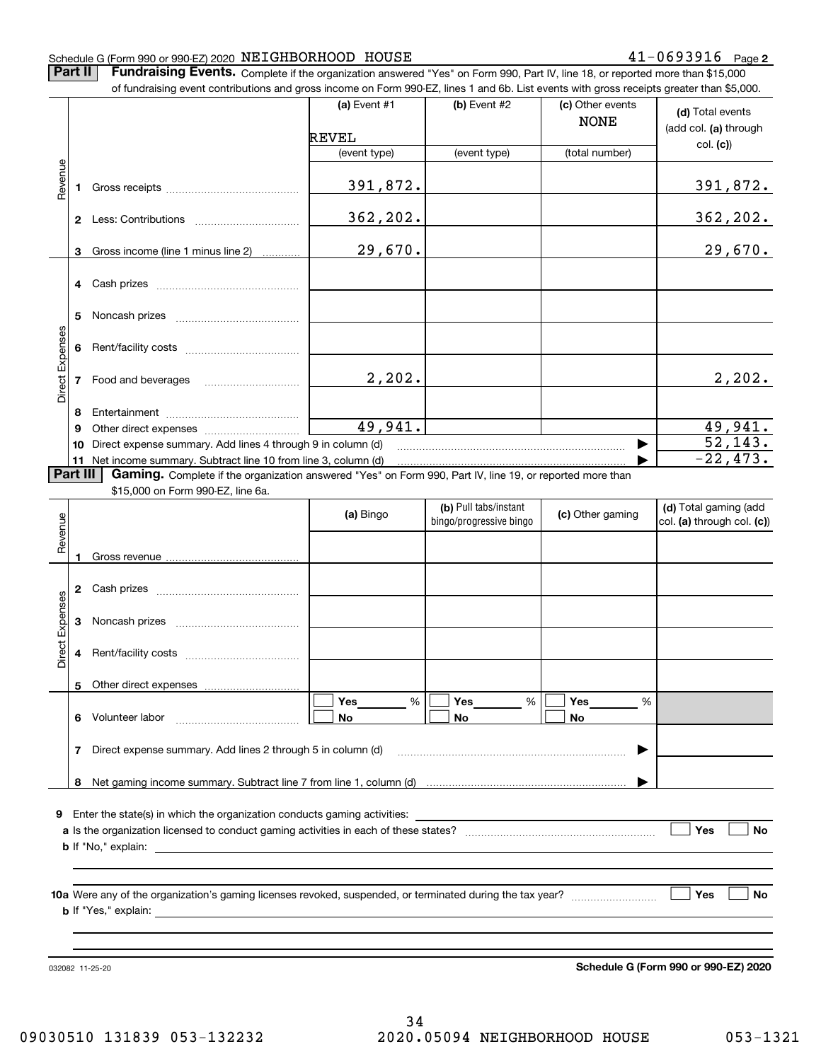Schedule G (Form 990 or 990-EZ) 2020 NEIGHBORHOOD HOUSE 41-0693916 Page 2

**Part II** **Fundraising Events.** Complete if the organization answered "Yes" on Form 990, Part IV, line 18, or reported more than $15,000 of fundraising event contributions and gross income on Form 990-EZ, lines 1 and 6b. List events with gross receipts greater than $5,000.

| | | (a) Event #1 | (b) Event #2 | (c) Other events | (d) Total events (add col. (a) through col. (c)) |
|---|---|---|---|---|---|
| | | REVEL | | NONE | |
| | | (event type) | (event type) | (total number) | |
| Revenue | 1 Gross receipts | 391,872. | | | 391,872. |
| | 2 Less: Contributions | 362,202. | | | 362,202. |
| | 3 Gross income (line 1 minus line 2) | 29,670. | | | 29,670. |
| Direct Expenses | 4 Cash prizes | | | | |
| | 5 Noncash prizes | | | | |
| | 6 Rent/facility costs | | | | |
| | 7 Food and beverages | 2,202. | | | 2,202. |
| | 8 Entertainment | | | | |
| | 9 Other direct expenses | 49,941. | | | 49,941. |
| | 10 Direct expense summary. Add lines 4 through 9 in column (d) | | | | 52,143. |
| | 11 Net income summary. Subtract line 10 from line 3, column (d) | | | | -22,473. |

**Part III** **Gaming.** Complete if the organization answered "Yes" on Form 990, Part IV, line 19, or reported more than $15,000 on Form 990-EZ, line 6a.

| | | (a) Bingo | (b) Pull tabs/instant bingo/progressive bingo | (c) Other gaming | (d) Total gaming (add col. (a) through col. (c)) |
|---|---|---|---|---|---|
| Revenue | 1 Gross revenue | | | | |
| Direct Expenses | 2 Cash prizes | | | | |
| | 3 Noncash prizes | | | | |
| | 4 Rent/facility costs | | | | |
| | 5 Other direct expenses | | | | |
| | 6 Volunteer labor | ☐ Yes ___ % ☐ No | ☐ Yes ___ % ☐ No | ☐ Yes ___ % ☐ No | |
| | 7 Direct expense summary. Add lines 2 through 5 in column (d) | | | | |
| | 8 Net gaming income summary. Subtract line 7 from line 1, column (d) | | | | |

9 Enter the state(s) in which the organization conducts gaming activities: ____________

a Is the organization licensed to conduct gaming activities in each of these states? ☐ Yes ☐ No

b If "No," explain: ____________

10a Were any of the organization's gaming licenses revoked, suspended, or terminated during the tax year? ☐ Yes ☐ No

b If "Yes," explain: ____________

032082 11-25-20 **Schedule G (Form 990 or 990-EZ) 2020**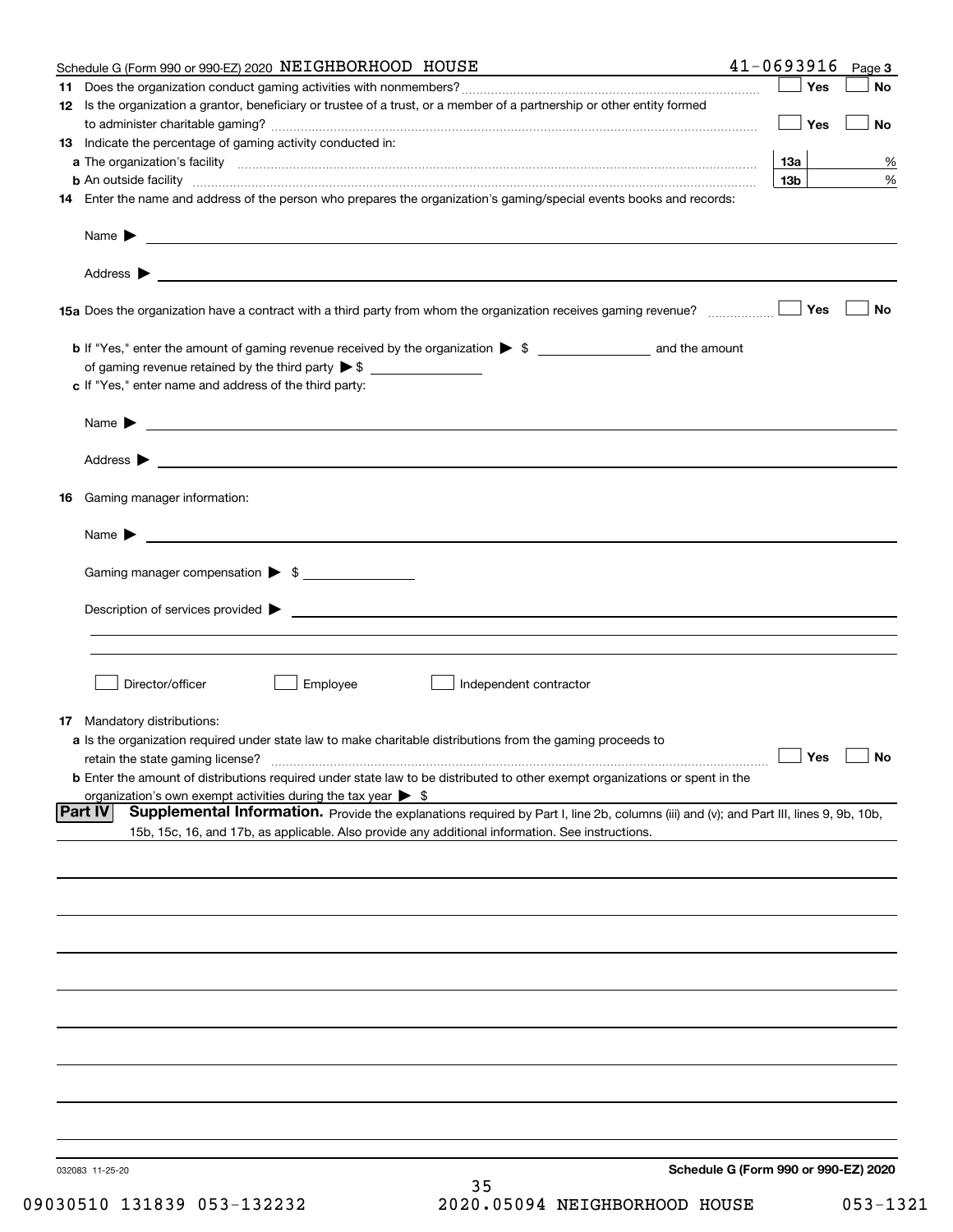Schedule G (Form 990 or 990-EZ) 2020 NEIGHBORHOOD HOUSE 41-0693916 Page 3

**11** Does the organization conduct gaming activities with nonmembers? ☐ Yes ☐ No

**12** Is the organization a grantor, beneficiary or trustee of a trust, or a member of a partnership or other entity formed to administer charitable gaming? ☐ Yes ☐ No

**13** Indicate the percentage of gaming activity conducted in:

**a** The organization's facility **13a** %

**b** An outside facility **13b** %

**14** Enter the name and address of the person who prepares the organization's gaming/special events books and records:

Name ▶

Address ▶

**15a** Does the organization have a contract with a third party from whom the organization receives gaming revenue? ☐ Yes ☐ No

**b** If "Yes," enter the amount of gaming revenue received by the organization ▶ $ and the amount of gaming revenue retained by the third party ▶ $

**c** If "Yes," enter name and address of the third party:

Name ▶

Address ▶

**16** Gaming manager information:

Name ▶

Gaming manager compensation ▶ $

Description of services provided ▶

☐ Director/officer ☐ Employee ☐ Independent contractor

**17** Mandatory distributions:

**a** Is the organization required under state law to make charitable distributions from the gaming proceeds to retain the state gaming license? ☐ Yes ☐ No

**b** Enter the amount of distributions required under state law to be distributed to other exempt organizations or spent in the organization's own exempt activities during the tax year ▶ $

## Part IV Supplemental Information.

Provide the explanations required by Part I, line 2b, columns (iii) and (v); and Part III, lines 9, 9b, 10b, 15b, 15c, 16, and 17b, as applicable. Also provide any additional information. See instructions.

032083 11-25-20

**Schedule G (Form 990 or 990-EZ) 2020**

09030510 131839 053-132232 2020.05094 NEIGHBORHOOD HOUSE 053-1321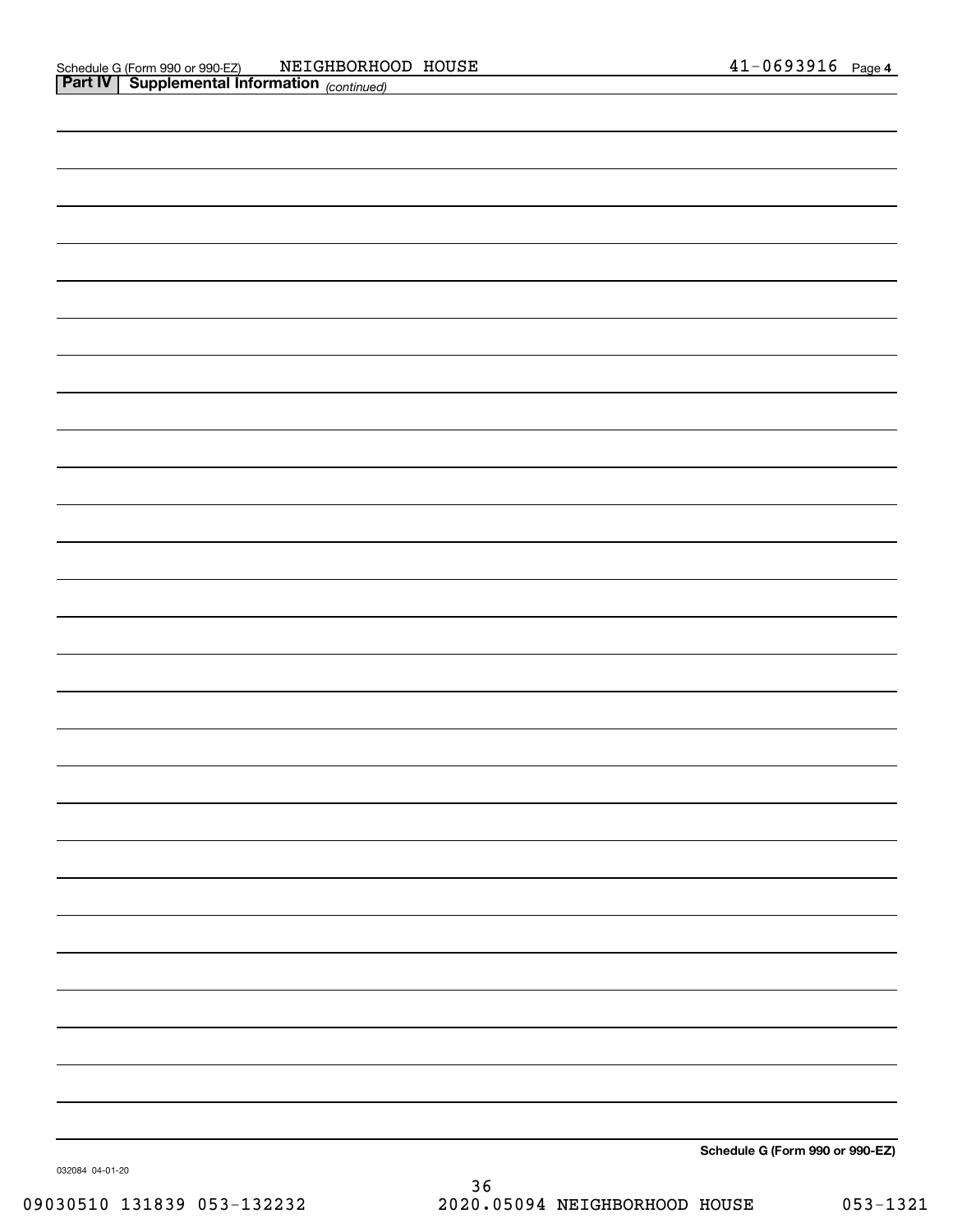Schedule G (Form 990 or 990-EZ) NEIGHBORHOOD HOUSE 41-0693916 Page 4

**Part IV | Supplemental Information** *(continued)*

**Schedule G (Form 990 or 990-EZ)**

032084 04-01-20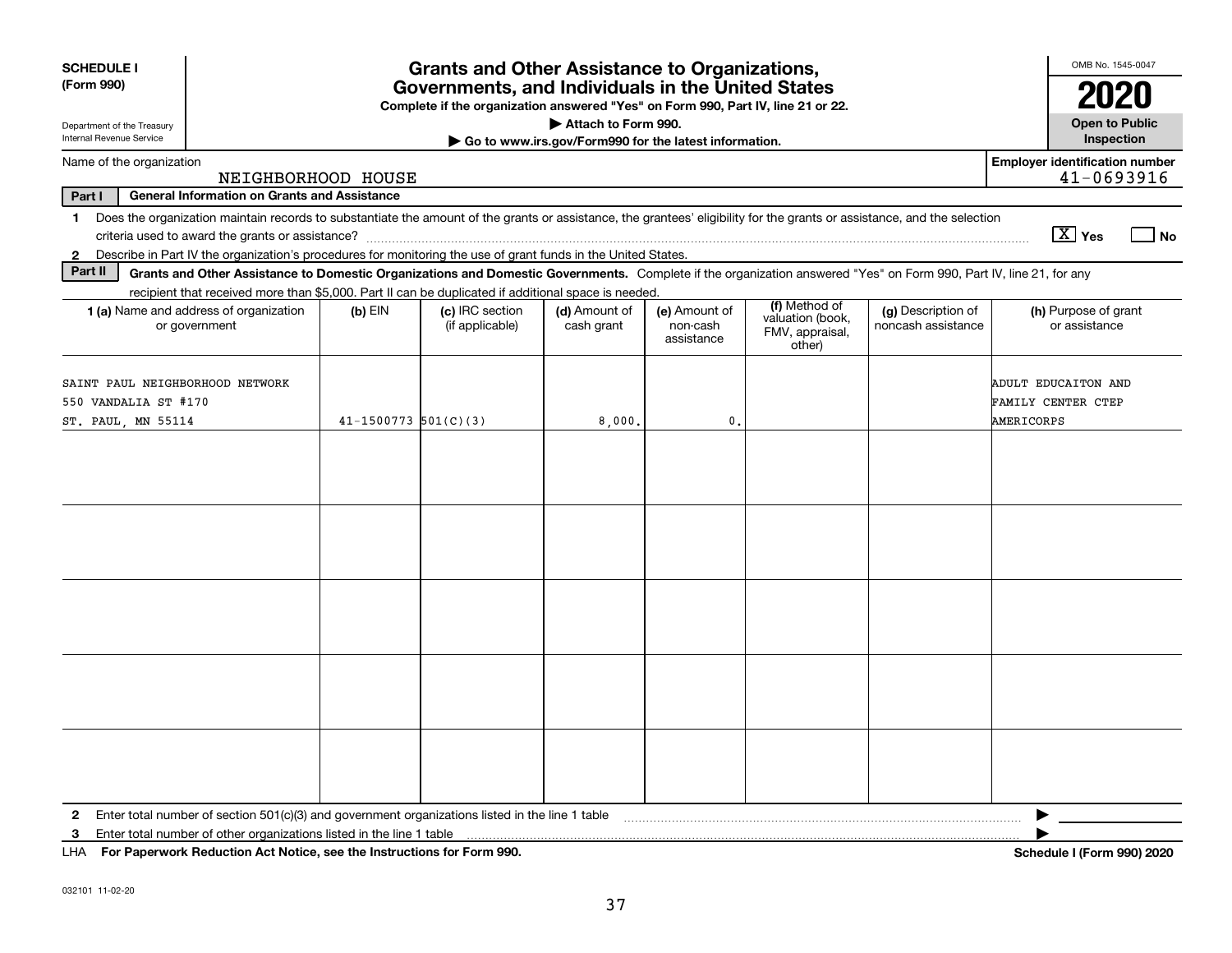**SCHEDULE I**
**(Form 990)**

Department of the Treasury
Internal Revenue Service

# Grants and Other Assistance to Organizations, Governments, and Individuals in the United States

**Complete if the organization answered "Yes" on Form 990, Part IV, line 21 or 22.**
**▶ Attach to Form 990.**
**▶ Go to www.irs.gov/Form990 for the latest information.**

OMB No. 1545-0047

**2020**

**Open to Public Inspection**

Name of the organization: NEIGHBORHOOD HOUSE

**Employer identification number** 41-0693916

**Part I** **General Information on Grants and Assistance**

**1** Does the organization maintain records to substantiate the amount of the grants or assistance, the grantees' eligibility for the grants or assistance, and the selection criteria used to award the grants or assistance? [X] Yes [ ] No

**2** Describe in Part IV the organization's procedures for monitoring the use of grant funds in the United States.

**Part II** **Grants and Other Assistance to Domestic Organizations and Domestic Governments.** Complete if the organization answered "Yes" on Form 990, Part IV, line 21, for any recipient that received more than $5,000. Part II can be duplicated if additional space is needed.

| 1 (a) Name and address of organization or government | (b) EIN | (c) IRC section (if applicable) | (d) Amount of cash grant | (e) Amount of non-cash assistance | (f) Method of valuation (book, FMV, appraisal, other) | (g) Description of noncash assistance | (h) Purpose of grant or assistance |
|---|---|---|---|---|---|---|---|
| SAINT PAUL NEIGHBORHOOD NETWORK 550 VANDALIA ST #170 ST. PAUL, MN 55114 | 41-1500773 | 501(C)(3) | 8,000. | 0. | | | ADULT EDUCAITON AND FAMILY CENTER CTEP AMERICORPS |
| | | | | | | | |
| | | | | | | | |
| | | | | | | | |
| | | | | | | | |
| | | | | | | | |

**2** Enter total number of section 501(c)(3) and government organizations listed in the line 1 table ▶

**3** Enter total number of other organizations listed in the line 1 table ▶

LHA **For Paperwork Reduction Act Notice, see the Instructions for Form 990.** **Schedule I (Form 990) 2020**

032101 11-02-20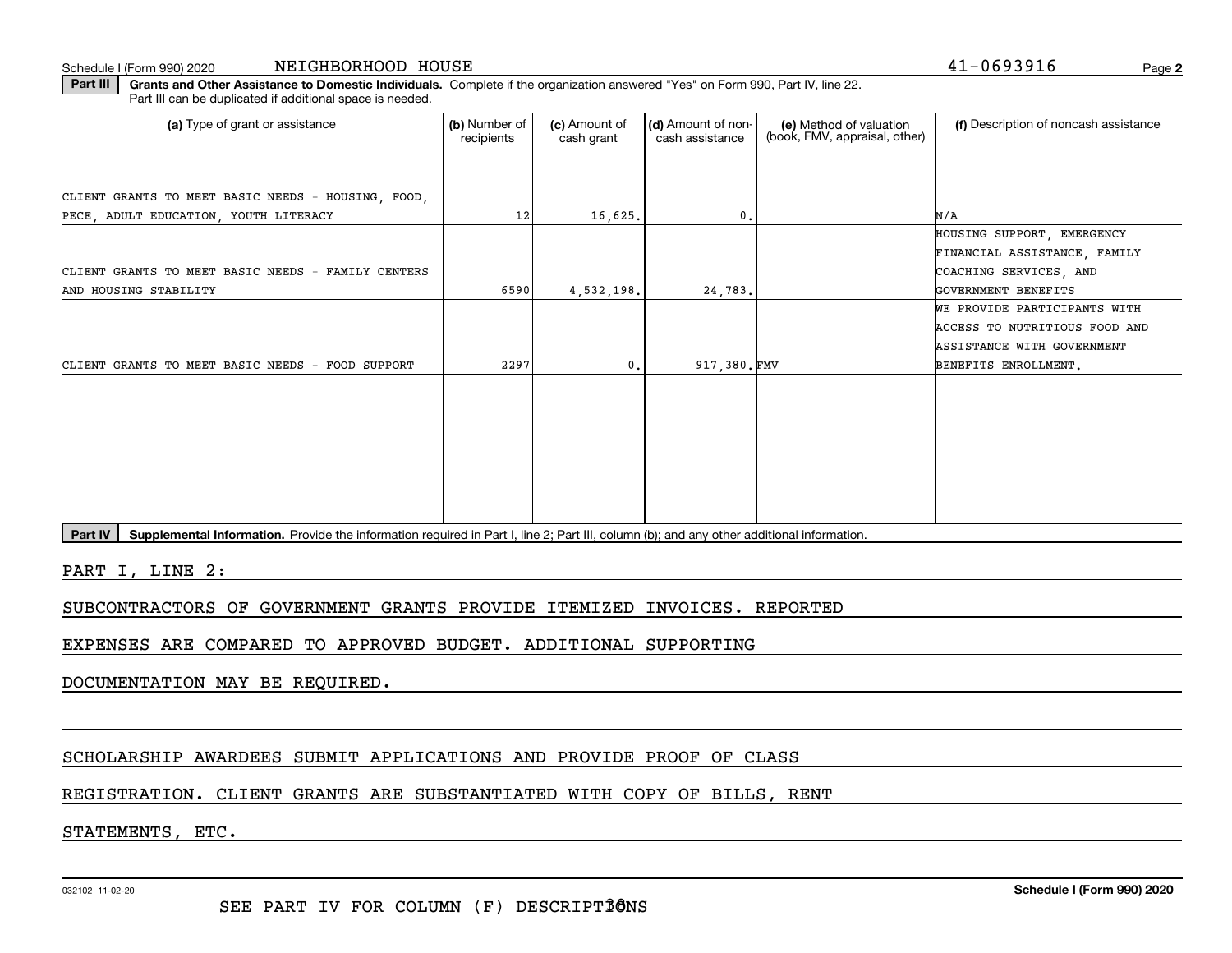Schedule I (Form 990) 2020 NEIGHBORHOOD HOUSE 41-0693916

**Part III Grants and Other Assistance to Domestic Individuals.** Complete if the organization answered "Yes" on Form 990, Part IV, line 22. Part III can be duplicated if additional space is needed.

| (a) Type of grant or assistance | (b) Number of recipients | (c) Amount of cash grant | (d) Amount of non-cash assistance | (e) Method of valuation (book, FMV, appraisal, other) | (f) Description of noncash assistance |
|---|---|---|---|---|---|
| CLIENT GRANTS TO MEET BASIC NEEDS - HOUSING, FOOD, PECE, ADULT EDUCATION, YOUTH LITERACY | 12 | 16,625. | 0. | | N/A |
| CLIENT GRANTS TO MEET BASIC NEEDS - FAMILY CENTERS AND HOUSING STABILITY | 6590 | 4,532,198. | 24,783. | | HOUSING SUPPORT, EMERGENCY FINANCIAL ASSISTANCE, FAMILY COACHING SERVICES, AND GOVERNMENT BENEFITS |
| CLIENT GRANTS TO MEET BASIC NEEDS - FOOD SUPPORT | 2297 | 0. | 917,380. | FMV | WE PROVIDE PARTICIPANTS WITH ACCESS TO NUTRITIOUS FOOD AND ASSISTANCE WITH GOVERNMENT BENEFITS ENROLLMENT. |
| | | | | | |
| | | | | | |

**Part IV Supplemental Information.** Provide the information required in Part I, line 2; Part III, column (b); and any other additional information.

PART I, LINE 2:

SUBCONTRACTORS OF GOVERNMENT GRANTS PROVIDE ITEMIZED INVOICES. REPORTED EXPENSES ARE COMPARED TO APPROVED BUDGET. ADDITIONAL SUPPORTING DOCUMENTATION MAY BE REQUIRED.

SCHOLARSHIP AWARDEES SUBMIT APPLICATIONS AND PROVIDE PROOF OF CLASS REGISTRATION. CLIENT GRANTS ARE SUBSTANTIATED WITH COPY OF BILLS, RENT STATEMENTS, ETC.

032102 11-02-20

SEE PART IV FOR COLUMN (F) DESCRIPTIONS

Schedule I (Form 990) 2020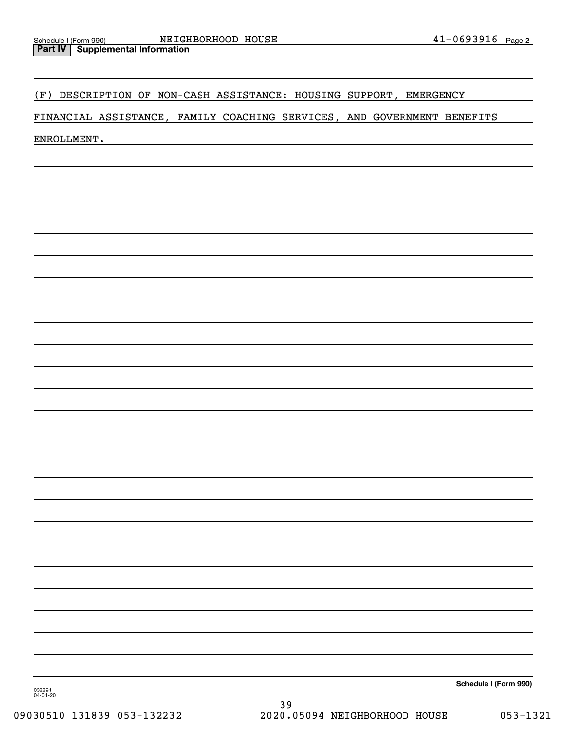## Part IV | Supplemental Information

(F) DESCRIPTION OF NON-CASH ASSISTANCE: HOUSING SUPPORT, EMERGENCY FINANCIAL ASSISTANCE, FAMILY COACHING SERVICES, AND GOVERNMENT BENEFITS ENROLLMENT.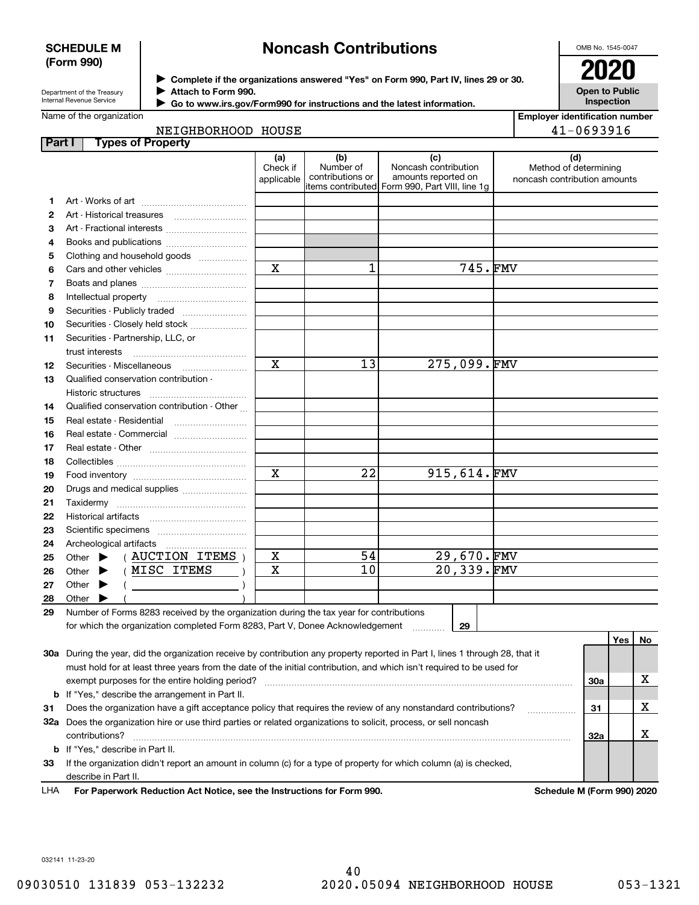**SCHEDULE M (Form 990)**

Department of the Treasury
Internal Revenue Service

# Noncash Contributions

▶ Complete if the organizations answered "Yes" on Form 990, Part IV, lines 29 or 30.
▶ Attach to Form 990.
▶ Go to www.irs.gov/Form990 for instructions and the latest information.

OMB No. 1545-0047

**2020**

**Open to Public Inspection**

Name of the organization: NEIGHBORHOOD HOUSE

Employer identification number: 41-0693916

## Part I Types of Property

| | | (a) Check if applicable | (b) Number of contributions or items contributed | (c) Noncash contribution amounts reported on Form 990, Part VIII, line 1g | (d) Method of determining noncash contribution amounts |
|---|---|---|---|---|---|
| 1 | Art - Works of art | | | | |
| 2 | Art - Historical treasures | | | | |
| 3 | Art - Fractional interests | | | | |
| 4 | Books and publications | | | | |
| 5 | Clothing and household goods | | | | |
| 6 | Cars and other vehicles | X | 1 | 745. | FMV |
| 7 | Boats and planes | | | | |
| 8 | Intellectual property | | | | |
| 9 | Securities - Publicly traded | | | | |
| 10 | Securities - Closely held stock | | | | |
| 11 | Securities - Partnership, LLC, or trust interests | | | | |
| 12 | Securities - Miscellaneous | X | 13 | 275,099. | FMV |
| 13 | Qualified conservation contribution - Historic structures | | | | |
| 14 | Qualified conservation contribution - Other | | | | |
| 15 | Real estate - Residential | | | | |
| 16 | Real estate - Commercial | | | | |
| 17 | Real estate - Other | | | | |
| 18 | Collectibles | | | | |
| 19 | Food inventory | X | 22 | 915,614. | FMV |
| 20 | Drugs and medical supplies | | | | |
| 21 | Taxidermy | | | | |
| 22 | Historical artifacts | | | | |
| 23 | Scientific specimens | | | | |
| 24 | Archeological artifacts | | | | |
| 25 | Other ▶ ( AUCTION ITEMS ) | X | 54 | 29,670. | FMV |
| 26 | Other ▶ ( MISC ITEMS ) | X | 10 | 20,339. | FMV |
| 27 | Other ▶ ( ) | | | | |
| 28 | Other ▶ ( ) | | | | |

29 Number of Forms 8283 received by the organization during the tax year for contributions for which the organization completed Form 8283, Part V, Donee Acknowledgement ..... **29**

| | | | Yes | No |
|---|---|---|---|---|
| 30a | During the year, did the organization receive by contribution any property reported in Part I, lines 1 through 28, that it must hold for at least three years from the date of the initial contribution, and which isn't required to be used for exempt purposes for the entire holding period? | 30a | | X |
| b | If "Yes," describe the arrangement in Part II. | | | |
| 31 | Does the organization have a gift acceptance policy that requires the review of any nonstandard contributions? | 31 | | X |
| 32a | Does the organization hire or use third parties or related organizations to solicit, process, or sell noncash contributions? | 32a | | X |
| b | If "Yes," describe in Part II. | | | |
| 33 | If the organization didn't report an amount in column (c) for a type of property for which column (a) is checked, describe in Part II. | | | |

LHA **For Paperwork Reduction Act Notice, see the Instructions for Form 990.** **Schedule M (Form 990) 2020**

032141 11-23-20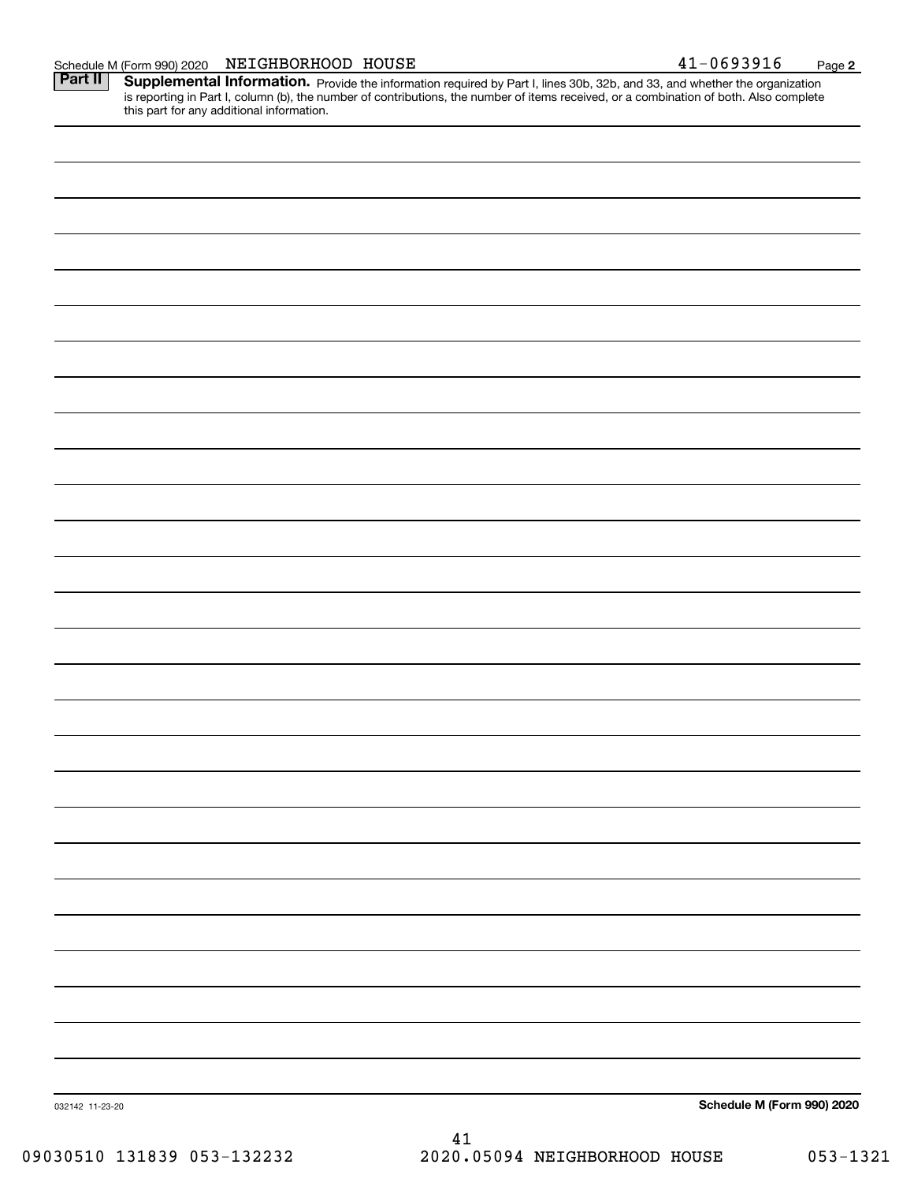Schedule M (Form 990) 2020 NEIGHBORHOOD HOUSE 41-0693916 Page **2**

**Part II** **Supplemental Information.** Provide the information required by Part I, lines 30b, 32b, and 33, and whether the organization is reporting in Part I, column (b), the number of contributions, the number of items received, or a combination of both. Also complete this part for any additional information.

032142 11-23-20 **Schedule M (Form 990) 2020**

09030510 131839 053-132232 2020.05094 NEIGHBORHOOD HOUSE 053-1321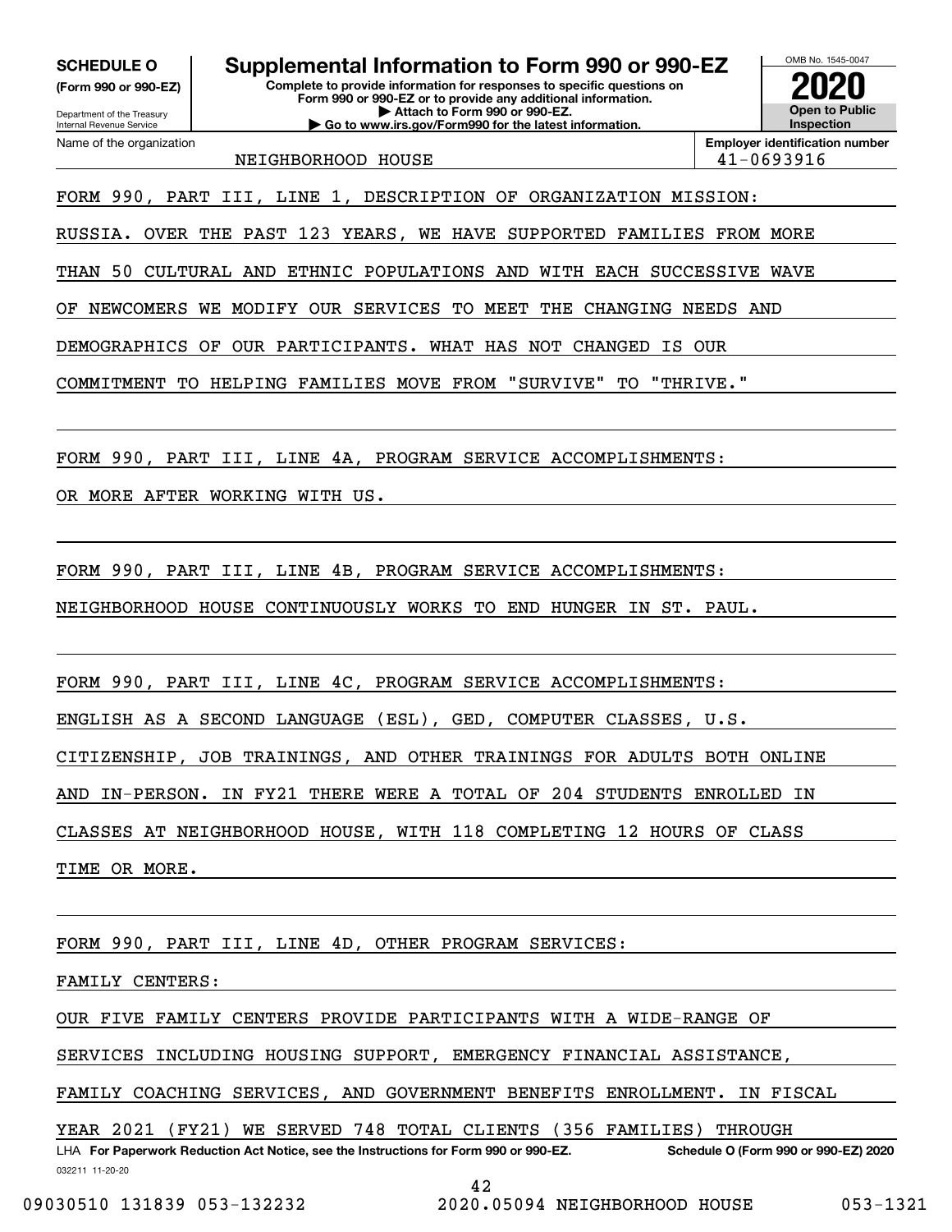**SCHEDULE O**
**(Form 990 or 990-EZ)**

Department of the Treasury
Internal Revenue Service

# Supplemental Information to Form 990 or 990-EZ

**Complete to provide information for responses to specific questions on Form 990 or 990-EZ or to provide any additional information.**
**▶ Attach to Form 990 or 990-EZ.**
**▶ Go to www.irs.gov/Form990 for the latest information.**

OMB No. 1545-0047

**2020**

**Open to Public Inspection**

| Name of the organization | Employer identification number |
|---|---|
| NEIGHBORHOOD HOUSE | 41-0693916 |

FORM 990, PART III, LINE 1, DESCRIPTION OF ORGANIZATION MISSION:

RUSSIA. OVER THE PAST 123 YEARS, WE HAVE SUPPORTED FAMILIES FROM MORE THAN 50 CULTURAL AND ETHNIC POPULATIONS AND WITH EACH SUCCESSIVE WAVE OF NEWCOMERS WE MODIFY OUR SERVICES TO MEET THE CHANGING NEEDS AND DEMOGRAPHICS OF OUR PARTICIPANTS. WHAT HAS NOT CHANGED IS OUR COMMITMENT TO HELPING FAMILIES MOVE FROM "SURVIVE" TO "THRIVE."

FORM 990, PART III, LINE 4A, PROGRAM SERVICE ACCOMPLISHMENTS:

OR MORE AFTER WORKING WITH US.

FORM 990, PART III, LINE 4B, PROGRAM SERVICE ACCOMPLISHMENTS:

NEIGHBORHOOD HOUSE CONTINUOUSLY WORKS TO END HUNGER IN ST. PAUL.

FORM 990, PART III, LINE 4C, PROGRAM SERVICE ACCOMPLISHMENTS:

ENGLISH AS A SECOND LANGUAGE (ESL), GED, COMPUTER CLASSES, U.S. CITIZENSHIP, JOB TRAININGS, AND OTHER TRAININGS FOR ADULTS BOTH ONLINE AND IN-PERSON. IN FY21 THERE WERE A TOTAL OF 204 STUDENTS ENROLLED IN CLASSES AT NEIGHBORHOOD HOUSE, WITH 118 COMPLETING 12 HOURS OF CLASS TIME OR MORE.

FORM 990, PART III, LINE 4D, OTHER PROGRAM SERVICES:

FAMILY CENTERS:

OUR FIVE FAMILY CENTERS PROVIDE PARTICIPANTS WITH A WIDE-RANGE OF SERVICES INCLUDING HOUSING SUPPORT, EMERGENCY FINANCIAL ASSISTANCE, FAMILY COACHING SERVICES, AND GOVERNMENT BENEFITS ENROLLMENT. IN FISCAL YEAR 2021 (FY21) WE SERVED 748 TOTAL CLIENTS (356 FAMILIES) THROUGH

LHA **For Paperwork Reduction Act Notice, see the Instructions for Form 990 or 990-EZ.** **Schedule O (Form 990 or 990-EZ) 2020**

032211 11-20-20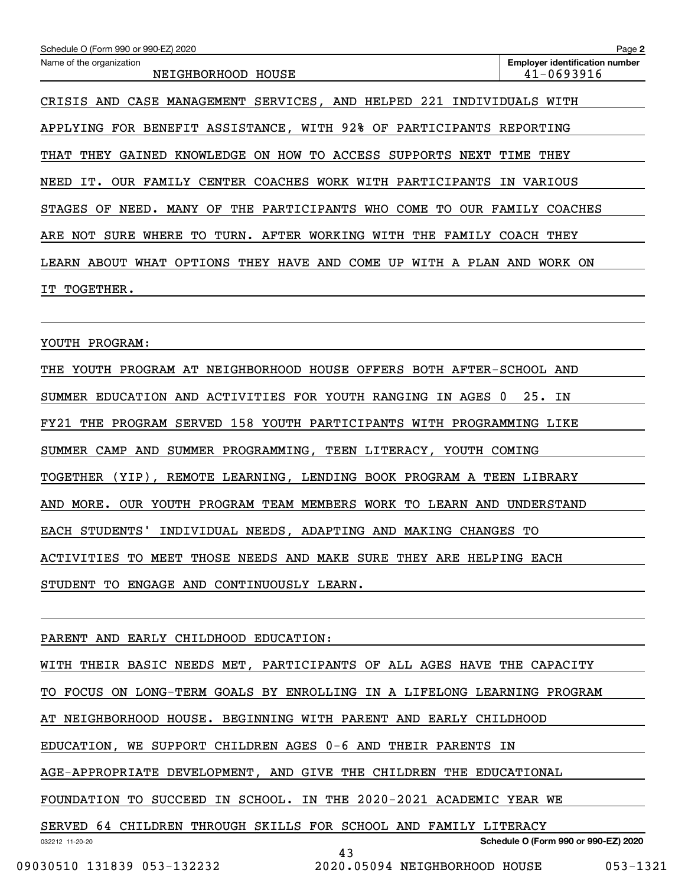Schedule O (Form 990 or 990-EZ) 2020

Name of the organization: NEIGHBORHOOD HOUSE

Employer identification number: 41-0693916

CRISIS AND CASE MANAGEMENT SERVICES, AND HELPED 221 INDIVIDUALS WITH APPLYING FOR BENEFIT ASSISTANCE, WITH 92% OF PARTICIPANTS REPORTING THAT THEY GAINED KNOWLEDGE ON HOW TO ACCESS SUPPORTS NEXT TIME THEY NEED IT. OUR FAMILY CENTER COACHES WORK WITH PARTICIPANTS IN VARIOUS STAGES OF NEED. MANY OF THE PARTICIPANTS WHO COME TO OUR FAMILY COACHES ARE NOT SURE WHERE TO TURN. AFTER WORKING WITH THE FAMILY COACH THEY LEARN ABOUT WHAT OPTIONS THEY HAVE AND COME UP WITH A PLAN AND WORK ON IT TOGETHER.

YOUTH PROGRAM:

THE YOUTH PROGRAM AT NEIGHBORHOOD HOUSE OFFERS BOTH AFTER-SCHOOL AND SUMMER EDUCATION AND ACTIVITIES FOR YOUTH RANGING IN AGES 0 25. IN FY21 THE PROGRAM SERVED 158 YOUTH PARTICIPANTS WITH PROGRAMMING LIKE SUMMER CAMP AND SUMMER PROGRAMMING, TEEN LITERACY, YOUTH COMING TOGETHER (YIP), REMOTE LEARNING, LENDING BOOK PROGRAM A TEEN LIBRARY AND MORE. OUR YOUTH PROGRAM TEAM MEMBERS WORK TO LEARN AND UNDERSTAND EACH STUDENTS' INDIVIDUAL NEEDS, ADAPTING AND MAKING CHANGES TO ACTIVITIES TO MEET THOSE NEEDS AND MAKE SURE THEY ARE HELPING EACH STUDENT TO ENGAGE AND CONTINUOUSLY LEARN.

PARENT AND EARLY CHILDHOOD EDUCATION:

WITH THEIR BASIC NEEDS MET, PARTICIPANTS OF ALL AGES HAVE THE CAPACITY TO FOCUS ON LONG-TERM GOALS BY ENROLLING IN A LIFELONG LEARNING PROGRAM AT NEIGHBORHOOD HOUSE. BEGINNING WITH PARENT AND EARLY CHILDHOOD EDUCATION, WE SUPPORT CHILDREN AGES 0-6 AND THEIR PARENTS IN AGE-APPROPRIATE DEVELOPMENT, AND GIVE THE CHILDREN THE EDUCATIONAL FOUNDATION TO SUCCEED IN SCHOOL. IN THE 2020-2021 ACADEMIC YEAR WE SERVED 64 CHILDREN THROUGH SKILLS FOR SCHOOL AND FAMILY LITERACY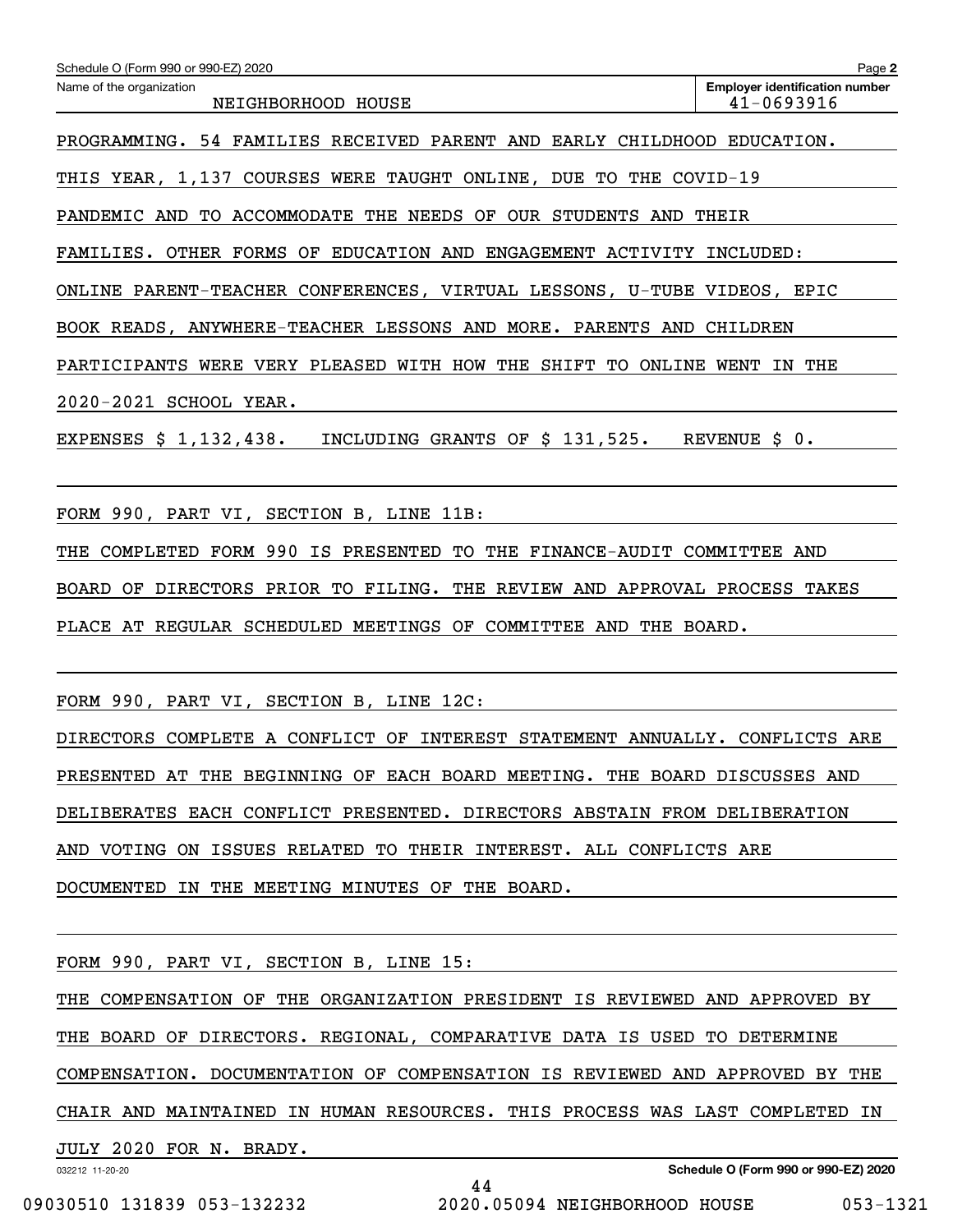PROGRAMMING. 54 FAMILIES RECEIVED PARENT AND EARLY CHILDHOOD EDUCATION. THIS YEAR, 1,137 COURSES WERE TAUGHT ONLINE, DUE TO THE COVID-19 PANDEMIC AND TO ACCOMMODATE THE NEEDS OF OUR STUDENTS AND THEIR FAMILIES. OTHER FORMS OF EDUCATION AND ENGAGEMENT ACTIVITY INCLUDED: ONLINE PARENT-TEACHER CONFERENCES, VIRTUAL LESSONS, U-TUBE VIDEOS, EPIC BOOK READS, ANYWHERE-TEACHER LESSONS AND MORE. PARENTS AND CHILDREN PARTICIPANTS WERE VERY PLEASED WITH HOW THE SHIFT TO ONLINE WENT IN THE 2020-2021 SCHOOL YEAR.

EXPENSES $ 1,132,438. INCLUDING GRANTS OF $ 131,525. REVENUE $ 0.

FORM 990, PART VI, SECTION B, LINE 11B:

THE COMPLETED FORM 990 IS PRESENTED TO THE FINANCE-AUDIT COMMITTEE AND BOARD OF DIRECTORS PRIOR TO FILING. THE REVIEW AND APPROVAL PROCESS TAKES PLACE AT REGULAR SCHEDULED MEETINGS OF COMMITTEE AND THE BOARD.

FORM 990, PART VI, SECTION B, LINE 12C:

DIRECTORS COMPLETE A CONFLICT OF INTEREST STATEMENT ANNUALLY. CONFLICTS ARE PRESENTED AT THE BEGINNING OF EACH BOARD MEETING. THE BOARD DISCUSSES AND DELIBERATES EACH CONFLICT PRESENTED. DIRECTORS ABSTAIN FROM DELIBERATION AND VOTING ON ISSUES RELATED TO THEIR INTEREST. ALL CONFLICTS ARE DOCUMENTED IN THE MEETING MINUTES OF THE BOARD.

FORM 990, PART VI, SECTION B, LINE 15:

THE COMPENSATION OF THE ORGANIZATION PRESIDENT IS REVIEWED AND APPROVED BY THE BOARD OF DIRECTORS. REGIONAL, COMPARATIVE DATA IS USED TO DETERMINE COMPENSATION. DOCUMENTATION OF COMPENSATION IS REVIEWED AND APPROVED BY THE CHAIR AND MAINTAINED IN HUMAN RESOURCES. THIS PROCESS WAS LAST COMPLETED IN JULY 2020 FOR N. BRADY.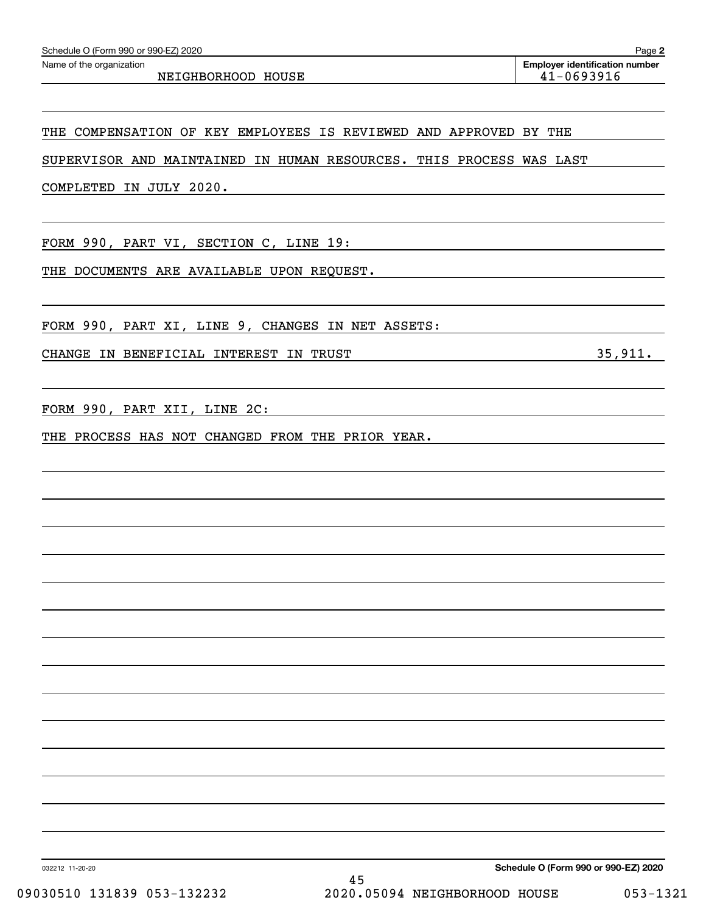Name of the organization: NEIGHBORHOOD HOUSE

Employer identification number: 41-0693916

THE COMPENSATION OF KEY EMPLOYEES IS REVIEWED AND APPROVED BY THE SUPERVISOR AND MAINTAINED IN HUMAN RESOURCES. THIS PROCESS WAS LAST COMPLETED IN JULY 2020.

FORM 990, PART VI, SECTION C, LINE 19:

THE DOCUMENTS ARE AVAILABLE UPON REQUEST.

FORM 990, PART XI, LINE 9, CHANGES IN NET ASSETS:

| | |
|---|---|
| CHANGE IN BENEFICIAL INTEREST IN TRUST | 35,911. |

FORM 990, PART XII, LINE 2C:

THE PROCESS HAS NOT CHANGED FROM THE PRIOR YEAR.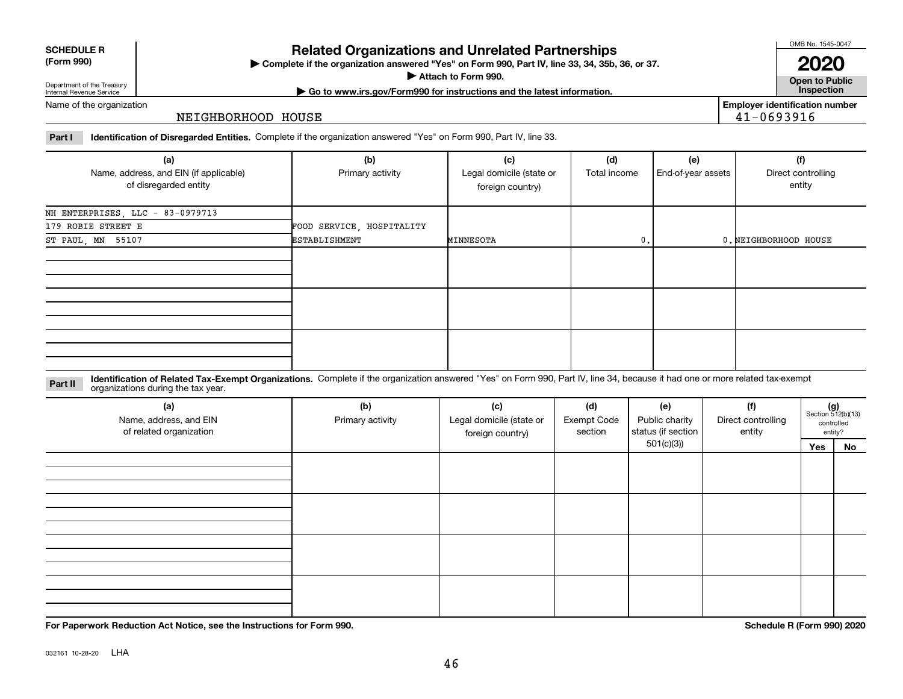**SCHEDULE R (Form 990)**

Department of the Treasury Internal Revenue Service

# Related Organizations and Unrelated Partnerships

▶ Complete if the organization answered "Yes" on Form 990, Part IV, line 33, 34, 35b, 36, or 37.

▶ Attach to Form 990.

▶ Go to www.irs.gov/Form990 for instructions and the latest information.

OMB No. 1545-0047

**2020**

**Open to Public Inspection**

Name of the organization: NEIGHBORHOOD HOUSE

Employer identification number: 41-0693916

**Part I** **Identification of Disregarded Entities.** Complete if the organization answered "Yes" on Form 990, Part IV, line 33.

| (a) Name, address, and EIN (if applicable) of disregarded entity | (b) Primary activity | (c) Legal domicile (state or foreign country) | (d) Total income | (e) End-of-year assets | (f) Direct controlling entity |
|---|---|---|---|---|---|
| NH ENTERPRISES, LLC - 83-0979713<br>179 ROBIE STREET E<br>ST PAUL, MN 55107 | FOOD SERVICE, HOSPITALITY ESTABLISHMENT | MINNESOTA | 0. | 0. | NEIGHBORHOOD HOUSE |
| | | | | | |
| | | | | | |
| | | | | | |

**Part II** **Identification of Related Tax-Exempt Organizations.** Complete if the organization answered "Yes" on Form 990, Part IV, line 34, because it had one or more related tax-exempt organizations during the tax year.

| (a) Name, address, and EIN of related organization | (b) Primary activity | (c) Legal domicile (state or foreign country) | (d) Exempt Code section | (e) Public charity status (if section 501(c)(3)) | (f) Direct controlling entity | (g) Section 512(b)(13) controlled entity? Yes | No |
|---|---|---|---|---|---|---|---|
| | | | | | | | |
| | | | | | | | |
| | | | | | | | |
| | | | | | | | |

**For Paperwork Reduction Act Notice, see the Instructions for Form 990.**

**Schedule R (Form 990) 2020**

032161 10-28-20 LHA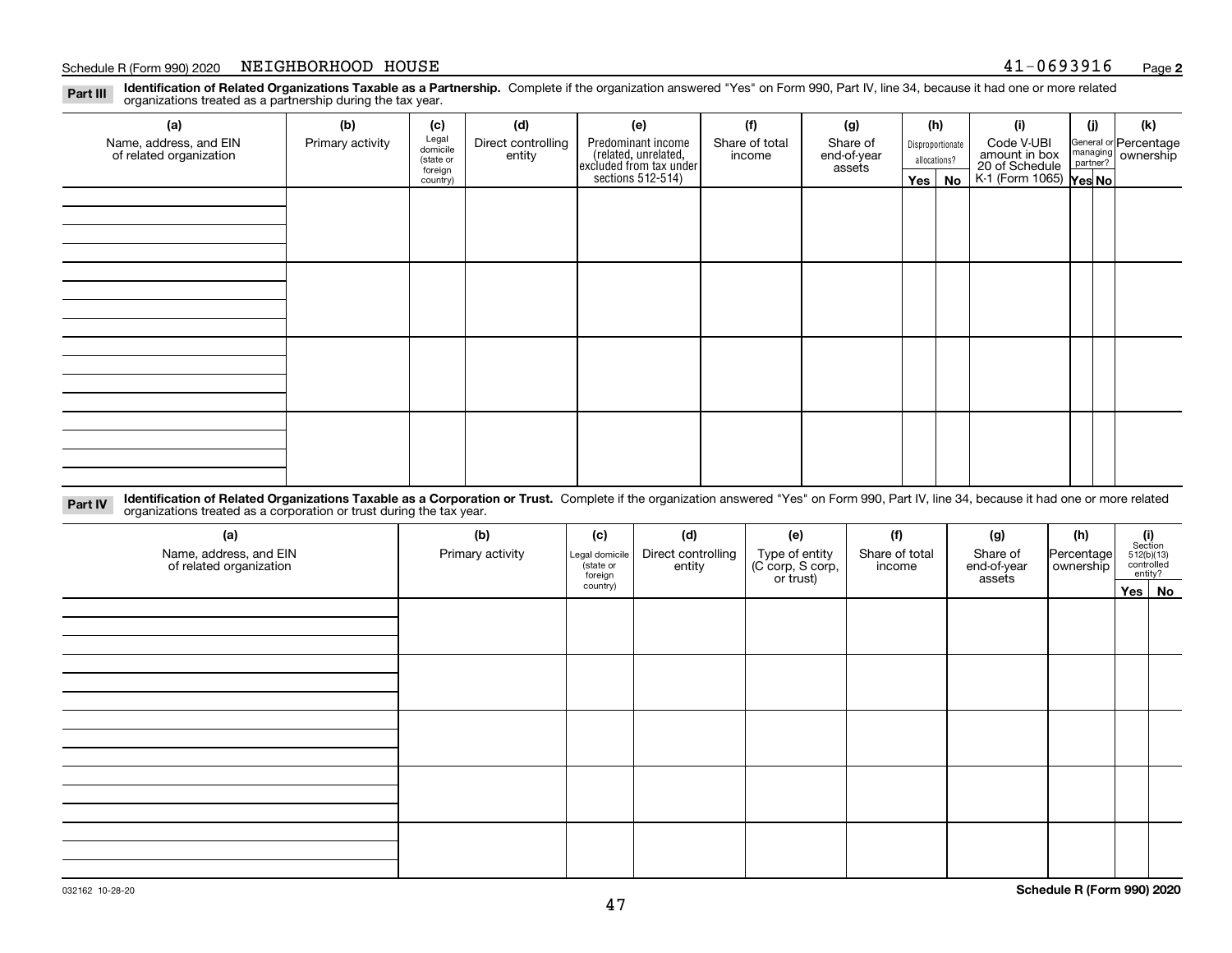Schedule R (Form 990) 2020 NEIGHBORHOOD HOUSE 41-0693916

## Part III Identification of Related Organizations Taxable as a Partnership.

Complete if the organization answered "Yes" on Form 990, Part IV, line 34, because it had one or more related organizations treated as a partnership during the tax year.

| (a) Name, address, and EIN of related organization | (b) Primary activity | (c) Legal domicile (state or foreign country) | (d) Direct controlling entity | (e) Predominant income (related, unrelated, excluded from tax under sections 512-514) | (f) Share of total income | (g) Share of end-of-year assets | (h) Disproportionate allocations? | | (i) Code V-UBI amount in box 20 of Schedule K-1 (Form 1065) | (j) General or managing partner? | | (k) Percentage ownership |
|---|---|---|---|---|---|---|---|---|---|---|---|---|
| | | | | | | | Yes | No | | Yes | No | |
| | | | | | | | | | | | | |
| | | | | | | | | | | | | |
| | | | | | | | | | | | | |
| | | | | | | | | | | | | |

## Part IV Identification of Related Organizations Taxable as a Corporation or Trust.

Complete if the organization answered "Yes" on Form 990, Part IV, line 34, because it had one or more related organizations treated as a corporation or trust during the tax year.

| (a) Name, address, and EIN of related organization | (b) Primary activity | (c) Legal domicile (state or foreign country) | (d) Direct controlling entity | (e) Type of entity (C corp, S corp, or trust) | (f) Share of total income | (g) Share of end-of-year assets | (h) Percentage ownership | (i) Section 512(b)(13) controlled entity? | |
|---|---|---|---|---|---|---|---|---|---|
| | | | | | | | | Yes | No |
| | | | | | | | | | |
| | | | | | | | | | |
| | | | | | | | | | |
| | | | | | | | | | |
| | | | | | | | | | |

032162 10-28-20 **Schedule R (Form 990) 2020**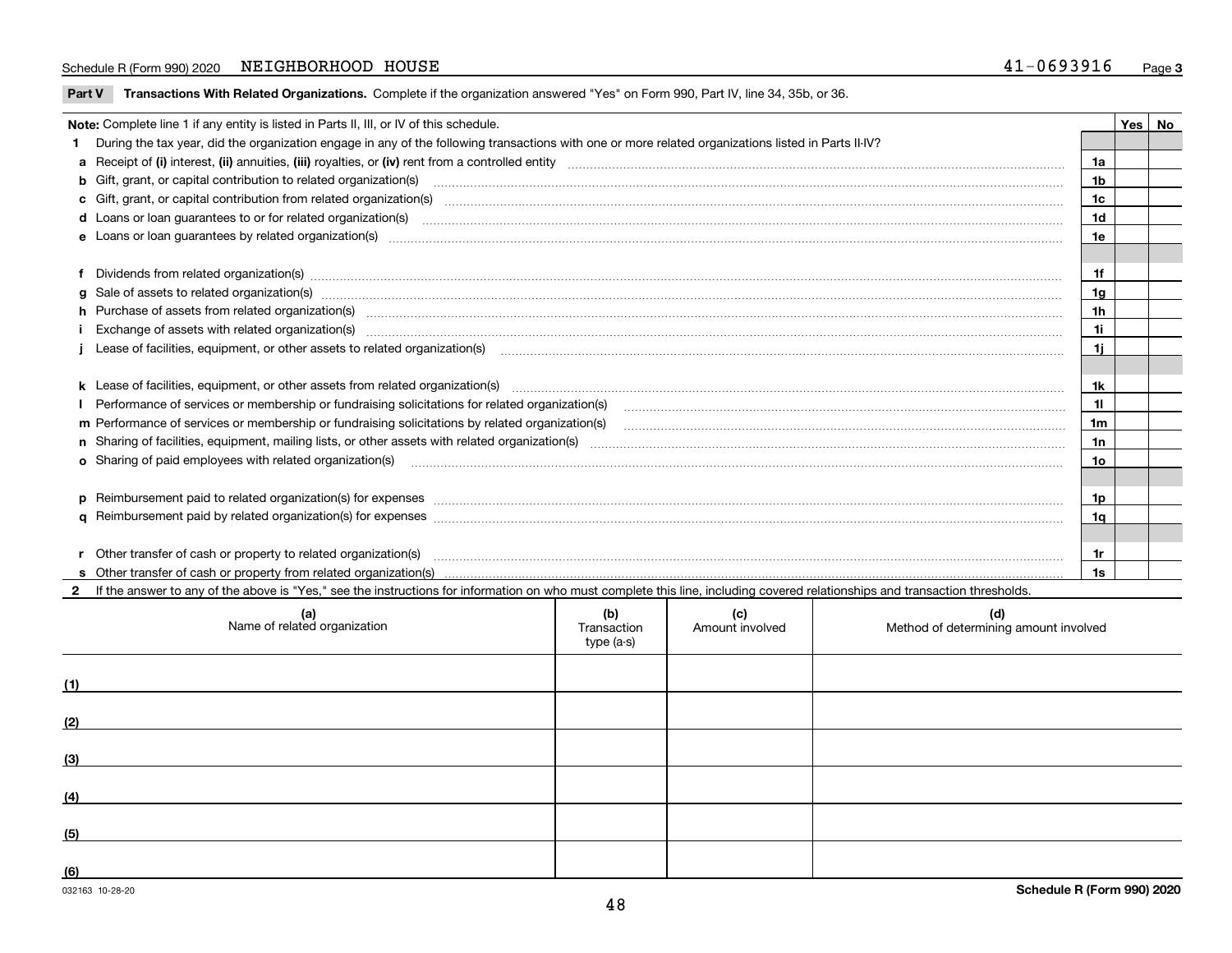Schedule R (Form 990) 2020 NEIGHBORHOOD HOUSE 41-0693916 Page 3

**Part V Transactions With Related Organizations.** Complete if the organization answered "Yes" on Form 990, Part IV, line 34, 35b, or 36.

| Note: Complete line 1 if any entity is listed in Parts II, III, or IV of this schedule. | | Yes | No |
|---|---|---|---|
| **1** During the tax year, did the organization engage in any of the following transactions with one or more related organizations listed in Parts II-IV? | | | |
| **a** Receipt of **(i)** interest, **(ii)** annuities, **(iii)** royalties, or **(iv)** rent from a controlled entity | 1a | | |
| **b** Gift, grant, or capital contribution to related organization(s) | 1b | | |
| **c** Gift, grant, or capital contribution from related organization(s) | 1c | | |
| **d** Loans or loan guarantees to or for related organization(s) | 1d | | |
| **e** Loans or loan guarantees by related organization(s) | 1e | | |
| **f** Dividends from related organization(s) | 1f | | |
| **g** Sale of assets to related organization(s) | 1g | | |
| **h** Purchase of assets from related organization(s) | 1h | | |
| **i** Exchange of assets with related organization(s) | 1i | | |
| **j** Lease of facilities, equipment, or other assets to related organization(s) | 1j | | |
| **k** Lease of facilities, equipment, or other assets from related organization(s) | 1k | | |
| **l** Performance of services or membership or fundraising solicitations for related organization(s) | 1l | | |
| **m** Performance of services or membership or fundraising solicitations by related organization(s) | 1m | | |
| **n** Sharing of facilities, equipment, mailing lists, or other assets with related organization(s) | 1n | | |
| **o** Sharing of paid employees with related organization(s) | 1o | | |
| **p** Reimbursement paid to related organization(s) for expenses | 1p | | |
| **q** Reimbursement paid by related organization(s) for expenses | 1q | | |
| **r** Other transfer of cash or property to related organization(s) | 1r | | |
| **s** Other transfer of cash or property from related organization(s) | 1s | | |

**2** If the answer to any of the above is "Yes," see the instructions for information on who must complete this line, including covered relationships and transaction thresholds.

| | (a) Name of related organization | (b) Transaction type (a-s) | (c) Amount involved | (d) Method of determining amount involved |
|---|---|---|---|---|
| (1) | | | | |
| (2) | | | | |
| (3) | | | | |
| (4) | | | | |
| (5) | | | | |
| (6) | | | | |

032163 10-28-20 **Schedule R (Form 990) 2020**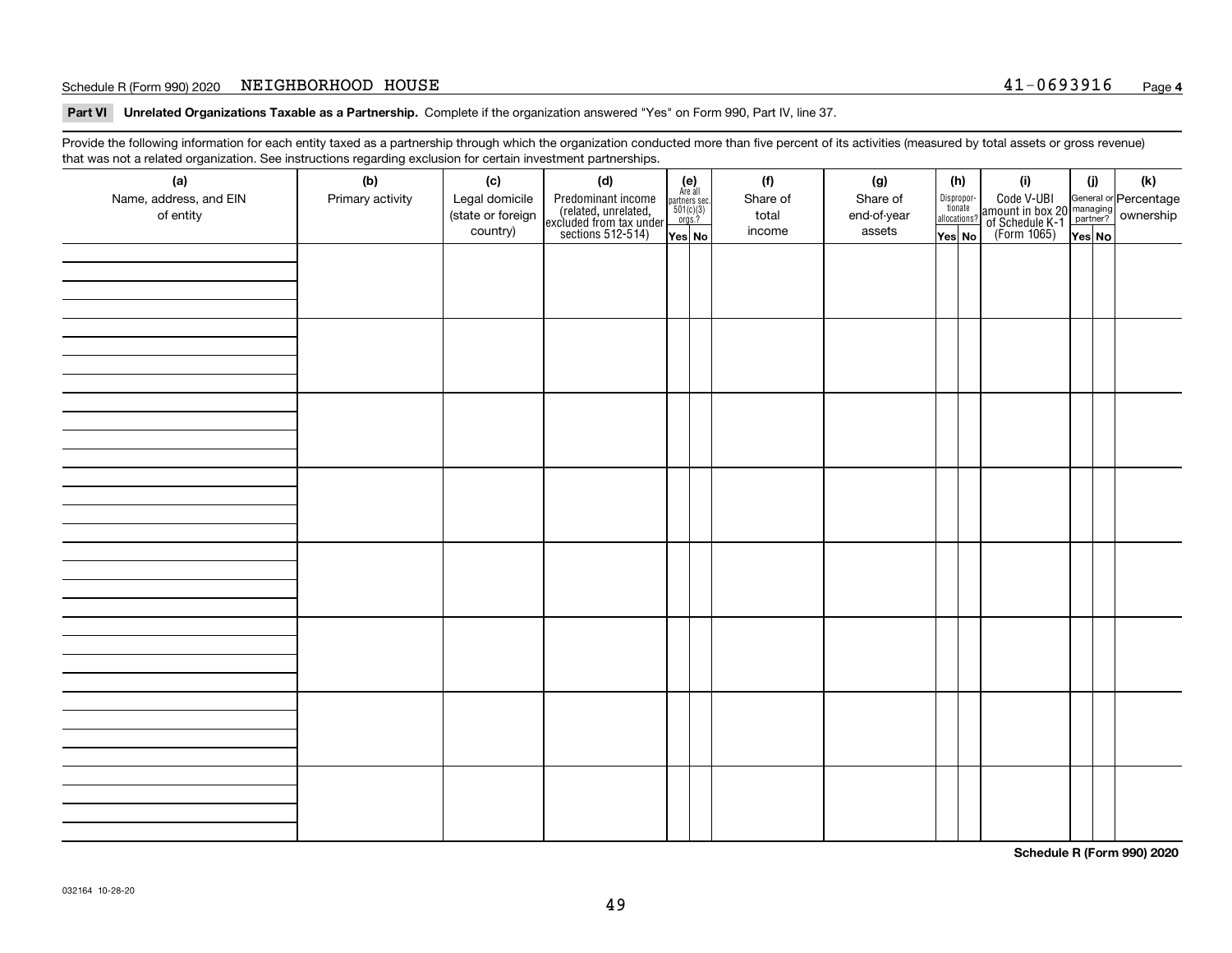Schedule R (Form 990) 2020 NEIGHBORHOOD HOUSE 41-0693916

**Part VI Unrelated Organizations Taxable as a Partnership.** Complete if the organization answered "Yes" on Form 990, Part IV, line 37.

Provide the following information for each entity taxed as a partnership through which the organization conducted more than five percent of its activities (measured by total assets or gross revenue) that was not a related organization. See instructions regarding exclusion for certain investment partnerships.

| (a) Name, address, and EIN of entity | (b) Primary activity | (c) Legal domicile (state or foreign country) | (d) Predominant income (related, unrelated, excluded from tax under sections 512-514) | (e) Are all partners sec. 501(c)(3) orgs.? Yes | (e) No | (f) Share of total income | (g) Share of end-of-year assets | (h) Disproportionate allocations? Yes | (h) No | (i) Code V-UBI amount in box 20 of Schedule K-1 (Form 1065) | (j) General or managing partner? Yes | (j) No | (k) Percentage ownership |
|---|---|---|---|---|---|---|---|---|---|---|---|---|---|
| | | | | | | | | | | | | | |
| | | | | | | | | | | | | | |
| | | | | | | | | | | | | | |
| | | | | | | | | | | | | | |
| | | | | | | | | | | | | | |
| | | | | | | | | | | | | | |
| | | | | | | | | | | | | | |
| | | | | | | | | | | | | | |

**Schedule R (Form 990) 2020**

032164 10-28-20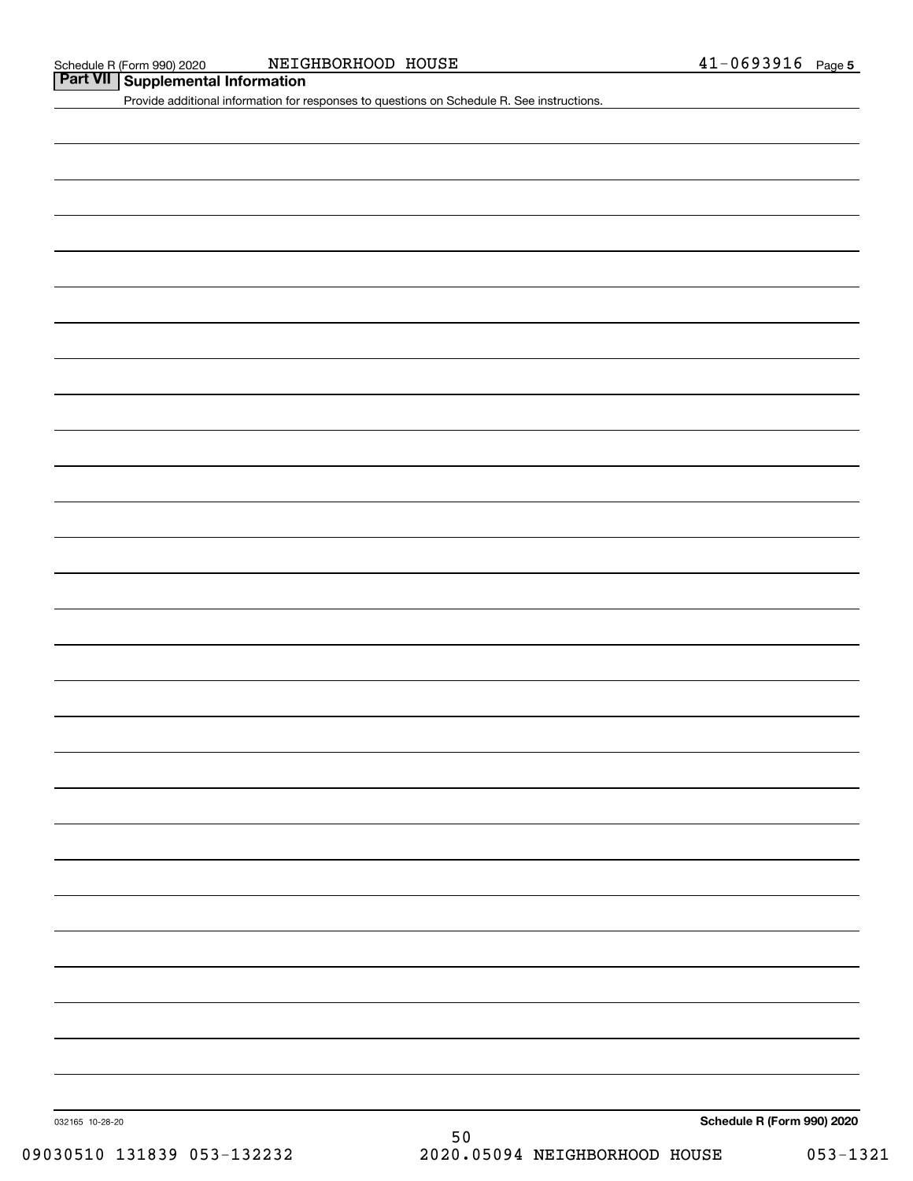Schedule R (Form 990) 2020 NEIGHBORHOOD HOUSE 41-0693916 Page 5

## Part VII Supplemental Information

Provide additional information for responses to questions on Schedule R. See instructions.

032165 10-28-20

**Schedule R (Form 990) 2020**

09030510 131839 053-132232 2020.05094 NEIGHBORHOOD HOUSE 053-1321